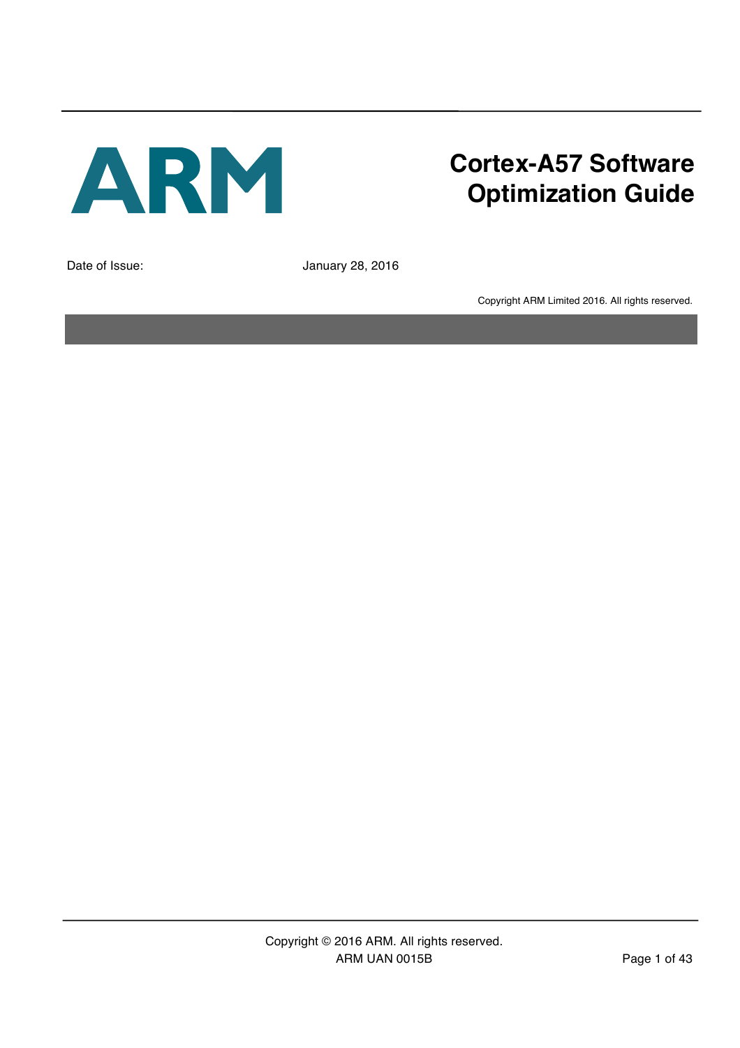ARM

# Cortex-A57 Software Optimization Guide

Date of Issue: January 28, 2016

Copyright ARM Limited 2016. All rights reserved.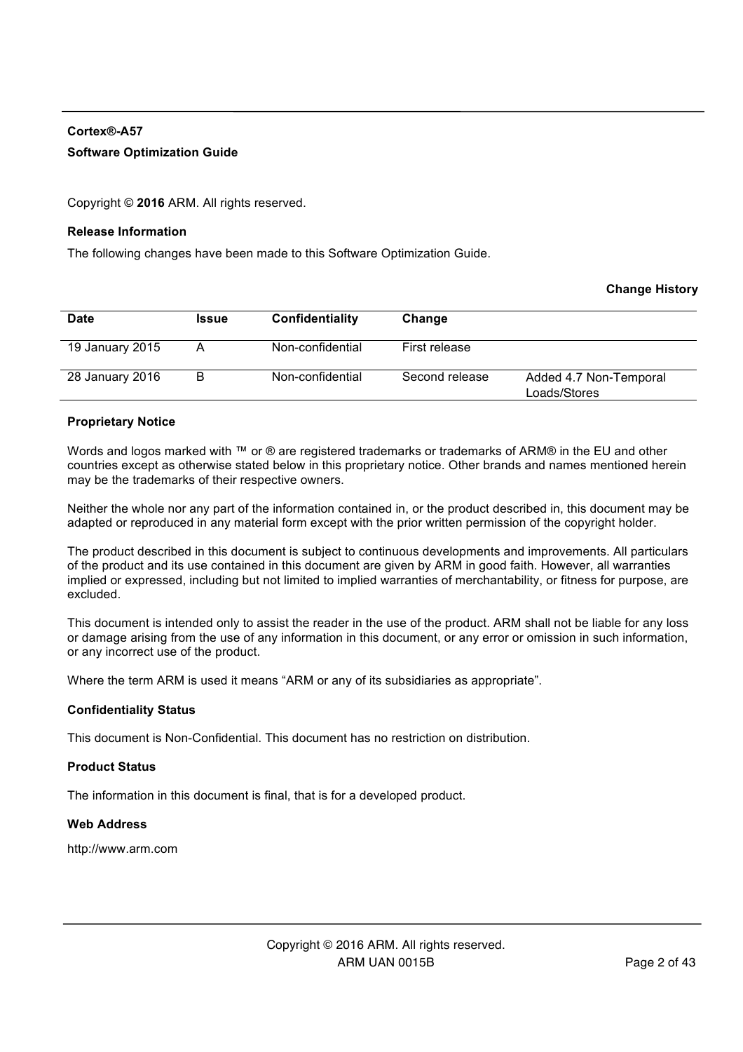**Cortex®-A57**

**Software Optimization Guide**

Copyright © **2016** ARM. All rights reserved.

**Release Information**

The following changes have been made to this Software Optimization Guide.

**Change History**

| Date | Issue | Confidentiality | Change | |
|---|---|---|---|---|
| 19 January 2015 | A | Non-confidential | First release | |
| 28 January 2016 | B | Non-confidential | Second release | Added 4.7 Non-Temporal Loads/Stores |

**Proprietary Notice**

Words and logos marked with ™ or ® are registered trademarks or trademarks of ARM® in the EU and other countries except as otherwise stated below in this proprietary notice. Other brands and names mentioned herein may be the trademarks of their respective owners.

Neither the whole nor any part of the information contained in, or the product described in, this document may be adapted or reproduced in any material form except with the prior written permission of the copyright holder.

The product described in this document is subject to continuous developments and improvements. All particulars of the product and its use contained in this document are given by ARM in good faith. However, all warranties implied or expressed, including but not limited to implied warranties of merchantability, or fitness for purpose, are excluded.

This document is intended only to assist the reader in the use of the product. ARM shall not be liable for any loss or damage arising from the use of any information in this document, or any error or omission in such information, or any incorrect use of the product.

Where the term ARM is used it means "ARM or any of its subsidiaries as appropriate".

**Confidentiality Status**

This document is Non-Confidential. This document has no restriction on distribution.

**Product Status**

The information in this document is final, that is for a developed product.

**Web Address**

http://www.arm.com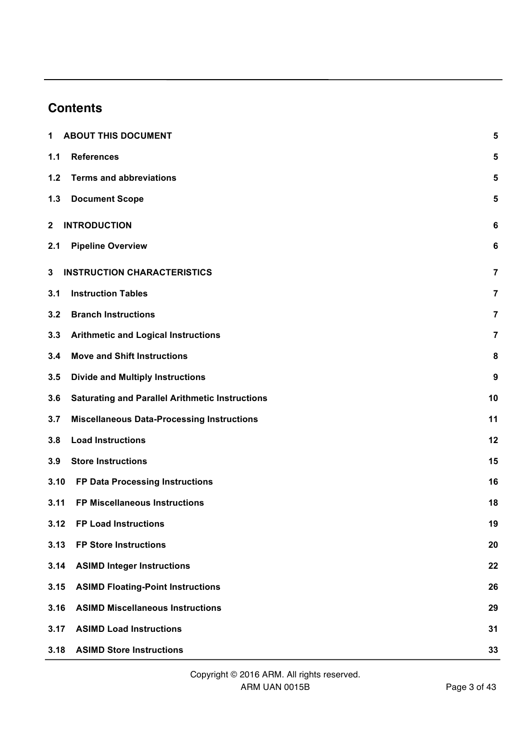# Contents

| | | |
|---|---|---|
| **1** | **ABOUT THIS DOCUMENT** | **5** |
| **1.1** | **References** | **5** |
| **1.2** | **Terms and abbreviations** | **5** |
| **1.3** | **Document Scope** | **5** |
| **2** | **INTRODUCTION** | **6** |
| **2.1** | **Pipeline Overview** | **6** |
| **3** | **INSTRUCTION CHARACTERISTICS** | **7** |
| **3.1** | **Instruction Tables** | **7** |
| **3.2** | **Branch Instructions** | **7** |
| **3.3** | **Arithmetic and Logical Instructions** | **7** |
| **3.4** | **Move and Shift Instructions** | **8** |
| **3.5** | **Divide and Multiply Instructions** | **9** |
| **3.6** | **Saturating and Parallel Arithmetic Instructions** | **10** |
| **3.7** | **Miscellaneous Data-Processing Instructions** | **11** |
| **3.8** | **Load Instructions** | **12** |
| **3.9** | **Store Instructions** | **15** |
| **3.10** | **FP Data Processing Instructions** | **16** |
| **3.11** | **FP Miscellaneous Instructions** | **18** |
| **3.12** | **FP Load Instructions** | **19** |
| **3.13** | **FP Store Instructions** | **20** |
| **3.14** | **ASIMD Integer Instructions** | **22** |
| **3.15** | **ASIMD Floating-Point Instructions** | **26** |
| **3.16** | **ASIMD Miscellaneous Instructions** | **29** |
| **3.17** | **ASIMD Load Instructions** | **31** |
| **3.18** | **ASIMD Store Instructions** | **33** |

Copyright © 2016 ARM. All rights reserved.
ARM UAN 0015B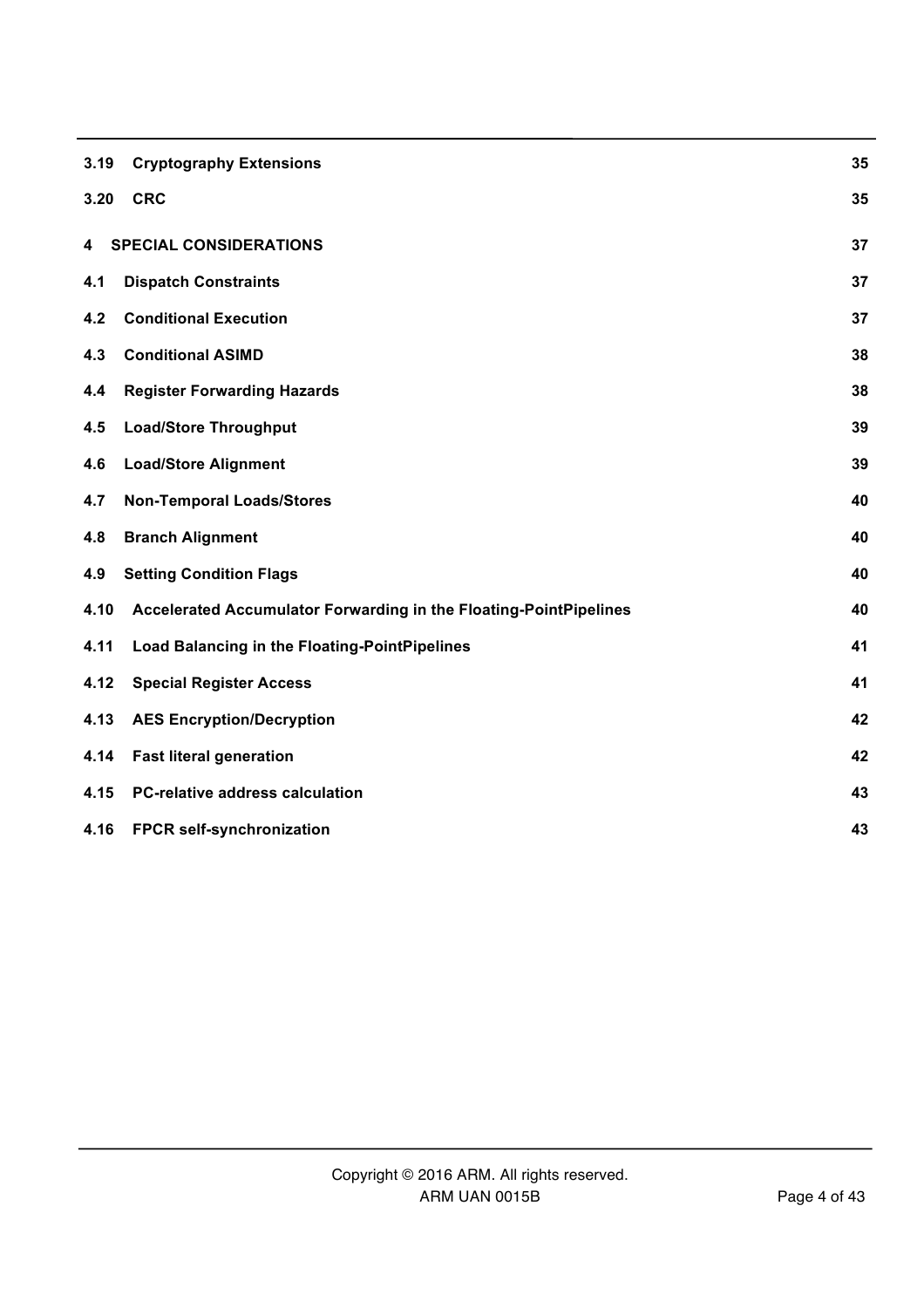| | | |
|---|---|---|
| 3.19 | **Cryptography Extensions** | 35 |
| 3.20 | **CRC** | 35 |
| **4** | **SPECIAL CONSIDERATIONS** | **37** |
| 4.1 | **Dispatch Constraints** | 37 |
| 4.2 | **Conditional Execution** | 37 |
| 4.3 | **Conditional ASIMD** | 38 |
| 4.4 | **Register Forwarding Hazards** | 38 |
| 4.5 | **Load/Store Throughput** | 39 |
| 4.6 | **Load/Store Alignment** | 39 |
| 4.7 | **Non-Temporal Loads/Stores** | 40 |
| 4.8 | **Branch Alignment** | 40 |
| 4.9 | **Setting Condition Flags** | 40 |
| 4.10 | **Accelerated Accumulator Forwarding in the Floating-PointPipelines** | 40 |
| 4.11 | **Load Balancing in the Floating-PointPipelines** | 41 |
| 4.12 | **Special Register Access** | 41 |
| 4.13 | **AES Encryption/Decryption** | 42 |
| 4.14 | **Fast literal generation** | 42 |
| 4.15 | **PC-relative address calculation** | 43 |
| 4.16 | **FPCR self-synchronization** | 43 |

Copyright © 2016 ARM. All rights reserved.
ARM UAN 0015B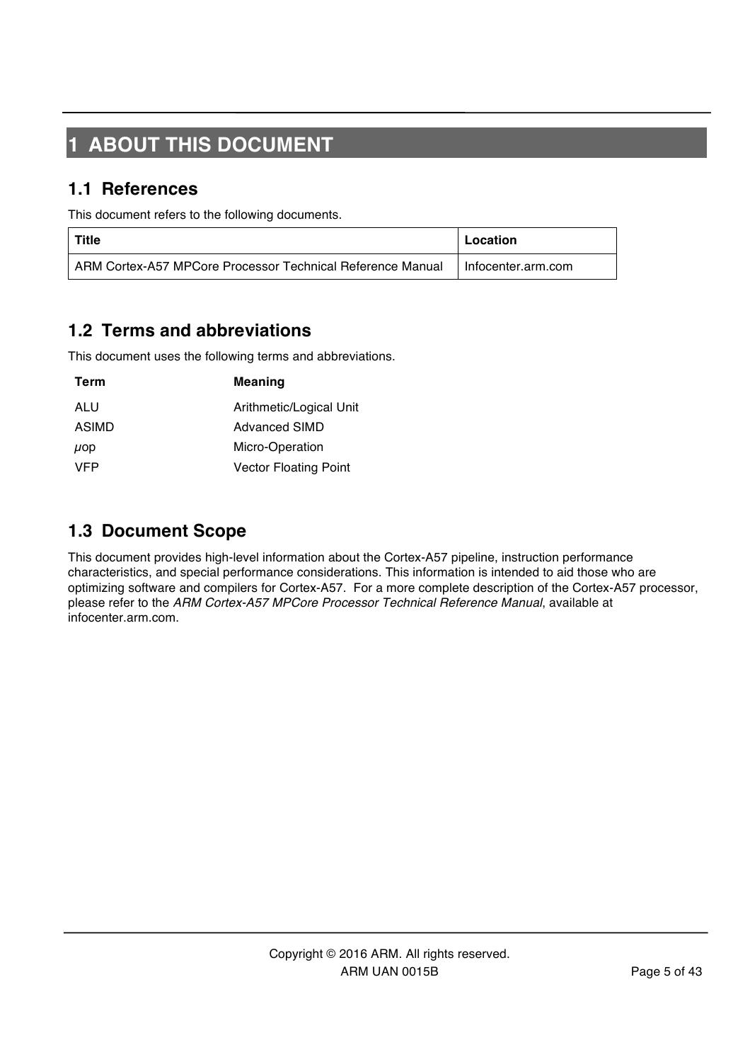# 1 ABOUT THIS DOCUMENT

## 1.1 References

This document refers to the following documents.

| Title | Location |
|---|---|
| ARM Cortex-A57 MPCore Processor Technical Reference Manual | Infocenter.arm.com |

## 1.2 Terms and abbreviations

This document uses the following terms and abbreviations.

| Term | Meaning |
|---|---|
| ALU | Arithmetic/Logical Unit |
| ASIMD | Advanced SIMD |
| *µ*op | Micro-Operation |
| VFP | Vector Floating Point |

## 1.3 Document Scope

This document provides high-level information about the Cortex-A57 pipeline, instruction performance characteristics, and special performance considerations. This information is intended to aid those who are optimizing software and compilers for Cortex-A57. For a more complete description of the Cortex-A57 processor, please refer to the *ARM Cortex-A57 MPCore Processor Technical Reference Manual*, available at infocenter.arm.com.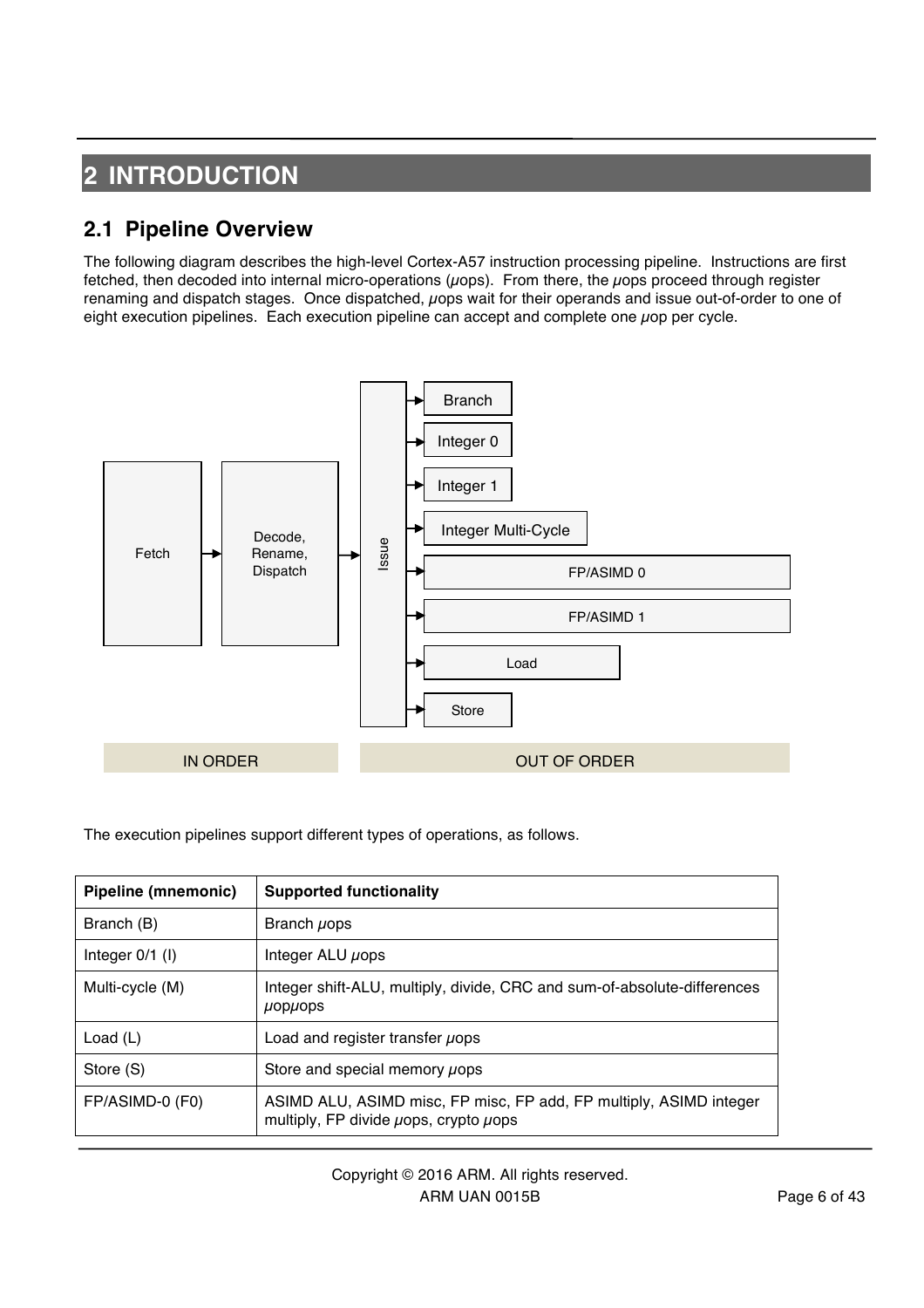# 2 INTRODUCTION

## 2.1 Pipeline Overview

The following diagram describes the high-level Cortex-A57 instruction processing pipeline. Instructions are first fetched, then decoded into internal micro-operations (µops). From there, the µops proceed through register renaming and dispatch stages. Once dispatched, µops wait for their operands and issue out-of-order to one of eight execution pipelines. Each execution pipeline can accept and complete one µop per cycle.

Fetch → Decode, Rename, Dispatch → Issue → Branch / Integer 0 / Integer 1 / Integer Multi-Cycle / FP/ASIMD 0 / FP/ASIMD 1 / Load / Store

IN ORDER | OUT OF ORDER

The execution pipelines support different types of operations, as follows.

| Pipeline (mnemonic) | Supported functionality |
| --- | --- |
| Branch (B) | Branch µops |
| Integer 0/1 (I) | Integer ALU µops |
| Multi-cycle (M) | Integer shift-ALU, multiply, divide, CRC and sum-of-absolute-differences µopµops |
| Load (L) | Load and register transfer µops |
| Store (S) | Store and special memory µops |
| FP/ASIMD-0 (F0) | ASIMD ALU, ASIMD misc, FP misc, FP add, FP multiply, ASIMD integer multiply, FP divide µops, crypto µops |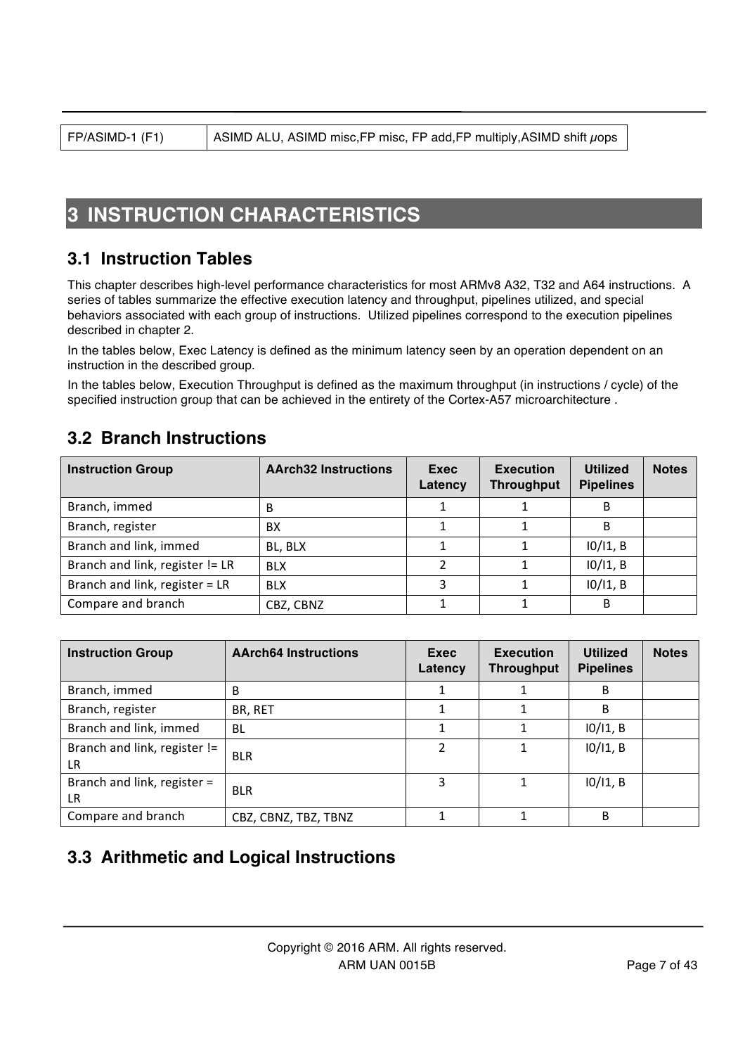| FP/ASIMD-1 (F1) | ASIMD ALU, ASIMD misc,FP misc, FP add,FP multiply,ASIMD shift $\mu$ops |
|---|---|

# 3 INSTRUCTION CHARACTERISTICS

## 3.1 Instruction Tables

This chapter describes high-level performance characteristics for most ARMv8 A32, T32 and A64 instructions. A series of tables summarize the effective execution latency and throughput, pipelines utilized, and special behaviors associated with each group of instructions. Utilized pipelines correspond to the execution pipelines described in chapter 2.

In the tables below, Exec Latency is defined as the minimum latency seen by an operation dependent on an instruction in the described group.

In the tables below, Execution Throughput is defined as the maximum throughput (in instructions / cycle) of the specified instruction group that can be achieved in the entirety of the Cortex-A57 microarchitecture .

## 3.2 Branch Instructions

| Instruction Group | AArch32 Instructions | Exec Latency | Execution Throughput | Utilized Pipelines | Notes |
|---|---|---|---|---|---|
| Branch, immed | B | 1 | 1 | B | |
| Branch, register | BX | 1 | 1 | B | |
| Branch and link, immed | BL, BLX | 1 | 1 | I0/I1, B | |
| Branch and link, register != LR | BLX | 2 | 1 | I0/I1, B | |
| Branch and link, register = LR | BLX | 3 | 1 | I0/I1, B | |
| Compare and branch | CBZ, CBNZ | 1 | 1 | B | |

| Instruction Group | AArch64 Instructions | Exec Latency | Execution Throughput | Utilized Pipelines | Notes |
|---|---|---|---|---|---|
| Branch, immed | B | 1 | 1 | B | |
| Branch, register | BR, RET | 1 | 1 | B | |
| Branch and link, immed | BL | 1 | 1 | I0/I1, B | |
| Branch and link, register != LR | BLR | 2 | 1 | I0/I1, B | |
| Branch and link, register = LR | BLR | 3 | 1 | I0/I1, B | |
| Compare and branch | CBZ, CBNZ, TBZ, TBNZ | 1 | 1 | B | |

## 3.3 Arithmetic and Logical Instructions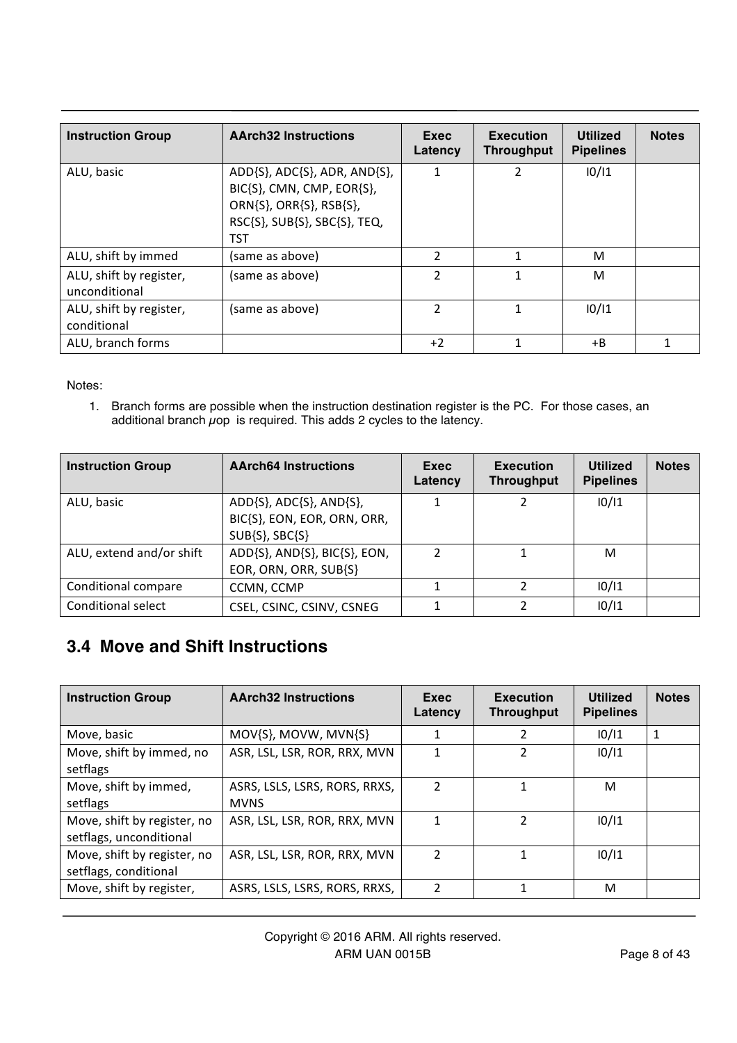| Instruction Group | AArch32 Instructions | Exec Latency | Execution Throughput | Utilized Pipelines | Notes |
|---|---|---|---|---|---|
| ALU, basic | ADD{S}, ADC{S}, ADR, AND{S}, BIC{S}, CMN, CMP, EOR{S}, ORN{S}, ORR{S}, RSB{S}, RSC{S}, SUB{S}, SBC{S}, TEQ, TST | 1 | 2 | I0/I1 | |
| ALU, shift by immed | (same as above) | 2 | 1 | M | |
| ALU, shift by register, unconditional | (same as above) | 2 | 1 | M | |
| ALU, shift by register, conditional | (same as above) | 2 | 1 | I0/I1 | |
| ALU, branch forms | | +2 | 1 | +B | 1 |

Notes:

1. Branch forms are possible when the instruction destination register is the PC. For those cases, an additional branch μop is required. This adds 2 cycles to the latency.

| Instruction Group | AArch64 Instructions | Exec Latency | Execution Throughput | Utilized Pipelines | Notes |
|---|---|---|---|---|---|
| ALU, basic | ADD{S}, ADC{S}, AND{S}, BIC{S}, EON, EOR, ORN, ORR, SUB{S}, SBC{S} | 1 | 2 | I0/I1 | |
| ALU, extend and/or shift | ADD{S}, AND{S}, BIC{S}, EON, EOR, ORN, ORR, SUB{S} | 2 | 1 | M | |
| Conditional compare | CCMN, CCMP | 1 | 2 | I0/I1 | |
| Conditional select | CSEL, CSINC, CSINV, CSNEG | 1 | 2 | I0/I1 | |

## 3.4 Move and Shift Instructions

| Instruction Group | AArch32 Instructions | Exec Latency | Execution Throughput | Utilized Pipelines | Notes |
|---|---|---|---|---|---|
| Move, basic | MOV{S}, MOVW, MVN{S} | 1 | 2 | I0/I1 | 1 |
| Move, shift by immed, no setflags | ASR, LSL, LSR, ROR, RRX, MVN | 1 | 2 | I0/I1 | |
| Move, shift by immed, setflags | ASRS, LSLS, LSRS, RORS, RRXS, MVNS | 2 | 1 | M | |
| Move, shift by register, no setflags, unconditional | ASR, LSL, LSR, ROR, RRX, MVN | 1 | 2 | I0/I1 | |
| Move, shift by register, no setflags, conditional | ASR, LSL, LSR, ROR, RRX, MVN | 2 | 1 | I0/I1 | |
| Move, shift by register, | ASRS, LSLS, LSRS, RORS, RRXS, | 2 | 1 | M | |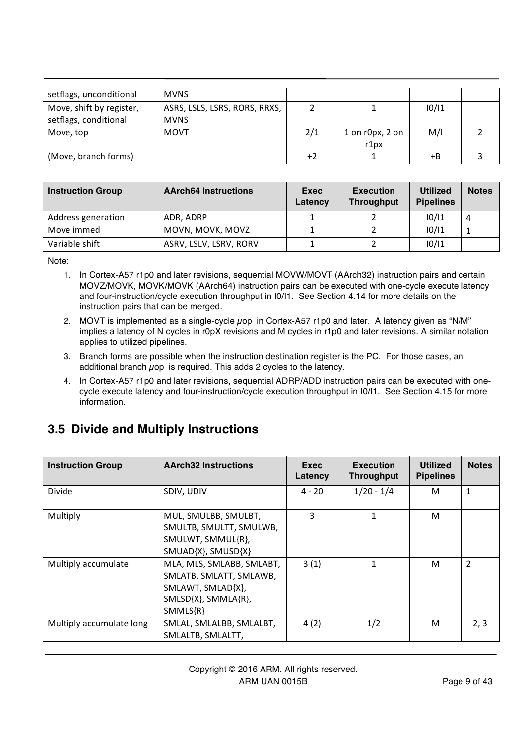| | | | | | |
|---|---|---|---|---|---|
| setflags, unconditional | MVNS | | | | |
| Move, shift by register, setflags, conditional | ASRS, LSLS, LSRS, RORS, RRXS, MVNS | 2 | 1 | I0/I1 | |
| Move, top | MOVT | 2/1 | 1 on r0px, 2 on r1px | M/I | 2 |
| (Move, branch forms) | | +2 | 1 | +B | 3 |

| Instruction Group | AArch64 Instructions | Exec Latency | Execution Throughput | Utilized Pipelines | Notes |
|---|---|---|---|---|---|
| Address generation | ADR, ADRP | 1 | 2 | I0/I1 | 4 |
| Move immed | MOVN, MOVK, MOVZ | 1 | 2 | I0/I1 | 1 |
| Variable shift | ASRV, LSLV, LSRV, RORV | 1 | 2 | I0/I1 | |

Note:

1. In Cortex-A57 r1p0 and later revisions, sequential MOVW/MOVT (AArch32) instruction pairs and certain MOVZ/MOVK, MOVK/MOVK (AArch64) instruction pairs can be executed with one-cycle execute latency and four-instruction/cycle execution throughput in I0/I1. See Section 4.14 for more details on the instruction pairs that can be merged.
2. MOVT is implemented as a single-cycle µop in Cortex-A57 r1p0 and later. A latency given as "N/M" implies a latency of N cycles in r0pX revisions and M cycles in r1p0 and later revisions. A similar notation applies to utilized pipelines.
3. Branch forms are possible when the instruction destination register is the PC. For those cases, an additional branch µop is required. This adds 2 cycles to the latency.
4. In Cortex-A57 r1p0 and later revisions, sequential ADRP/ADD instruction pairs can be executed with one-cycle execute latency and four-instruction/cycle execution throughput in I0/I1. See Section 4.15 for more information.

## 3.5 Divide and Multiply Instructions

| Instruction Group | AArch32 Instructions | Exec Latency | Execution Throughput | Utilized Pipelines | Notes |
|---|---|---|---|---|---|
| Divide | SDIV, UDIV | 4 - 20 | 1/20 - 1/4 | M | 1 |
| Multiply | MUL, SMULBB, SMULBT, SMULTB, SMULTT, SMULWB, SMULWT, SMMUL{R}, SMUAD{X}, SMUSD{X} | 3 | 1 | M | |
| Multiply accumulate | MLA, MLS, SMLABB, SMLABT, SMLATB, SMLATT, SMLAWB, SMLAWT, SMLAD{X}, SMLSD{X}, SMMLA{R}, SMMLS{R} | 3 (1) | 1 | M | 2 |
| Multiply accumulate long | SMLAL, SMLALBB, SMLALBT, SMLALTB, SMLALTT, | 4 (2) | 1/2 | M | 2, 3 |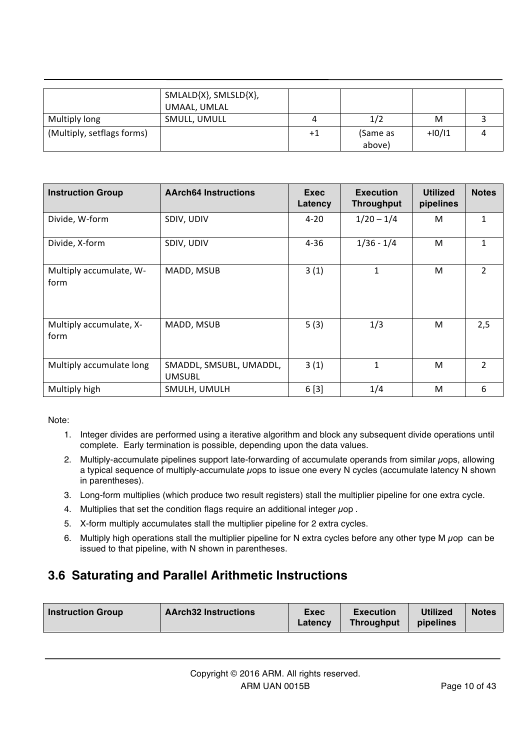|  | SMLALD{X}, SMLSLD{X}, UMAAL, UMLAL |  |  |  |  |
|---|---|---|---|---|---|
| Multiply long | SMULL, UMULL | 4 | 1/2 | M | 3 |
| (Multiply, setflags forms) |  | +1 | (Same as above) | +I0/I1 | 4 |

| Instruction Group | AArch64 Instructions | Exec Latency | Execution Throughput | Utilized pipelines | Notes |
|---|---|---|---|---|---|
| Divide, W-form | SDIV, UDIV | 4-20 | 1/20 – 1/4 | M | 1 |
| Divide, X-form | SDIV, UDIV | 4-36 | 1/36 - 1/4 | M | 1 |
| Multiply accumulate, W-form | MADD, MSUB | 3 (1) | 1 | M | 2 |
| Multiply accumulate, X-form | MADD, MSUB | 5 (3) | 1/3 | M | 2,5 |
| Multiply accumulate long | SMADDL, SMSUBL, UMADDL, UMSUBL | 3 (1) | 1 | M | 2 |
| Multiply high | SMULH, UMULH | 6 [3] | 1/4 | M | 6 |

Note:

1. Integer divides are performed using a iterative algorithm and block any subsequent divide operations until complete. Early termination is possible, depending upon the data values.
2. Multiply-accumulate pipelines support late-forwarding of accumulate operands from similar μops, allowing a typical sequence of multiply-accumulate μops to issue one every N cycles (accumulate latency N shown in parentheses).
3. Long-form multiplies (which produce two result registers) stall the multiplier pipeline for one extra cycle.
4. Multiplies that set the condition flags require an additional integer μop .
5. X-form multiply accumulates stall the multiplier pipeline for 2 extra cycles.
6. Multiply high operations stall the multiplier pipeline for N extra cycles before any other type M μop can be issued to that pipeline, with N shown in parentheses.

## 3.6 Saturating and Parallel Arithmetic Instructions

| Instruction Group | AArch32 Instructions | Exec Latency | Execution Throughput | Utilized pipelines | Notes |
|---|---|---|---|---|---|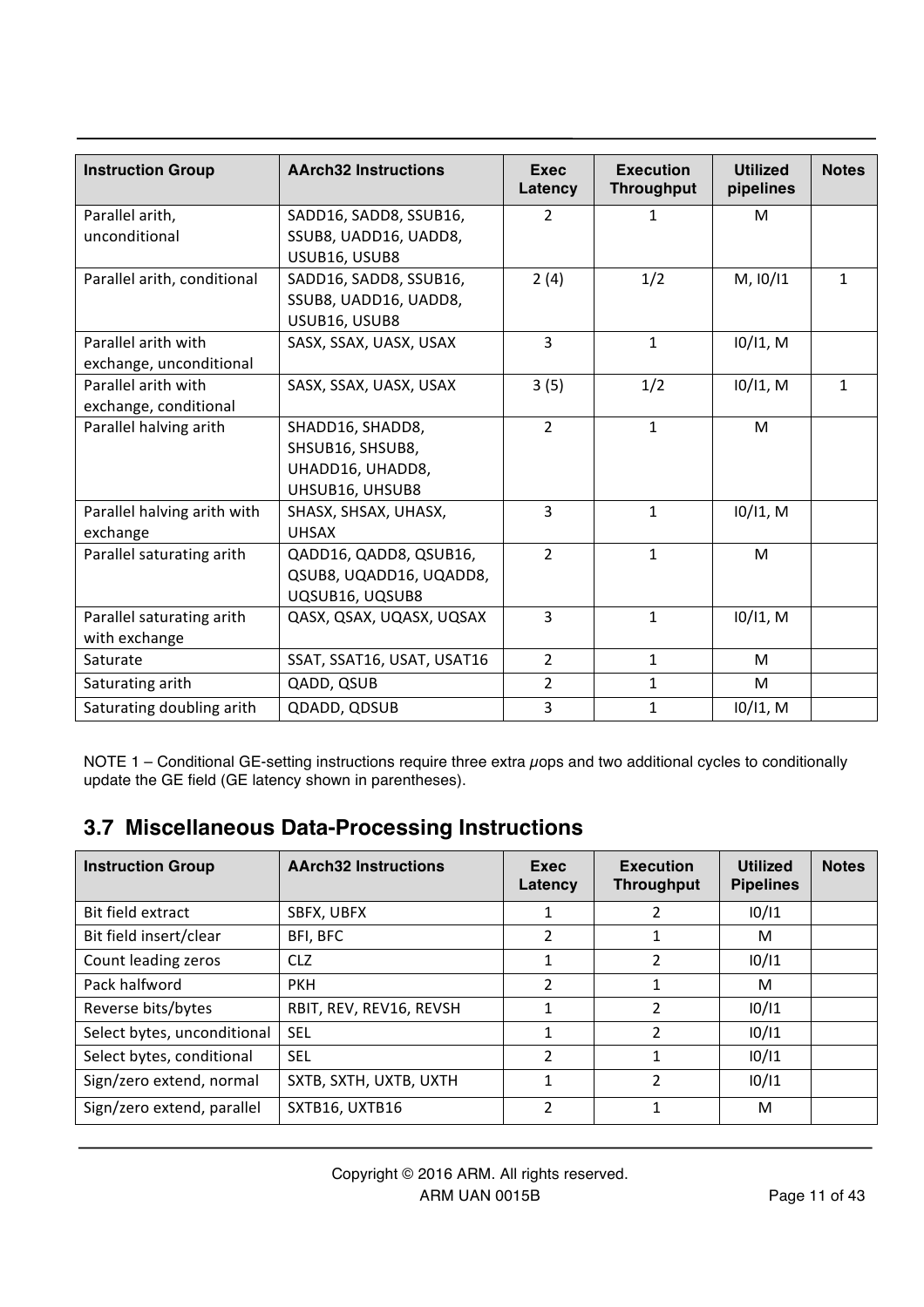| Instruction Group | AArch32 Instructions | Exec Latency | Execution Throughput | Utilized pipelines | Notes |
|---|---|---|---|---|---|
| Parallel arith, unconditional | SADD16, SADD8, SSUB16, SSUB8, UADD16, UADD8, USUB16, USUB8 | 2 | 1 | M | |
| Parallel arith, conditional | SADD16, SADD8, SSUB16, SSUB8, UADD16, UADD8, USUB16, USUB8 | 2 (4) | 1/2 | M, I0/I1 | 1 |
| Parallel arith with exchange, unconditional | SASX, SSAX, UASX, USAX | 3 | 1 | I0/I1, M | |
| Parallel arith with exchange, conditional | SASX, SSAX, UASX, USAX | 3 (5) | 1/2 | I0/I1, M | 1 |
| Parallel halving arith | SHADD16, SHADD8, SHSUB16, SHSUB8, UHADD16, UHADD8, UHSUB16, UHSUB8 | 2 | 1 | M | |
| Parallel halving arith with exchange | SHASX, SHSAX, UHASX, UHSAX | 3 | 1 | I0/I1, M | |
| Parallel saturating arith | QADD16, QADD8, QSUB16, QSUB8, UQADD16, UQADD8, UQSUB16, UQSUB8 | 2 | 1 | M | |
| Parallel saturating arith with exchange | QASX, QSAX, UQASX, UQSAX | 3 | 1 | I0/I1, M | |
| Saturate | SSAT, SSAT16, USAT, USAT16 | 2 | 1 | M | |
| Saturating arith | QADD, QSUB | 2 | 1 | M | |
| Saturating doubling arith | QDADD, QDSUB | 3 | 1 | I0/I1, M | |

NOTE 1 – Conditional GE-setting instructions require three extra µops and two additional cycles to conditionally update the GE field (GE latency shown in parentheses).

## 3.7 Miscellaneous Data-Processing Instructions

| Instruction Group | AArch32 Instructions | Exec Latency | Execution Throughput | Utilized Pipelines | Notes |
|---|---|---|---|---|---|
| Bit field extract | SBFX, UBFX | 1 | 2 | I0/I1 | |
| Bit field insert/clear | BFI, BFC | 2 | 1 | M | |
| Count leading zeros | CLZ | 1 | 2 | I0/I1 | |
| Pack halfword | PKH | 2 | 1 | M | |
| Reverse bits/bytes | RBIT, REV, REV16, REVSH | 1 | 2 | I0/I1 | |
| Select bytes, unconditional | SEL | 1 | 2 | I0/I1 | |
| Select bytes, conditional | SEL | 2 | 1 | I0/I1 | |
| Sign/zero extend, normal | SXTB, SXTH, UXTB, UXTH | 1 | 2 | I0/I1 | |
| Sign/zero extend, parallel | SXTB16, UXTB16 | 2 | 1 | M | |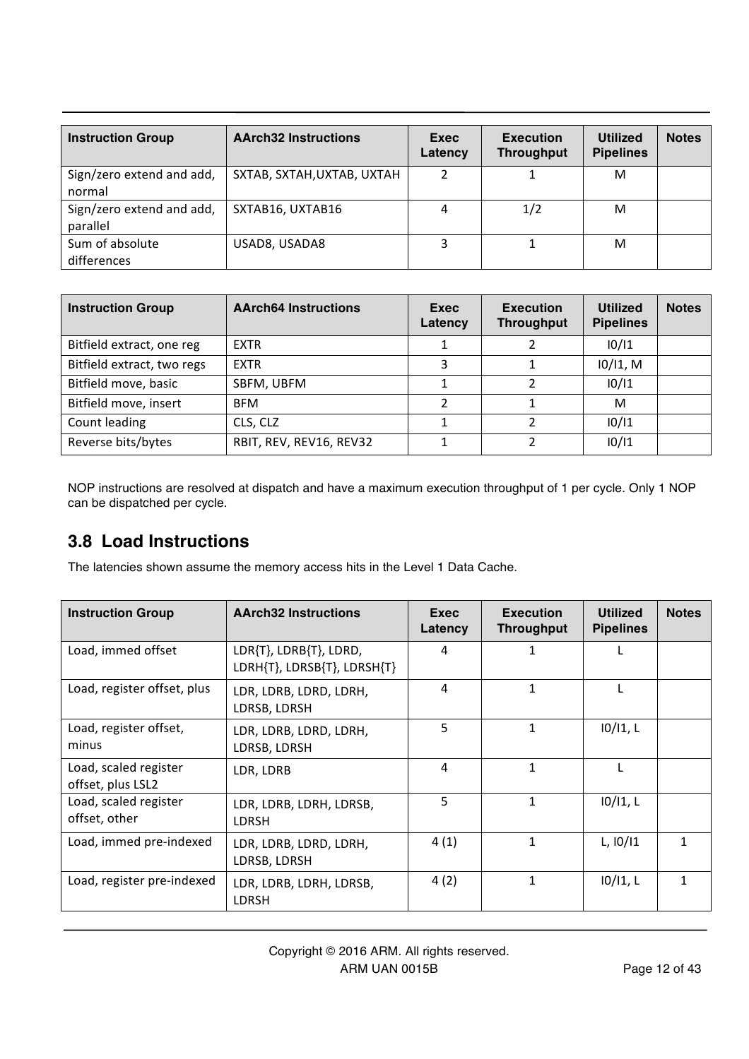| Instruction Group | AArch32 Instructions | Exec Latency | Execution Throughput | Utilized Pipelines | Notes |
|---|---|---|---|---|---|
| Sign/zero extend and add, normal | SXTAB, SXTAH,UXTAB, UXTAH | 2 | 1 | M | |
| Sign/zero extend and add, parallel | SXTAB16, UXTAB16 | 4 | 1/2 | M | |
| Sum of absolute differences | USAD8, USADA8 | 3 | 1 | M | |

| Instruction Group | AArch64 Instructions | Exec Latency | Execution Throughput | Utilized Pipelines | Notes |
|---|---|---|---|---|---|
| Bitfield extract, one reg | EXTR | 1 | 2 | I0/I1 | |
| Bitfield extract, two regs | EXTR | 3 | 1 | I0/I1, M | |
| Bitfield move, basic | SBFM, UBFM | 1 | 2 | I0/I1 | |
| Bitfield move, insert | BFM | 2 | 1 | M | |
| Count leading | CLS, CLZ | 1 | 2 | I0/I1 | |
| Reverse bits/bytes | RBIT, REV, REV16, REV32 | 1 | 2 | I0/I1 | |

NOP instructions are resolved at dispatch and have a maximum execution throughput of 1 per cycle. Only 1 NOP can be dispatched per cycle.

## 3.8 Load Instructions

The latencies shown assume the memory access hits in the Level 1 Data Cache.

| Instruction Group | AArch32 Instructions | Exec Latency | Execution Throughput | Utilized Pipelines | Notes |
|---|---|---|---|---|---|
| Load, immed offset | LDR{T}, LDRB{T}, LDRD, LDRH{T}, LDRSB{T}, LDRSH{T} | 4 | 1 | L | |
| Load, register offset, plus | LDR, LDRB, LDRD, LDRH, LDRSB, LDRSH | 4 | 1 | L | |
| Load, register offset, minus | LDR, LDRB, LDRD, LDRH, LDRSB, LDRSH | 5 | 1 | I0/I1, L | |
| Load, scaled register offset, plus LSL2 | LDR, LDRB | 4 | 1 | L | |
| Load, scaled register offset, other | LDR, LDRB, LDRH, LDRSB, LDRSH | 5 | 1 | I0/I1, L | |
| Load, immed pre-indexed | LDR, LDRB, LDRD, LDRH, LDRSB, LDRSH | 4 (1) | 1 | L, I0/I1 | 1 |
| Load, register pre-indexed | LDR, LDRB, LDRH, LDRSB, LDRSH | 4 (2) | 1 | I0/I1, L | 1 |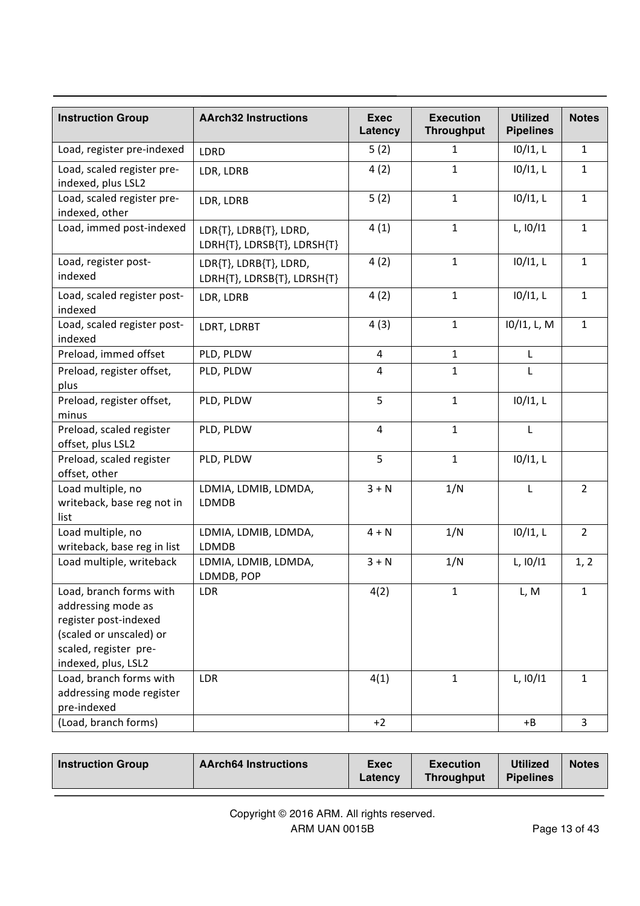| Instruction Group | AArch32 Instructions | Exec Latency | Execution Throughput | Utilized Pipelines | Notes |
|---|---|---|---|---|---|
| Load, register pre-indexed | LDRD | 5 (2) | 1 | I0/I1, L | 1 |
| Load, scaled register pre-indexed, plus LSL2 | LDR, LDRB | 4 (2) | 1 | I0/I1, L | 1 |
| Load, scaled register pre-indexed, other | LDR, LDRB | 5 (2) | 1 | I0/I1, L | 1 |
| Load, immed post-indexed | LDR{T}, LDRB{T}, LDRD, LDRH{T}, LDRSB{T}, LDRSH{T} | 4 (1) | 1 | L, I0/I1 | 1 |
| Load, register post-indexed | LDR{T}, LDRB{T}, LDRD, LDRH{T}, LDRSB{T}, LDRSH{T} | 4 (2) | 1 | I0/I1, L | 1 |
| Load, scaled register post-indexed | LDR, LDRB | 4 (2) | 1 | I0/I1, L | 1 |
| Load, scaled register post-indexed | LDRT, LDRBT | 4 (3) | 1 | I0/I1, L, M | 1 |
| Preload, immed offset | PLD, PLDW | 4 | 1 | L | |
| Preload, register offset, plus | PLD, PLDW | 4 | 1 | L | |
| Preload, register offset, minus | PLD, PLDW | 5 | 1 | I0/I1, L | |
| Preload, scaled register offset, plus LSL2 | PLD, PLDW | 4 | 1 | L | |
| Preload, scaled register offset, other | PLD, PLDW | 5 | 1 | I0/I1, L | |
| Load multiple, no writeback, base reg not in list | LDMIA, LDMIB, LDMDA, LDMDB | 3 + N | 1/N | L | 2 |
| Load multiple, no writeback, base reg in list | LDMIA, LDMIB, LDMDA, LDMDB | 4 + N | 1/N | I0/I1, L | 2 |
| Load multiple, writeback | LDMIA, LDMIB, LDMDA, LDMDB, POP | 3 + N | 1/N | L, I0/I1 | 1, 2 |
| Load, branch forms with addressing mode as register post-indexed (scaled or unscaled) or scaled, register pre-indexed, plus, LSL2 | LDR | 4(2) | 1 | L, M | 1 |
| Load, branch forms with addressing mode register pre-indexed | LDR | 4(1) | 1 | L, I0/I1 | 1 |
| (Load, branch forms) | | +2 | | +B | 3 |

| Instruction Group | AArch64 Instructions | Exec Latency | Execution Throughput | Utilized Pipelines | Notes |
|---|---|---|---|---|---|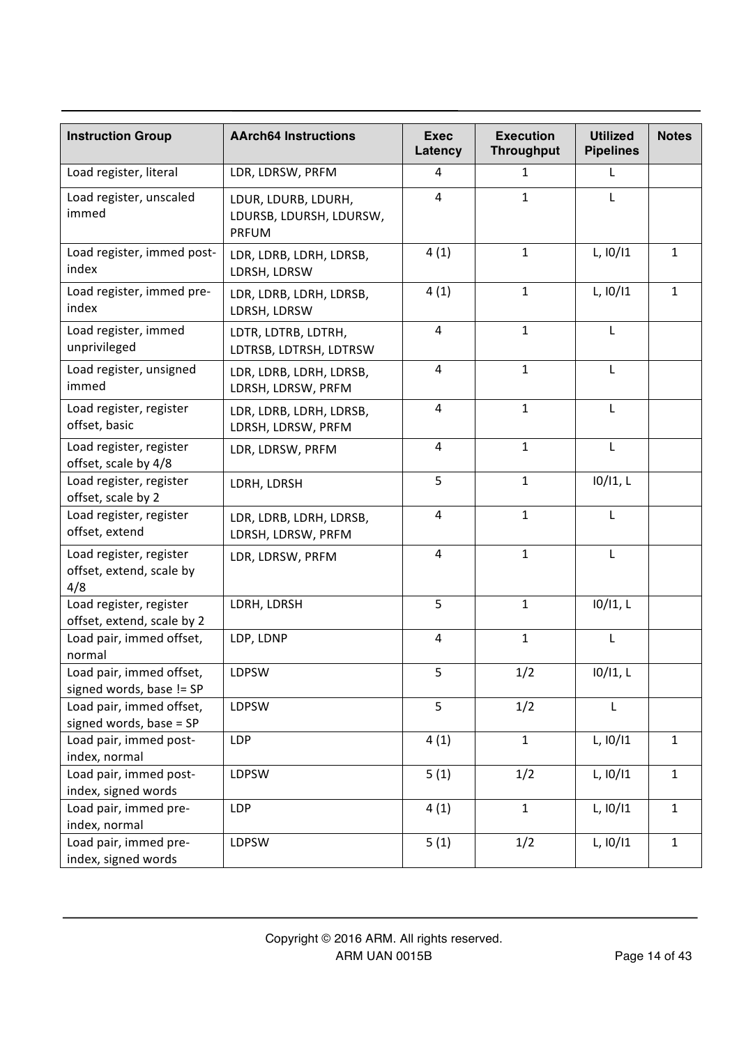| Instruction Group | AArch64 Instructions | Exec Latency | Execution Throughput | Utilized Pipelines | Notes |
|---|---|---|---|---|---|
| Load register, literal | LDR, LDRSW, PRFM | 4 | 1 | L | |
| Load register, unscaled immed | LDUR, LDURB, LDURH, LDURSB, LDURSH, LDURSW, PRFUM | 4 | 1 | L | |
| Load register, immed post-index | LDR, LDRB, LDRH, LDRSB, LDRSH, LDRSW | 4 (1) | 1 | L, I0/I1 | 1 |
| Load register, immed pre-index | LDR, LDRB, LDRH, LDRSB, LDRSH, LDRSW | 4 (1) | 1 | L, I0/I1 | 1 |
| Load register, immed unprivileged | LDTR, LDTRB, LDTRH, LDTRSB, LDTRSH, LDTRSW | 4 | 1 | L | |
| Load register, unsigned immed | LDR, LDRB, LDRH, LDRSB, LDRSH, LDRSW, PRFM | 4 | 1 | L | |
| Load register, register offset, basic | LDR, LDRB, LDRH, LDRSB, LDRSH, LDRSW, PRFM | 4 | 1 | L | |
| Load register, register offset, scale by 4/8 | LDR, LDRSW, PRFM | 4 | 1 | L | |
| Load register, register offset, scale by 2 | LDRH, LDRSH | 5 | 1 | I0/I1, L | |
| Load register, register offset, extend | LDR, LDRB, LDRH, LDRSB, LDRSH, LDRSW, PRFM | 4 | 1 | L | |
| Load register, register offset, extend, scale by 4/8 | LDR, LDRSW, PRFM | 4 | 1 | L | |
| Load register, register offset, extend, scale by 2 | LDRH, LDRSH | 5 | 1 | I0/I1, L | |
| Load pair, immed offset, normal | LDP, LDNP | 4 | 1 | L | |
| Load pair, immed offset, signed words, base != SP | LDPSW | 5 | 1/2 | I0/I1, L | |
| Load pair, immed offset, signed words, base = SP | LDPSW | 5 | 1/2 | L | |
| Load pair, immed post-index, normal | LDP | 4 (1) | 1 | L, I0/I1 | 1 |
| Load pair, immed post-index, signed words | LDPSW | 5 (1) | 1/2 | L, I0/I1 | 1 |
| Load pair, immed pre-index, normal | LDP | 4 (1) | 1 | L, I0/I1 | 1 |
| Load pair, immed pre-index, signed words | LDPSW | 5 (1) | 1/2 | L, I0/I1 | 1 |

Copyright © 2016 ARM. All rights reserved.
ARM UAN 0015B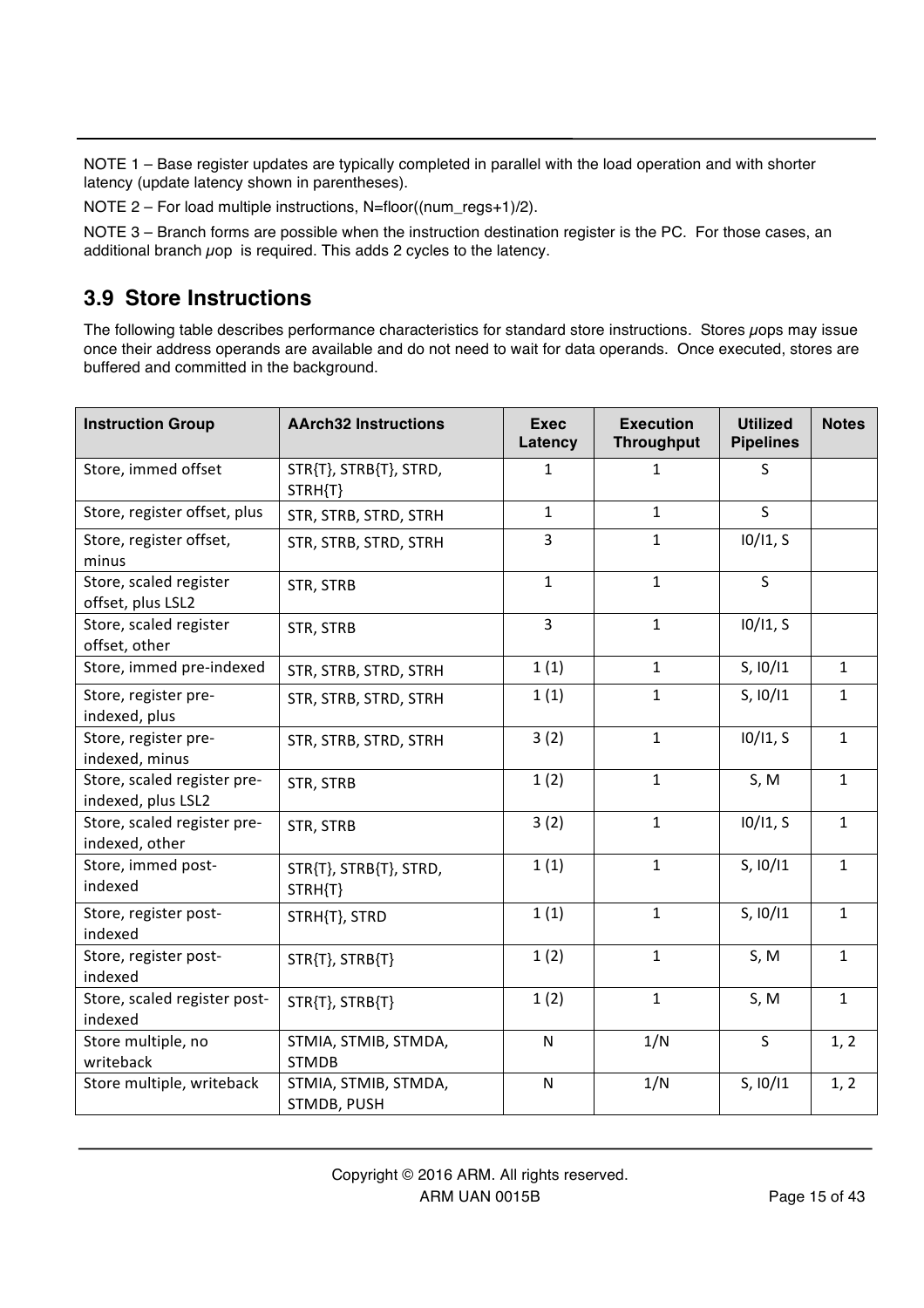NOTE 1 – Base register updates are typically completed in parallel with the load operation and with shorter latency (update latency shown in parentheses).

NOTE 2 – For load multiple instructions, N=floor((num_regs+1)/2).

NOTE 3 – Branch forms are possible when the instruction destination register is the PC. For those cases, an additional branch μop is required. This adds 2 cycles to the latency.

## 3.9 Store Instructions

The following table describes performance characteristics for standard store instructions. Stores μops may issue once their address operands are available and do not need to wait for data operands. Once executed, stores are buffered and committed in the background.

| Instruction Group | AArch32 Instructions | Exec Latency | Execution Throughput | Utilized Pipelines | Notes |
|---|---|---|---|---|---|
| Store, immed offset | STR{T}, STRB{T}, STRD, STRH{T} | 1 | 1 | S | |
| Store, register offset, plus | STR, STRB, STRD, STRH | 1 | 1 | S | |
| Store, register offset, minus | STR, STRB, STRD, STRH | 3 | 1 | I0/I1, S | |
| Store, scaled register offset, plus LSL2 | STR, STRB | 1 | 1 | S | |
| Store, scaled register offset, other | STR, STRB | 3 | 1 | I0/I1, S | |
| Store, immed pre-indexed | STR, STRB, STRD, STRH | 1 (1) | 1 | S, I0/I1 | 1 |
| Store, register pre-indexed, plus | STR, STRB, STRD, STRH | 1 (1) | 1 | S, I0/I1 | 1 |
| Store, register pre-indexed, minus | STR, STRB, STRD, STRH | 3 (2) | 1 | I0/I1, S | 1 |
| Store, scaled register pre-indexed, plus LSL2 | STR, STRB | 1 (2) | 1 | S, M | 1 |
| Store, scaled register pre-indexed, other | STR, STRB | 3 (2) | 1 | I0/I1, S | 1 |
| Store, immed post-indexed | STR{T}, STRB{T}, STRD, STRH{T} | 1 (1) | 1 | S, I0/I1 | 1 |
| Store, register post-indexed | STRH{T}, STRD | 1 (1) | 1 | S, I0/I1 | 1 |
| Store, register post-indexed | STR{T}, STRB{T} | 1 (2) | 1 | S, M | 1 |
| Store, scaled register post-indexed | STR{T}, STRB{T} | 1 (2) | 1 | S, M | 1 |
| Store multiple, no writeback | STMIA, STMIB, STMDA, STMDB | N | 1/N | S | 1, 2 |
| Store multiple, writeback | STMIA, STMIB, STMDA, STMDB, PUSH | N | 1/N | S, I0/I1 | 1, 2 |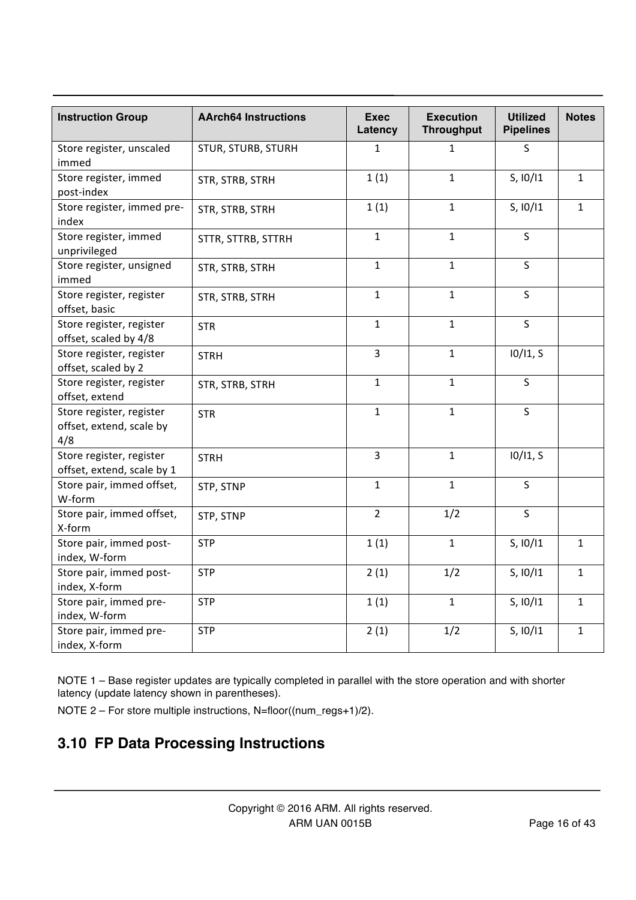| Instruction Group | AArch64 Instructions | Exec Latency | Execution Throughput | Utilized Pipelines | Notes |
|---|---|---|---|---|---|
| Store register, unscaled immed | STUR, STURB, STURH | 1 | 1 | S | |
| Store register, immed post-index | STR, STRB, STRH | 1 (1) | 1 | S, I0/I1 | 1 |
| Store register, immed pre-index | STR, STRB, STRH | 1 (1) | 1 | S, I0/I1 | 1 |
| Store register, immed unprivileged | STTR, STTRB, STTRH | 1 | 1 | S | |
| Store register, unsigned immed | STR, STRB, STRH | 1 | 1 | S | |
| Store register, register offset, basic | STR, STRB, STRH | 1 | 1 | S | |
| Store register, register offset, scaled by 4/8 | STR | 1 | 1 | S | |
| Store register, register offset, scaled by 2 | STRH | 3 | 1 | I0/I1, S | |
| Store register, register offset, extend | STR, STRB, STRH | 1 | 1 | S | |
| Store register, register offset, extend, scale by 4/8 | STR | 1 | 1 | S | |
| Store register, register offset, extend, scale by 1 | STRH | 3 | 1 | I0/I1, S | |
| Store pair, immed offset, W-form | STP, STNP | 1 | 1 | S | |
| Store pair, immed offset, X-form | STP, STNP | 2 | 1/2 | S | |
| Store pair, immed post-index, W-form | STP | 1 (1) | 1 | S, I0/I1 | 1 |
| Store pair, immed post-index, X-form | STP | 2 (1) | 1/2 | S, I0/I1 | 1 |
| Store pair, immed pre-index, W-form | STP | 1 (1) | 1 | S, I0/I1 | 1 |
| Store pair, immed pre-index, X-form | STP | 2 (1) | 1/2 | S, I0/I1 | 1 |

NOTE 1 – Base register updates are typically completed in parallel with the store operation and with shorter latency (update latency shown in parentheses).

NOTE 2 – For store multiple instructions, N=floor((num_regs+1)/2).

## 3.10 FP Data Processing Instructions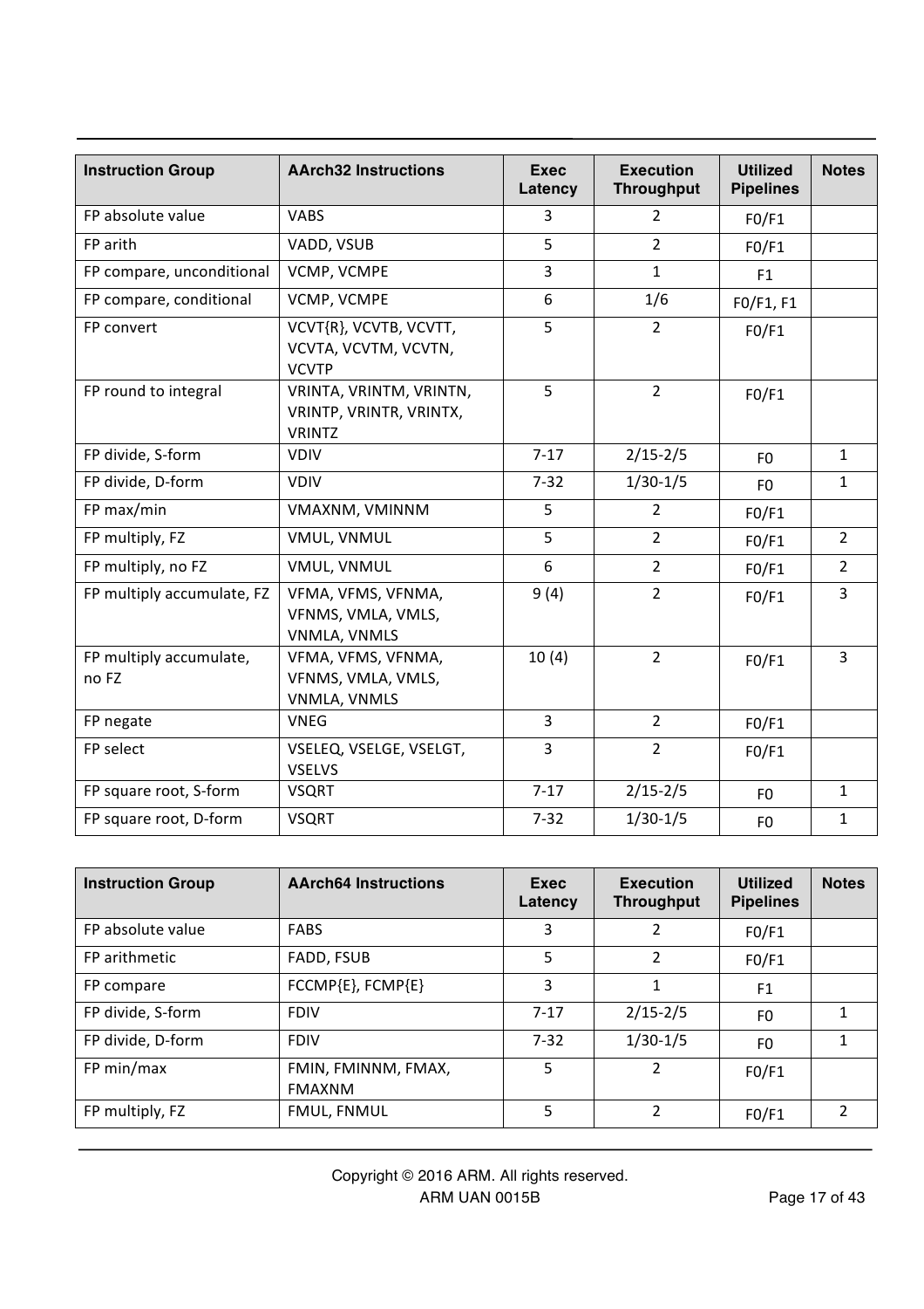| Instruction Group | AArch32 Instructions | Exec Latency | Execution Throughput | Utilized Pipelines | Notes |
|---|---|---|---|---|---|
| FP absolute value | VABS | 3 | 2 | F0/F1 | |
| FP arith | VADD, VSUB | 5 | 2 | F0/F1 | |
| FP compare, unconditional | VCMP, VCMPE | 3 | 1 | F1 | |
| FP compare, conditional | VCMP, VCMPE | 6 | 1/6 | F0/F1, F1 | |
| FP convert | VCVT{R}, VCVTB, VCVTT, VCVTA, VCVTM, VCVTN, VCVTP | 5 | 2 | F0/F1 | |
| FP round to integral | VRINTA, VRINTM, VRINTN, VRINTP, VRINTR, VRINTX, VRINTZ | 5 | 2 | F0/F1 | |
| FP divide, S-form | VDIV | 7-17 | 2/15-2/5 | F0 | 1 |
| FP divide, D-form | VDIV | 7-32 | 1/30-1/5 | F0 | 1 |
| FP max/min | VMAXNM, VMINNM | 5 | 2 | F0/F1 | |
| FP multiply, FZ | VMUL, VNMUL | 5 | 2 | F0/F1 | 2 |
| FP multiply, no FZ | VMUL, VNMUL | 6 | 2 | F0/F1 | 2 |
| FP multiply accumulate, FZ | VFMA, VFMS, VFNMA, VFNMS, VMLA, VMLS, VNMLA, VNMLS | 9 (4) | 2 | F0/F1 | 3 |
| FP multiply accumulate, no FZ | VFMA, VFMS, VFNMA, VFNMS, VMLA, VMLS, VNMLA, VNMLS | 10 (4) | 2 | F0/F1 | 3 |
| FP negate | VNEG | 3 | 2 | F0/F1 | |
| FP select | VSELEQ, VSELGE, VSELGT, VSELVS | 3 | 2 | F0/F1 | |
| FP square root, S-form | VSQRT | 7-17 | 2/15-2/5 | F0 | 1 |
| FP square root, D-form | VSQRT | 7-32 | 1/30-1/5 | F0 | 1 |

| Instruction Group | AArch64 Instructions | Exec Latency | Execution Throughput | Utilized Pipelines | Notes |
|---|---|---|---|---|---|
| FP absolute value | FABS | 3 | 2 | F0/F1 | |
| FP arithmetic | FADD, FSUB | 5 | 2 | F0/F1 | |
| FP compare | FCCMP{E}, FCMP{E} | 3 | 1 | F1 | |
| FP divide, S-form | FDIV | 7-17 | 2/15-2/5 | F0 | 1 |
| FP divide, D-form | FDIV | 7-32 | 1/30-1/5 | F0 | 1 |
| FP min/max | FMIN, FMINNM, FMAX, FMAXNM | 5 | 2 | F0/F1 | |
| FP multiply, FZ | FMUL, FNMUL | 5 | 2 | F0/F1 | 2 |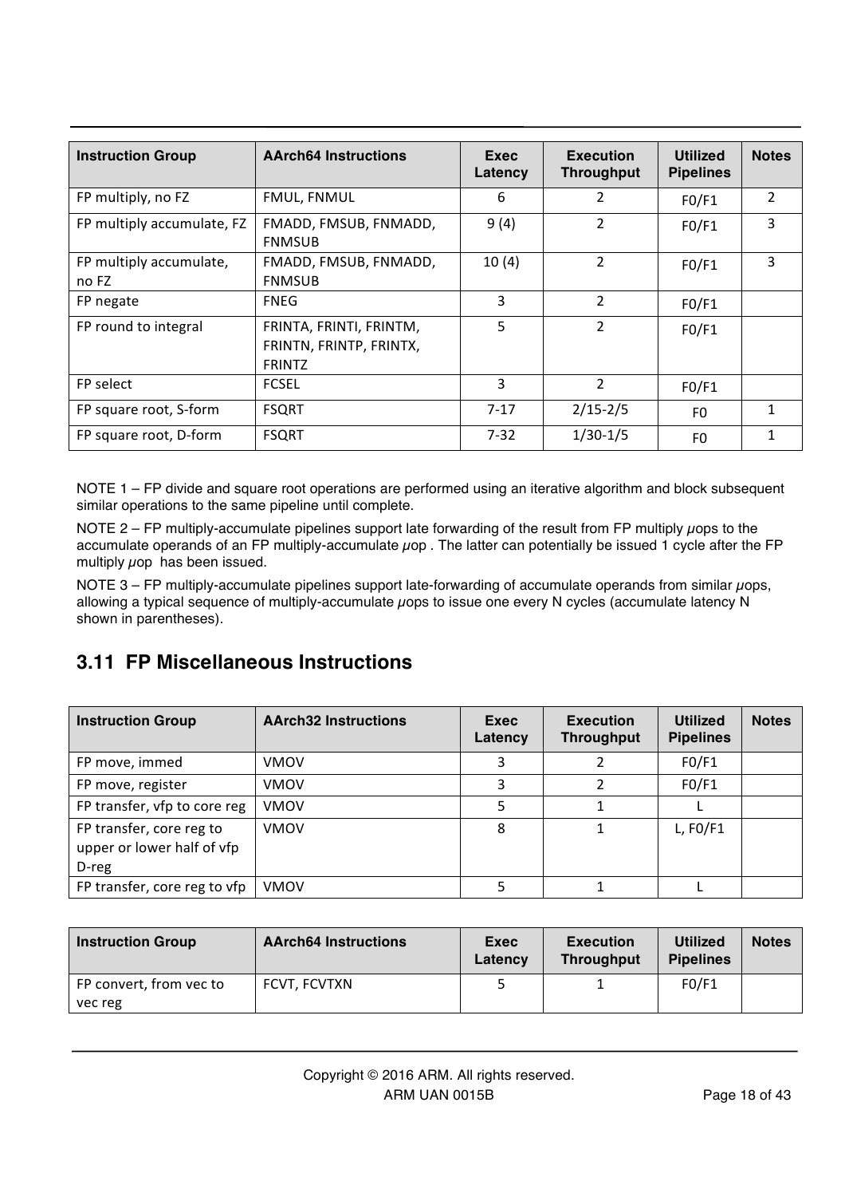| Instruction Group | AArch64 Instructions | Exec Latency | Execution Throughput | Utilized Pipelines | Notes |
|---|---|---|---|---|---|
| FP multiply, no FZ | FMUL, FNMUL | 6 | 2 | F0/F1 | 2 |
| FP multiply accumulate, FZ | FMADD, FMSUB, FNMADD, FNMSUB | 9 (4) | 2 | F0/F1 | 3 |
| FP multiply accumulate, no FZ | FMADD, FMSUB, FNMADD, FNMSUB | 10 (4) | 2 | F0/F1 | 3 |
| FP negate | FNEG | 3 | 2 | F0/F1 | |
| FP round to integral | FRINTA, FRINTI, FRINTM, FRINTN, FRINTP, FRINTX, FRINTZ | 5 | 2 | F0/F1 | |
| FP select | FCSEL | 3 | 2 | F0/F1 | |
| FP square root, S-form | FSQRT | 7-17 | 2/15-2/5 | F0 | 1 |
| FP square root, D-form | FSQRT | 7-32 | 1/30-1/5 | F0 | 1 |

NOTE 1 – FP divide and square root operations are performed using an iterative algorithm and block subsequent similar operations to the same pipeline until complete.

NOTE 2 – FP multiply-accumulate pipelines support late forwarding of the result from FP multiply µops to the accumulate operands of an FP multiply-accumulate µop . The latter can potentially be issued 1 cycle after the FP multiply µop has been issued.

NOTE 3 – FP multiply-accumulate pipelines support late-forwarding of accumulate operands from similar µops, allowing a typical sequence of multiply-accumulate µops to issue one every N cycles (accumulate latency N shown in parentheses).

## 3.11 FP Miscellaneous Instructions

| Instruction Group | AArch32 Instructions | Exec Latency | Execution Throughput | Utilized Pipelines | Notes |
|---|---|---|---|---|---|
| FP move, immed | VMOV | 3 | 2 | F0/F1 | |
| FP move, register | VMOV | 3 | 2 | F0/F1 | |
| FP transfer, vfp to core reg | VMOV | 5 | 1 | L | |
| FP transfer, core reg to upper or lower half of vfp D-reg | VMOV | 8 | 1 | L, F0/F1 | |
| FP transfer, core reg to vfp | VMOV | 5 | 1 | L | |

| Instruction Group | AArch64 Instructions | Exec Latency | Execution Throughput | Utilized Pipelines | Notes |
|---|---|---|---|---|---|
| FP convert, from vec to vec reg | FCVT, FCVTXN | 5 | 1 | F0/F1 | |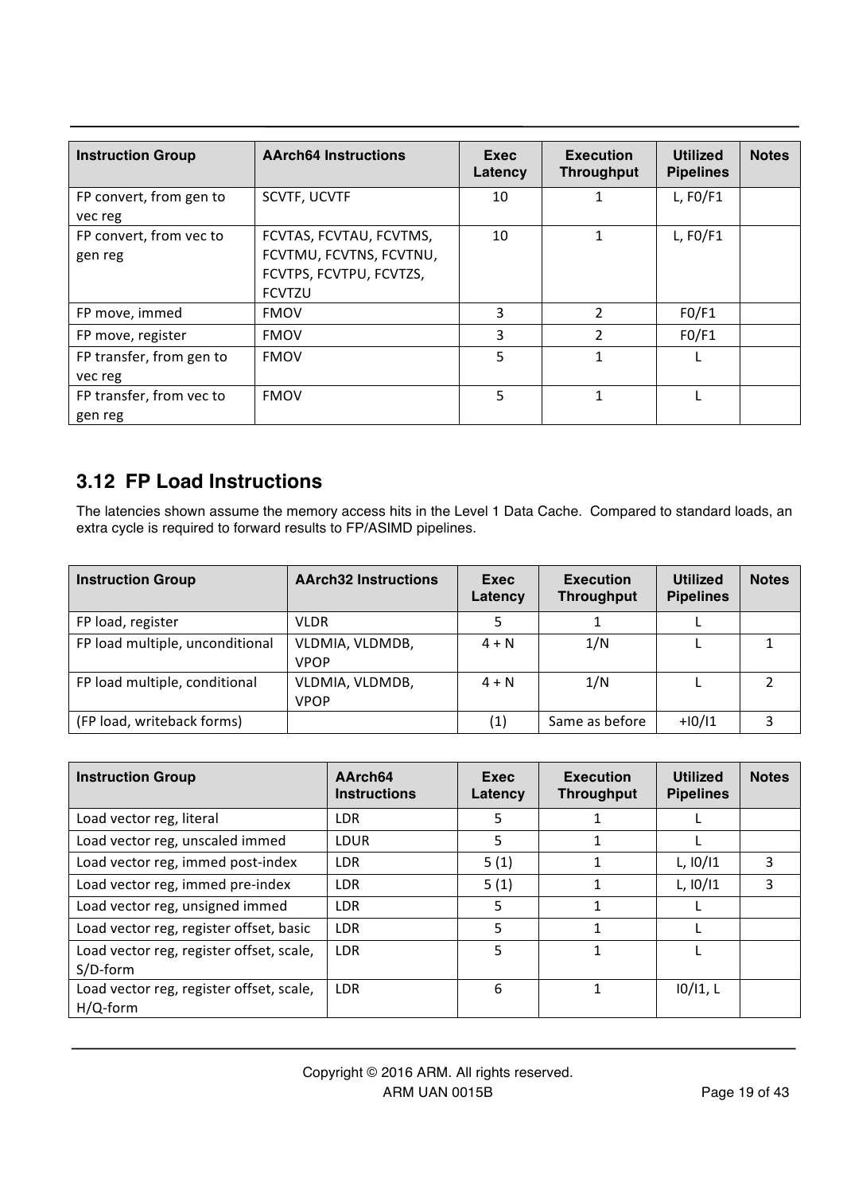| Instruction Group | AArch64 Instructions | Exec Latency | Execution Throughput | Utilized Pipelines | Notes |
|---|---|---|---|---|---|
| FP convert, from gen to vec reg | SCVTF, UCVTF | 10 | 1 | L, F0/F1 | |
| FP convert, from vec to gen reg | FCVTAS, FCVTAU, FCVTMS, FCVTMU, FCVTNS, FCVTNU, FCVTPS, FCVTPU, FCVTZS, FCVTZU | 10 | 1 | L, F0/F1 | |
| FP move, immed | FMOV | 3 | 2 | F0/F1 | |
| FP move, register | FMOV | 3 | 2 | F0/F1 | |
| FP transfer, from gen to vec reg | FMOV | 5 | 1 | L | |
| FP transfer, from vec to gen reg | FMOV | 5 | 1 | L | |

## 3.12 FP Load Instructions

The latencies shown assume the memory access hits in the Level 1 Data Cache. Compared to standard loads, an extra cycle is required to forward results to FP/ASIMD pipelines.

| Instruction Group | AArch32 Instructions | Exec Latency | Execution Throughput | Utilized Pipelines | Notes |
|---|---|---|---|---|---|
| FP load, register | VLDR | 5 | 1 | L | |
| FP load multiple, unconditional | VLDMIA, VLDMDB, VPOP | 4 + N | 1/N | L | 1 |
| FP load multiple, conditional | VLDMIA, VLDMDB, VPOP | 4 + N | 1/N | L | 2 |
| (FP load, writeback forms) | | (1) | Same as before | +I0/I1 | 3 |

| Instruction Group | AArch64 Instructions | Exec Latency | Execution Throughput | Utilized Pipelines | Notes |
|---|---|---|---|---|---|
| Load vector reg, literal | LDR | 5 | 1 | L | |
| Load vector reg, unscaled immed | LDUR | 5 | 1 | L | |
| Load vector reg, immed post-index | LDR | 5 (1) | 1 | L, I0/I1 | 3 |
| Load vector reg, immed pre-index | LDR | 5 (1) | 1 | L, I0/I1 | 3 |
| Load vector reg, unsigned immed | LDR | 5 | 1 | L | |
| Load vector reg, register offset, basic | LDR | 5 | 1 | L | |
| Load vector reg, register offset, scale, S/D-form | LDR | 5 | 1 | L | |
| Load vector reg, register offset, scale, H/Q-form | LDR | 6 | 1 | I0/I1, L | |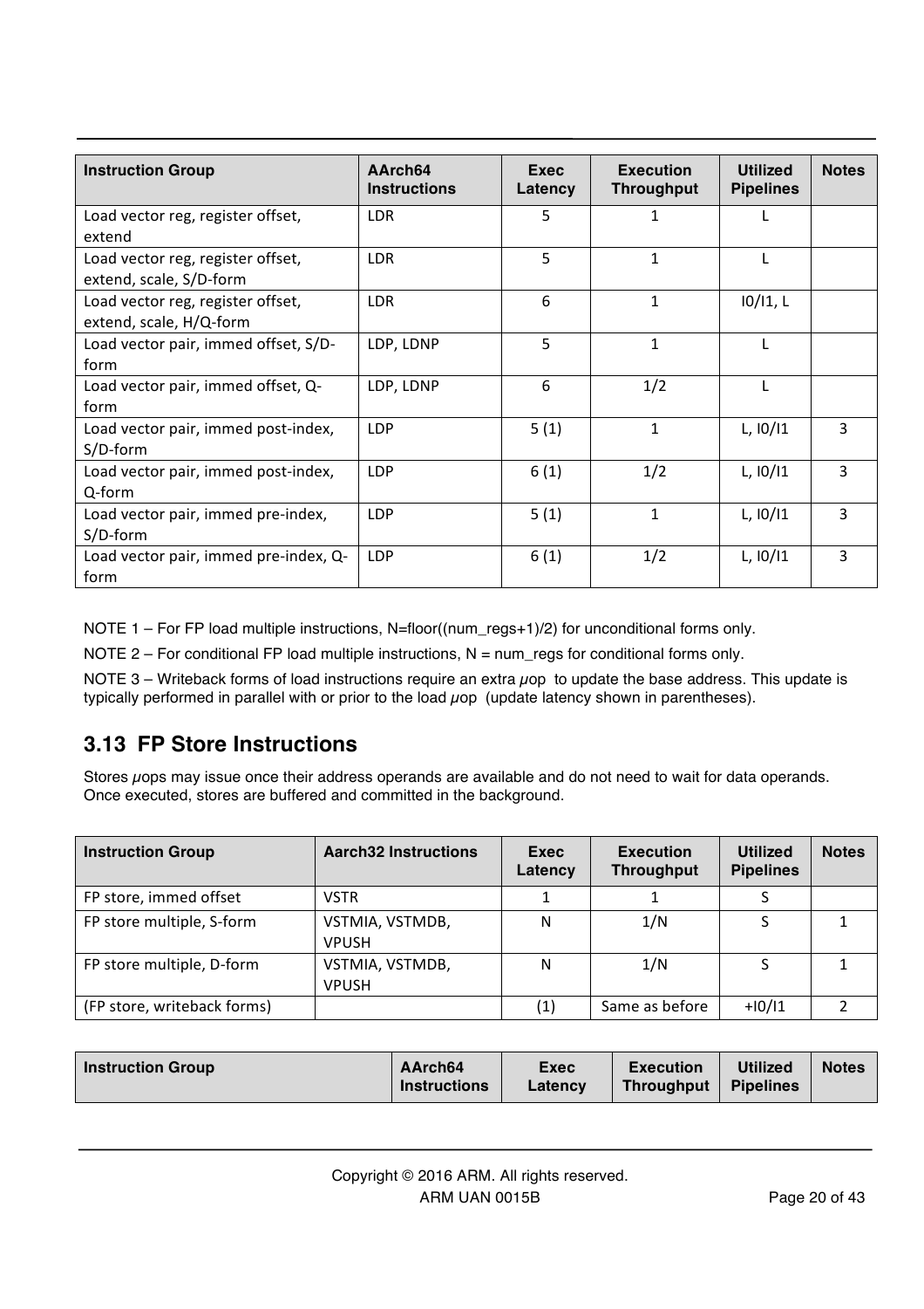| Instruction Group | AArch64 Instructions | Exec Latency | Execution Throughput | Utilized Pipelines | Notes |
|---|---|---|---|---|---|
| Load vector reg, register offset, extend | LDR | 5 | 1 | L | |
| Load vector reg, register offset, extend, scale, S/D-form | LDR | 5 | 1 | L | |
| Load vector reg, register offset, extend, scale, H/Q-form | LDR | 6 | 1 | I0/I1, L | |
| Load vector pair, immed offset, S/D-form | LDP, LDNP | 5 | 1 | L | |
| Load vector pair, immed offset, Q-form | LDP, LDNP | 6 | 1/2 | L | |
| Load vector pair, immed post-index, S/D-form | LDP | 5 (1) | 1 | L, I0/I1 | 3 |
| Load vector pair, immed post-index, Q-form | LDP | 6 (1) | 1/2 | L, I0/I1 | 3 |
| Load vector pair, immed pre-index, S/D-form | LDP | 5 (1) | 1 | L, I0/I1 | 3 |
| Load vector pair, immed pre-index, Q-form | LDP | 6 (1) | 1/2 | L, I0/I1 | 3 |

NOTE 1 – For FP load multiple instructions, N=floor((num_regs+1)/2) for unconditional forms only.

NOTE 2 – For conditional FP load multiple instructions, N = num_regs for conditional forms only.

NOTE 3 – Writeback forms of load instructions require an extra µop to update the base address. This update is typically performed in parallel with or prior to the load µop (update latency shown in parentheses).

## 3.13 FP Store Instructions

Stores µops may issue once their address operands are available and do not need to wait for data operands. Once executed, stores are buffered and committed in the background.

| Instruction Group | Aarch32 Instructions | Exec Latency | Execution Throughput | Utilized Pipelines | Notes |
|---|---|---|---|---|---|
| FP store, immed offset | VSTR | 1 | 1 | S | |
| FP store multiple, S-form | VSTMIA, VSTMDB, VPUSH | N | 1/N | S | 1 |
| FP store multiple, D-form | VSTMIA, VSTMDB, VPUSH | N | 1/N | S | 1 |
| (FP store, writeback forms) | | (1) | Same as before | +I0/I1 | 2 |

| Instruction Group | AArch64 Instructions | Exec Latency | Execution Throughput | Utilized Pipelines | Notes |
|---|---|---|---|---|---|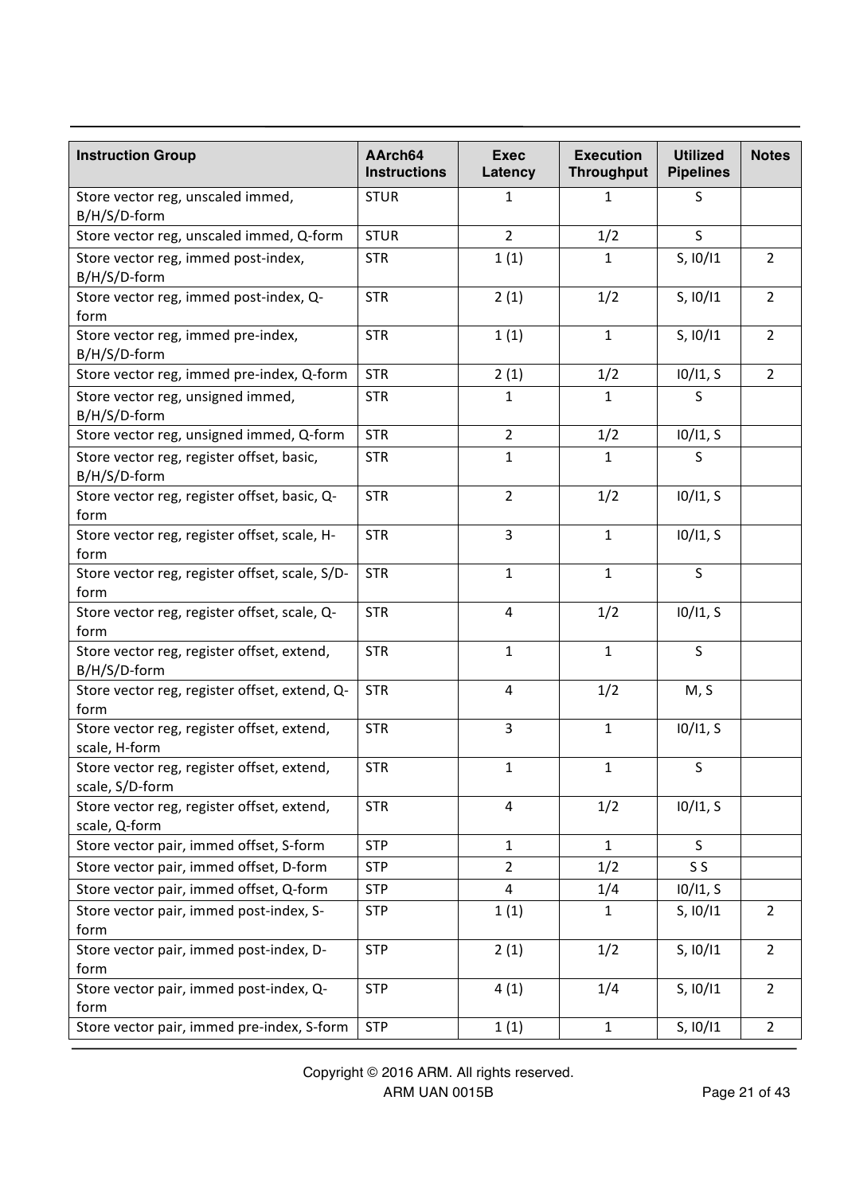| Instruction Group | AArch64 Instructions | Exec Latency | Execution Throughput | Utilized Pipelines | Notes |
|---|---|---|---|---|---|
| Store vector reg, unscaled immed, B/H/S/D-form | STUR | 1 | 1 | S | |
| Store vector reg, unscaled immed, Q-form | STUR | 2 | 1/2 | S | |
| Store vector reg, immed post-index, B/H/S/D-form | STR | 1 (1) | 1 | S, I0/I1 | 2 |
| Store vector reg, immed post-index, Q-form | STR | 2 (1) | 1/2 | S, I0/I1 | 2 |
| Store vector reg, immed pre-index, B/H/S/D-form | STR | 1 (1) | 1 | S, I0/I1 | 2 |
| Store vector reg, immed pre-index, Q-form | STR | 2 (1) | 1/2 | I0/I1, S | 2 |
| Store vector reg, unsigned immed, B/H/S/D-form | STR | 1 | 1 | S | |
| Store vector reg, unsigned immed, Q-form | STR | 2 | 1/2 | I0/I1, S | |
| Store vector reg, register offset, basic, B/H/S/D-form | STR | 1 | 1 | S | |
| Store vector reg, register offset, basic, Q-form | STR | 2 | 1/2 | I0/I1, S | |
| Store vector reg, register offset, scale, H-form | STR | 3 | 1 | I0/I1, S | |
| Store vector reg, register offset, scale, S/D-form | STR | 1 | 1 | S | |
| Store vector reg, register offset, scale, Q-form | STR | 4 | 1/2 | I0/I1, S | |
| Store vector reg, register offset, extend, B/H/S/D-form | STR | 1 | 1 | S | |
| Store vector reg, register offset, extend, Q-form | STR | 4 | 1/2 | M, S | |
| Store vector reg, register offset, extend, scale, H-form | STR | 3 | 1 | I0/I1, S | |
| Store vector reg, register offset, extend, scale, S/D-form | STR | 1 | 1 | S | |
| Store vector reg, register offset, extend, scale, Q-form | STR | 4 | 1/2 | I0/I1, S | |
| Store vector pair, immed offset, S-form | STP | 1 | 1 | S | |
| Store vector pair, immed offset, D-form | STP | 2 | 1/2 | S S | |
| Store vector pair, immed offset, Q-form | STP | 4 | 1/4 | I0/I1, S | |
| Store vector pair, immed post-index, S-form | STP | 1 (1) | 1 | S, I0/I1 | 2 |
| Store vector pair, immed post-index, D-form | STP | 2 (1) | 1/2 | S, I0/I1 | 2 |
| Store vector pair, immed post-index, Q-form | STP | 4 (1) | 1/4 | S, I0/I1 | 2 |
| Store vector pair, immed pre-index, S-form | STP | 1 (1) | 1 | S, I0/I1 | 2 |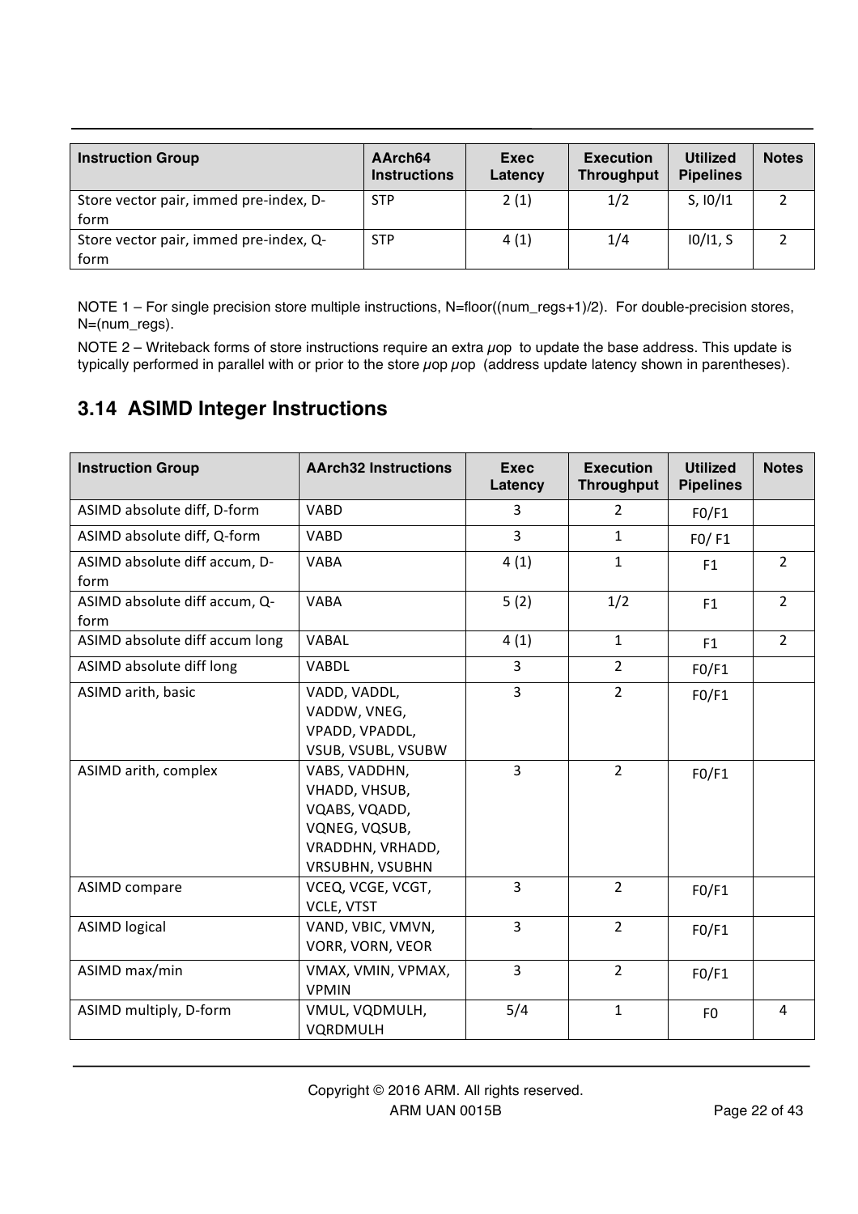| Instruction Group | AArch64 Instructions | Exec Latency | Execution Throughput | Utilized Pipelines | Notes |
|---|---|---|---|---|---|
| Store vector pair, immed pre-index, D-form | STP | 2 (1) | 1/2 | S, I0/I1 | 2 |
| Store vector pair, immed pre-index, Q-form | STP | 4 (1) | 1/4 | I0/I1, S | 2 |

NOTE 1 – For single precision store multiple instructions, N=floor((num_regs+1)/2). For double-precision stores, N=(num_regs).

NOTE 2 – Writeback forms of store instructions require an extra *μ*op to update the base address. This update is typically performed in parallel with or prior to the store *μ*op *μ*op (address update latency shown in parentheses).

## 3.14 ASIMD Integer Instructions

| Instruction Group | AArch32 Instructions | Exec Latency | Execution Throughput | Utilized Pipelines | Notes |
|---|---|---|---|---|---|
| ASIMD absolute diff, D-form | VABD | 3 | 2 | F0/F1 | |
| ASIMD absolute diff, Q-form | VABD | 3 | 1 | F0/ F1 | |
| ASIMD absolute diff accum, D-form | VABA | 4 (1) | 1 | F1 | 2 |
| ASIMD absolute diff accum, Q-form | VABA | 5 (2) | 1/2 | F1 | 2 |
| ASIMD absolute diff accum long | VABAL | 4 (1) | 1 | F1 | 2 |
| ASIMD absolute diff long | VABDL | 3 | 2 | F0/F1 | |
| ASIMD arith, basic | VADD, VADDL, VADDW, VNEG, VPADD, VPADDL, VSUB, VSUBL, VSUBW | 3 | 2 | F0/F1 | |
| ASIMD arith, complex | VABS, VADDHN, VHADD, VHSUB, VQABS, VQADD, VQNEG, VQSUB, VRADDHN, VRHADD, VRSUBHN, VSUBHN | 3 | 2 | F0/F1 | |
| ASIMD compare | VCEQ, VCGE, VCGT, VCLE, VTST | 3 | 2 | F0/F1 | |
| ASIMD logical | VAND, VBIC, VMVN, VORR, VORN, VEOR | 3 | 2 | F0/F1 | |
| ASIMD max/min | VMAX, VMIN, VPMAX, VPMIN | 3 | 2 | F0/F1 | |
| ASIMD multiply, D-form | VMUL, VQDMULH, VQRDMULH | 5/4 | 1 | F0 | 4 |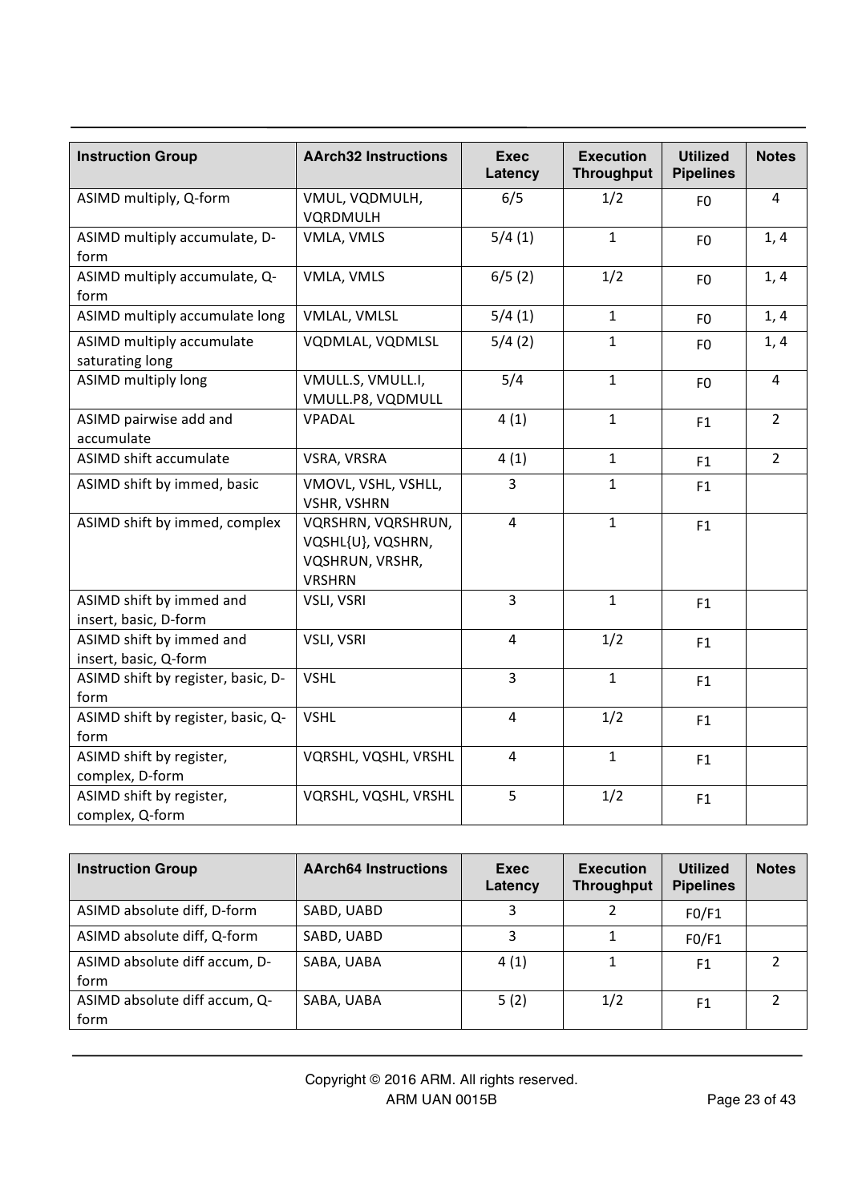| Instruction Group | AArch32 Instructions | Exec Latency | Execution Throughput | Utilized Pipelines | Notes |
|---|---|---|---|---|---|
| ASIMD multiply, Q-form | VMUL, VQDMULH, VQRDMULH | 6/5 | 1/2 | F0 | 4 |
| ASIMD multiply accumulate, D-form | VMLA, VMLS | 5/4 (1) | 1 | F0 | 1, 4 |
| ASIMD multiply accumulate, Q-form | VMLA, VMLS | 6/5 (2) | 1/2 | F0 | 1, 4 |
| ASIMD multiply accumulate long | VMLAL, VMLSL | 5/4 (1) | 1 | F0 | 1, 4 |
| ASIMD multiply accumulate saturating long | VQDMLAL, VQDMLSL | 5/4 (2) | 1 | F0 | 1, 4 |
| ASIMD multiply long | VMULL.S, VMULL.I, VMULL.P8, VQDMULL | 5/4 | 1 | F0 | 4 |
| ASIMD pairwise add and accumulate | VPADAL | 4 (1) | 1 | F1 | 2 |
| ASIMD shift accumulate | VSRA, VRSRA | 4 (1) | 1 | F1 | 2 |
| ASIMD shift by immed, basic | VMOVL, VSHL, VSHLL, VSHR, VSHRN | 3 | 1 | F1 | |
| ASIMD shift by immed, complex | VQRSHRN, VQRSHRUN, VQSHL{U}, VQSHRN, VQSHRUN, VRSHR, VRSHRN | 4 | 1 | F1 | |
| ASIMD shift by immed and insert, basic, D-form | VSLI, VSRI | 3 | 1 | F1 | |
| ASIMD shift by immed and insert, basic, Q-form | VSLI, VSRI | 4 | 1/2 | F1 | |
| ASIMD shift by register, basic, D-form | VSHL | 3 | 1 | F1 | |
| ASIMD shift by register, basic, Q-form | VSHL | 4 | 1/2 | F1 | |
| ASIMD shift by register, complex, D-form | VQRSHL, VQSHL, VRSHL | 4 | 1 | F1 | |
| ASIMD shift by register, complex, Q-form | VQRSHL, VQSHL, VRSHL | 5 | 1/2 | F1 | |

| Instruction Group | AArch64 Instructions | Exec Latency | Execution Throughput | Utilized Pipelines | Notes |
|---|---|---|---|---|---|
| ASIMD absolute diff, D-form | SABD, UABD | 3 | 2 | F0/F1 | |
| ASIMD absolute diff, Q-form | SABD, UABD | 3 | 1 | F0/F1 | |
| ASIMD absolute diff accum, D-form | SABA, UABA | 4 (1) | 1 | F1 | 2 |
| ASIMD absolute diff accum, Q-form | SABA, UABA | 5 (2) | 1/2 | F1 | 2 |

Copyright © 2016 ARM. All rights reserved.
ARM UAN 0015B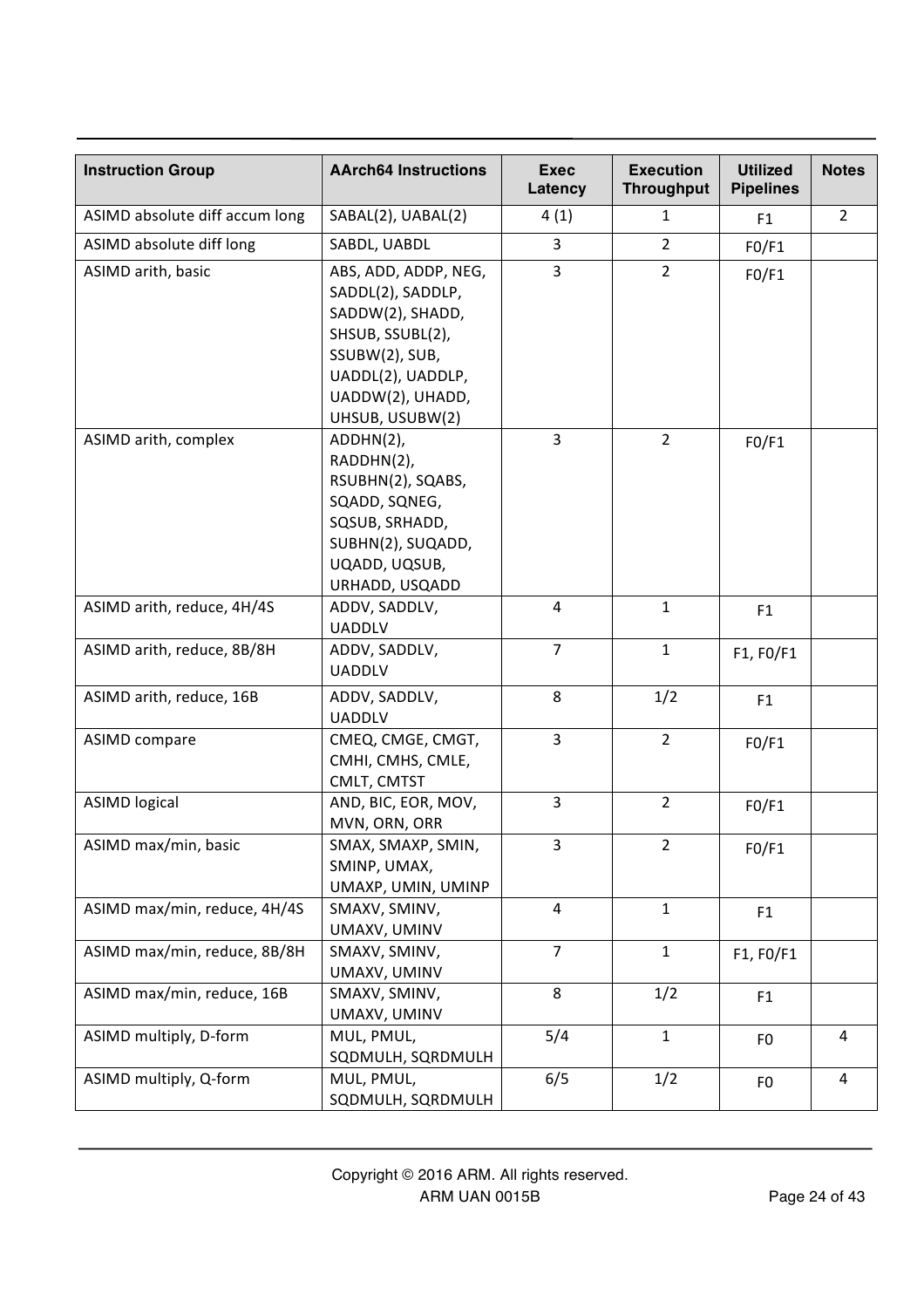| Instruction Group | AArch64 Instructions | Exec Latency | Execution Throughput | Utilized Pipelines | Notes |
|---|---|---|---|---|---|
| ASIMD absolute diff accum long | SABAL(2), UABAL(2) | 4 (1) | 1 | F1 | 2 |
| ASIMD absolute diff long | SABDL, UABDL | 3 | 2 | F0/F1 | |
| ASIMD arith, basic | ABS, ADD, ADDP, NEG, SADDL(2), SADDLP, SADDW(2), SHADD, SHSUB, SSUBL(2), SSUBW(2), SUB, UADDL(2), UADDLP, UADDW(2), UHADD, UHSUB, USUBW(2) | 3 | 2 | F0/F1 | |
| ASIMD arith, complex | ADDHN(2), RADDHN(2), RSUBHN(2), SQABS, SQADD, SQNEG, SQSUB, SRHADD, SUBHN(2), SUQADD, UQADD, UQSUB, URHADD, USQADD | 3 | 2 | F0/F1 | |
| ASIMD arith, reduce, 4H/4S | ADDV, SADDLV, UADDLV | 4 | 1 | F1 | |
| ASIMD arith, reduce, 8B/8H | ADDV, SADDLV, UADDLV | 7 | 1 | F1, F0/F1 | |
| ASIMD arith, reduce, 16B | ADDV, SADDLV, UADDLV | 8 | 1/2 | F1 | |
| ASIMD compare | CMEQ, CMGE, CMGT, CMHI, CMHS, CMLE, CMLT, CMTST | 3 | 2 | F0/F1 | |
| ASIMD logical | AND, BIC, EOR, MOV, MVN, ORN, ORR | 3 | 2 | F0/F1 | |
| ASIMD max/min, basic | SMAX, SMAXP, SMIN, SMINP, UMAX, UMAXP, UMIN, UMINP | 3 | 2 | F0/F1 | |
| ASIMD max/min, reduce, 4H/4S | SMAXV, SMINV, UMAXV, UMINV | 4 | 1 | F1 | |
| ASIMD max/min, reduce, 8B/8H | SMAXV, SMINV, UMAXV, UMINV | 7 | 1 | F1, F0/F1 | |
| ASIMD max/min, reduce, 16B | SMAXV, SMINV, UMAXV, UMINV | 8 | 1/2 | F1 | |
| ASIMD multiply, D-form | MUL, PMUL, SQDMULH, SQRDMULH | 5/4 | 1 | F0 | 4 |
| ASIMD multiply, Q-form | MUL, PMUL, SQDMULH, SQRDMULH | 6/5 | 1/2 | F0 | 4 |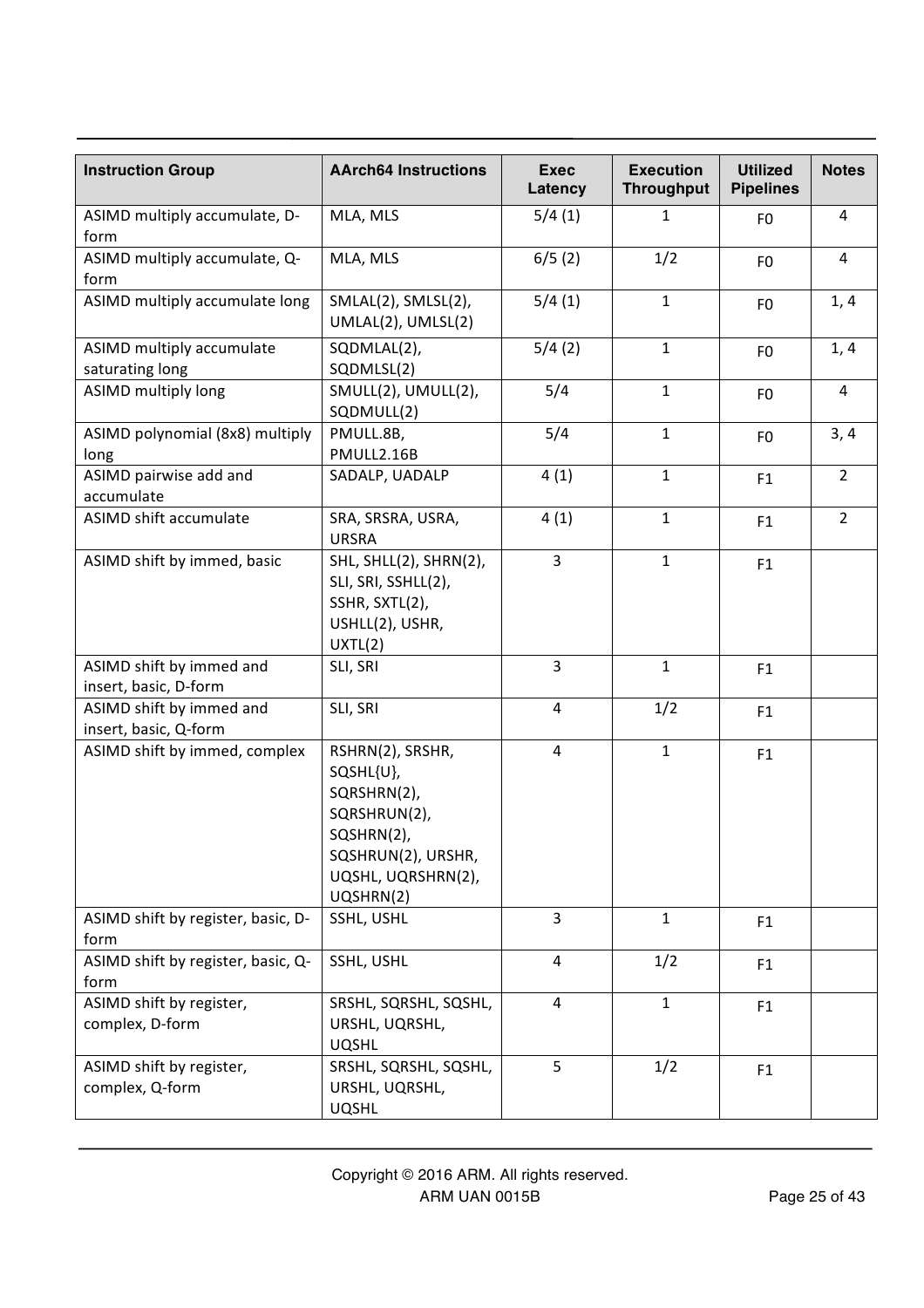| Instruction Group | AArch64 Instructions | Exec Latency | Execution Throughput | Utilized Pipelines | Notes |
|---|---|---|---|---|---|
| ASIMD multiply accumulate, D-form | MLA, MLS | 5/4 (1) | 1 | F0 | 4 |
| ASIMD multiply accumulate, Q-form | MLA, MLS | 6/5 (2) | 1/2 | F0 | 4 |
| ASIMD multiply accumulate long | SMLAL(2), SMLSL(2), UMLAL(2), UMLSL(2) | 5/4 (1) | 1 | F0 | 1, 4 |
| ASIMD multiply accumulate saturating long | SQDMLAL(2), SQDMLSL(2) | 5/4 (2) | 1 | F0 | 1, 4 |
| ASIMD multiply long | SMULL(2), UMULL(2), SQDMULL(2) | 5/4 | 1 | F0 | 4 |
| ASIMD polynomial (8x8) multiply long | PMULL.8B, PMULL2.16B | 5/4 | 1 | F0 | 3, 4 |
| ASIMD pairwise add and accumulate | SADALP, UADALP | 4 (1) | 1 | F1 | 2 |
| ASIMD shift accumulate | SRA, SRSRA, USRA, URSRA | 4 (1) | 1 | F1 | 2 |
| ASIMD shift by immed, basic | SHL, SHLL(2), SHRN(2), SLI, SRI, SSHLL(2), SSHR, SXTL(2), USHLL(2), USHR, UXTL(2) | 3 | 1 | F1 | |
| ASIMD shift by immed and insert, basic, D-form | SLI, SRI | 3 | 1 | F1 | |
| ASIMD shift by immed and insert, basic, Q-form | SLI, SRI | 4 | 1/2 | F1 | |
| ASIMD shift by immed, complex | RSHRN(2), SRSHR, SQSHL{U}, SQRSHRN(2), SQRSHRUN(2), SQSHRN(2), SQSHRUN(2), URSHR, UQSHL, UQRSHRN(2), UQSHRN(2) | 4 | 1 | F1 | |
| ASIMD shift by register, basic, D-form | SSHL, USHL | 3 | 1 | F1 | |
| ASIMD shift by register, basic, Q-form | SSHL, USHL | 4 | 1/2 | F1 | |
| ASIMD shift by register, complex, D-form | SRSHL, SQRSHL, SQSHL, URSHL, UQRSHL, UQSHL | 4 | 1 | F1 | |
| ASIMD shift by register, complex, Q-form | SRSHL, SQRSHL, SQSHL, URSHL, UQRSHL, UQSHL | 5 | 1/2 | F1 | |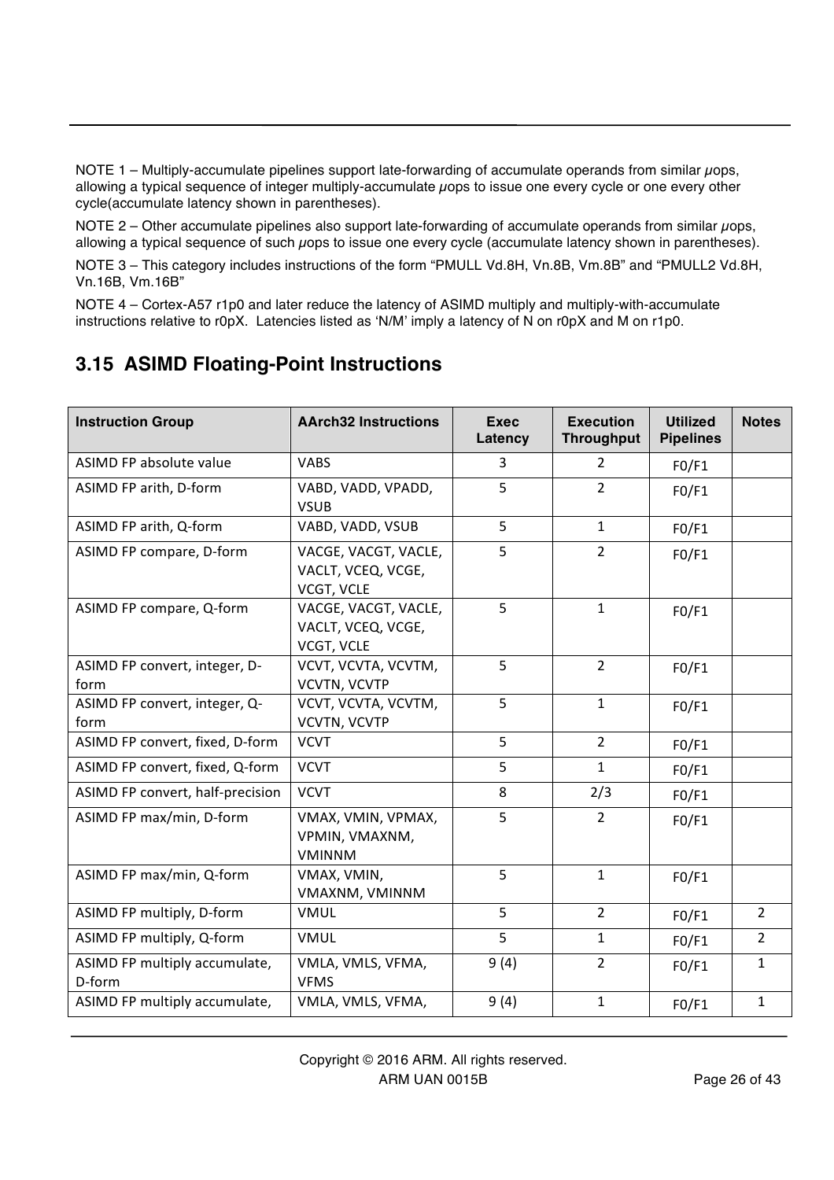NOTE 1 – Multiply-accumulate pipelines support late-forwarding of accumulate operands from similar µops, allowing a typical sequence of integer multiply-accumulate µops to issue one every cycle or one every other cycle(accumulate latency shown in parentheses).

NOTE 2 – Other accumulate pipelines also support late-forwarding of accumulate operands from similar µops, allowing a typical sequence of such µops to issue one every cycle (accumulate latency shown in parentheses).

NOTE 3 – This category includes instructions of the form "PMULL Vd.8H, Vn.8B, Vm.8B" and "PMULL2 Vd.8H, Vn.16B, Vm.16B"

NOTE 4 – Cortex-A57 r1p0 and later reduce the latency of ASIMD multiply and multiply-with-accumulate instructions relative to r0pX. Latencies listed as 'N/M' imply a latency of N on r0pX and M on r1p0.

## 3.15 ASIMD Floating-Point Instructions

| Instruction Group | AArch32 Instructions | Exec Latency | Execution Throughput | Utilized Pipelines | Notes |
|---|---|---|---|---|---|
| ASIMD FP absolute value | VABS | 3 | 2 | F0/F1 | |
| ASIMD FP arith, D-form | VABD, VADD, VPADD, VSUB | 5 | 2 | F0/F1 | |
| ASIMD FP arith, Q-form | VABD, VADD, VSUB | 5 | 1 | F0/F1 | |
| ASIMD FP compare, D-form | VACGE, VACGT, VACLE, VACLT, VCEQ, VCGE, VCGT, VCLE | 5 | 2 | F0/F1 | |
| ASIMD FP compare, Q-form | VACGE, VACGT, VACLE, VACLT, VCEQ, VCGE, VCGT, VCLE | 5 | 1 | F0/F1 | |
| ASIMD FP convert, integer, D-form | VCVT, VCVTA, VCVTM, VCVTN, VCVTP | 5 | 2 | F0/F1 | |
| ASIMD FP convert, integer, Q-form | VCVT, VCVTA, VCVTM, VCVTN, VCVTP | 5 | 1 | F0/F1 | |
| ASIMD FP convert, fixed, D-form | VCVT | 5 | 2 | F0/F1 | |
| ASIMD FP convert, fixed, Q-form | VCVT | 5 | 1 | F0/F1 | |
| ASIMD FP convert, half-precision | VCVT | 8 | 2/3 | F0/F1 | |
| ASIMD FP max/min, D-form | VMAX, VMIN, VPMAX, VPMIN, VMAXNM, VMINNM | 5 | 2 | F0/F1 | |
| ASIMD FP max/min, Q-form | VMAX, VMIN, VMAXNM, VMINNM | 5 | 1 | F0/F1 | |
| ASIMD FP multiply, D-form | VMUL | 5 | 2 | F0/F1 | 2 |
| ASIMD FP multiply, Q-form | VMUL | 5 | 1 | F0/F1 | 2 |
| ASIMD FP multiply accumulate, D-form | VMLA, VMLS, VFMA, VFMS | 9 (4) | 2 | F0/F1 | 1 |
| ASIMD FP multiply accumulate, | VMLA, VMLS, VFMA, | 9 (4) | 1 | F0/F1 | 1 |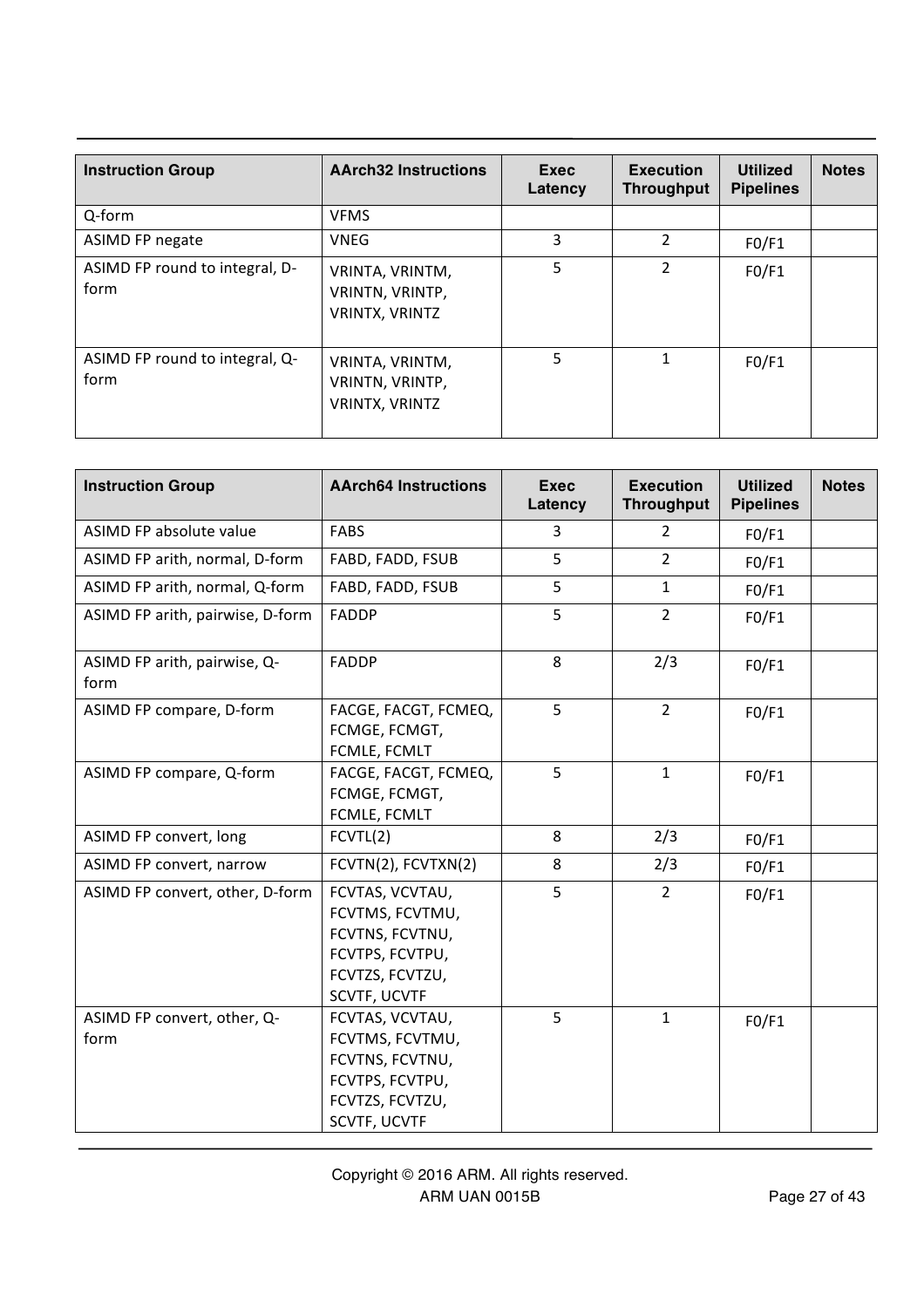| Instruction Group | AArch32 Instructions | Exec Latency | Execution Throughput | Utilized Pipelines | Notes |
|---|---|---|---|---|---|
| Q-form | VFMS | | | | |
| ASIMD FP negate | VNEG | 3 | 2 | F0/F1 | |
| ASIMD FP round to integral, D-form | VRINTA, VRINTM, VRINTN, VRINTP, VRINTX, VRINTZ | 5 | 2 | F0/F1 | |
| ASIMD FP round to integral, Q-form | VRINTA, VRINTM, VRINTN, VRINTP, VRINTX, VRINTZ | 5 | 1 | F0/F1 | |

| Instruction Group | AArch64 Instructions | Exec Latency | Execution Throughput | Utilized Pipelines | Notes |
|---|---|---|---|---|---|
| ASIMD FP absolute value | FABS | 3 | 2 | F0/F1 | |
| ASIMD FP arith, normal, D-form | FABD, FADD, FSUB | 5 | 2 | F0/F1 | |
| ASIMD FP arith, normal, Q-form | FABD, FADD, FSUB | 5 | 1 | F0/F1 | |
| ASIMD FP arith, pairwise, D-form | FADDP | 5 | 2 | F0/F1 | |
| ASIMD FP arith, pairwise, Q-form | FADDP | 8 | 2/3 | F0/F1 | |
| ASIMD FP compare, D-form | FACGE, FACGT, FCMEQ, FCMGE, FCMGT, FCMLE, FCMLT | 5 | 2 | F0/F1 | |
| ASIMD FP compare, Q-form | FACGE, FACGT, FCMEQ, FCMGE, FCMGT, FCMLE, FCMLT | 5 | 1 | F0/F1 | |
| ASIMD FP convert, long | FCVTL(2) | 8 | 2/3 | F0/F1 | |
| ASIMD FP convert, narrow | FCVTN(2), FCVTXN(2) | 8 | 2/3 | F0/F1 | |
| ASIMD FP convert, other, D-form | FCVTAS, VCVTAU, FCVTMS, FCVTMU, FCVTNS, FCVTNU, FCVTPS, FCVTPU, FCVTZS, FCVTZU, SCVTF, UCVTF | 5 | 2 | F0/F1 | |
| ASIMD FP convert, other, Q-form | FCVTAS, VCVTAU, FCVTMS, FCVTMU, FCVTNS, FCVTNU, FCVTPS, FCVTPU, FCVTZS, FCVTZU, SCVTF, UCVTF | 5 | 1 | F0/F1 | |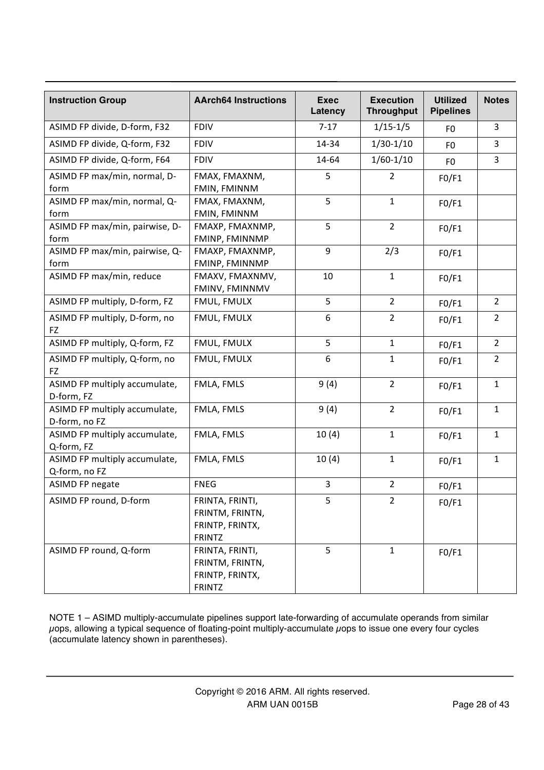| Instruction Group | AArch64 Instructions | Exec Latency | Execution Throughput | Utilized Pipelines | Notes |
|---|---|---|---|---|---|
| ASIMD FP divide, D-form, F32 | FDIV | 7-17 | 1/15-1/5 | F0 | 3 |
| ASIMD FP divide, Q-form, F32 | FDIV | 14-34 | 1/30-1/10 | F0 | 3 |
| ASIMD FP divide, Q-form, F64 | FDIV | 14-64 | 1/60-1/10 | F0 | 3 |
| ASIMD FP max/min, normal, D-form | FMAX, FMAXNM, FMIN, FMINNM | 5 | 2 | F0/F1 | |
| ASIMD FP max/min, normal, Q-form | FMAX, FMAXNM, FMIN, FMINNM | 5 | 1 | F0/F1 | |
| ASIMD FP max/min, pairwise, D-form | FMAXP, FMAXNMP, FMINP, FMINNMP | 5 | 2 | F0/F1 | |
| ASIMD FP max/min, pairwise, Q-form | FMAXP, FMAXNMP, FMINP, FMINNMP | 9 | 2/3 | F0/F1 | |
| ASIMD FP max/min, reduce | FMAXV, FMAXNMV, FMINV, FMINNMV | 10 | 1 | F0/F1 | |
| ASIMD FP multiply, D-form, FZ | FMUL, FMULX | 5 | 2 | F0/F1 | 2 |
| ASIMD FP multiply, D-form, no FZ | FMUL, FMULX | 6 | 2 | F0/F1 | 2 |
| ASIMD FP multiply, Q-form, FZ | FMUL, FMULX | 5 | 1 | F0/F1 | 2 |
| ASIMD FP multiply, Q-form, no FZ | FMUL, FMULX | 6 | 1 | F0/F1 | 2 |
| ASIMD FP multiply accumulate, D-form, FZ | FMLA, FMLS | 9 (4) | 2 | F0/F1 | 1 |
| ASIMD FP multiply accumulate, D-form, no FZ | FMLA, FMLS | 9 (4) | 2 | F0/F1 | 1 |
| ASIMD FP multiply accumulate, Q-form, FZ | FMLA, FMLS | 10 (4) | 1 | F0/F1 | 1 |
| ASIMD FP multiply accumulate, Q-form, no FZ | FMLA, FMLS | 10 (4) | 1 | F0/F1 | 1 |
| ASIMD FP negate | FNEG | 3 | 2 | F0/F1 | |
| ASIMD FP round, D-form | FRINTA, FRINTI, FRINTM, FRINTN, FRINTP, FRINTX, FRINTZ | 5 | 2 | F0/F1 | |
| ASIMD FP round, Q-form | FRINTA, FRINTI, FRINTM, FRINTN, FRINTP, FRINTX, FRINTZ | 5 | 1 | F0/F1 | |

NOTE 1 – ASIMD multiply-accumulate pipelines support late-forwarding of accumulate operands from similar µops, allowing a typical sequence of floating-point multiply-accumulate µops to issue one every four cycles (accumulate latency shown in parentheses).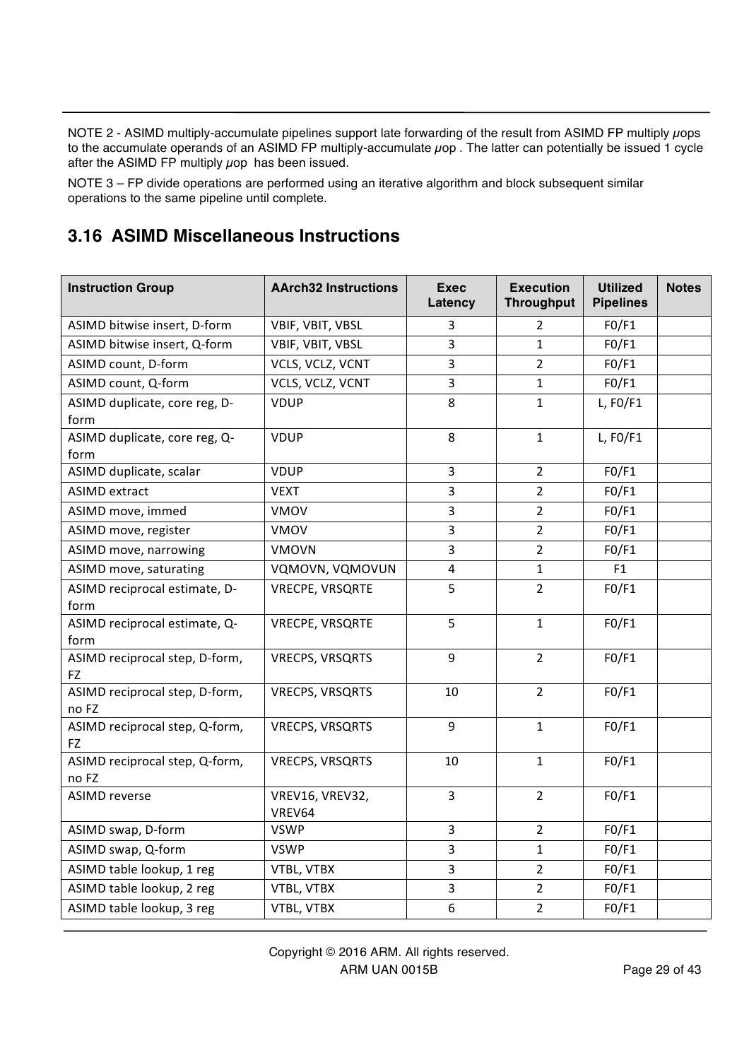NOTE 2 - ASIMD multiply-accumulate pipelines support late forwarding of the result from ASIMD FP multiply μops to the accumulate operands of an ASIMD FP multiply-accumulate μop . The latter can potentially be issued 1 cycle after the ASIMD FP multiply μop has been issued.

NOTE 3 – FP divide operations are performed using an iterative algorithm and block subsequent similar operations to the same pipeline until complete.

## 3.16 ASIMD Miscellaneous Instructions

| Instruction Group | AArch32 Instructions | Exec Latency | Execution Throughput | Utilized Pipelines | Notes |
|---|---|---|---|---|---|
| ASIMD bitwise insert, D-form | VBIF, VBIT, VBSL | 3 | 2 | F0/F1 | |
| ASIMD bitwise insert, Q-form | VBIF, VBIT, VBSL | 3 | 1 | F0/F1 | |
| ASIMD count, D-form | VCLS, VCLZ, VCNT | 3 | 2 | F0/F1 | |
| ASIMD count, Q-form | VCLS, VCLZ, VCNT | 3 | 1 | F0/F1 | |
| ASIMD duplicate, core reg, D-form | VDUP | 8 | 1 | L, F0/F1 | |
| ASIMD duplicate, core reg, Q-form | VDUP | 8 | 1 | L, F0/F1 | |
| ASIMD duplicate, scalar | VDUP | 3 | 2 | F0/F1 | |
| ASIMD extract | VEXT | 3 | 2 | F0/F1 | |
| ASIMD move, immed | VMOV | 3 | 2 | F0/F1 | |
| ASIMD move, register | VMOV | 3 | 2 | F0/F1 | |
| ASIMD move, narrowing | VMOVN | 3 | 2 | F0/F1 | |
| ASIMD move, saturating | VQMOVN, VQMOVUN | 4 | 1 | F1 | |
| ASIMD reciprocal estimate, D-form | VRECPE, VRSQRTE | 5 | 2 | F0/F1 | |
| ASIMD reciprocal estimate, Q-form | VRECPE, VRSQRTE | 5 | 1 | F0/F1 | |
| ASIMD reciprocal step, D-form, FZ | VRECPS, VRSQRTS | 9 | 2 | F0/F1 | |
| ASIMD reciprocal step, D-form, no FZ | VRECPS, VRSQRTS | 10 | 2 | F0/F1 | |
| ASIMD reciprocal step, Q-form, FZ | VRECPS, VRSQRTS | 9 | 1 | F0/F1 | |
| ASIMD reciprocal step, Q-form, no FZ | VRECPS, VRSQRTS | 10 | 1 | F0/F1 | |
| ASIMD reverse | VREV16, VREV32, VREV64 | 3 | 2 | F0/F1 | |
| ASIMD swap, D-form | VSWP | 3 | 2 | F0/F1 | |
| ASIMD swap, Q-form | VSWP | 3 | 1 | F0/F1 | |
| ASIMD table lookup, 1 reg | VTBL, VTBX | 3 | 2 | F0/F1 | |
| ASIMD table lookup, 2 reg | VTBL, VTBX | 3 | 2 | F0/F1 | |
| ASIMD table lookup, 3 reg | VTBL, VTBX | 6 | 2 | F0/F1 | |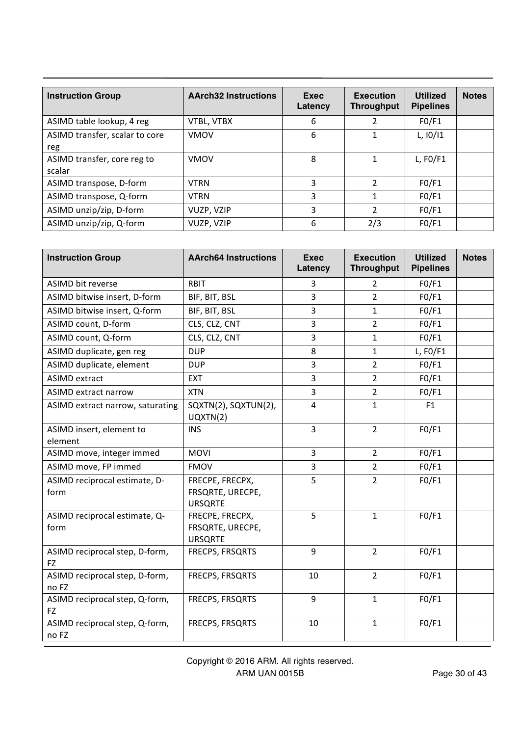| Instruction Group | AArch32 Instructions | Exec Latency | Execution Throughput | Utilized Pipelines | Notes |
|---|---|---|---|---|---|
| ASIMD table lookup, 4 reg | VTBL, VTBX | 6 | 2 | F0/F1 | |
| ASIMD transfer, scalar to core reg | VMOV | 6 | 1 | L, I0/I1 | |
| ASIMD transfer, core reg to scalar | VMOV | 8 | 1 | L, F0/F1 | |
| ASIMD transpose, D-form | VTRN | 3 | 2 | F0/F1 | |
| ASIMD transpose, Q-form | VTRN | 3 | 1 | F0/F1 | |
| ASIMD unzip/zip, D-form | VUZP, VZIP | 3 | 2 | F0/F1 | |
| ASIMD unzip/zip, Q-form | VUZP, VZIP | 6 | 2/3 | F0/F1 | |

| Instruction Group | AArch64 Instructions | Exec Latency | Execution Throughput | Utilized Pipelines | Notes |
|---|---|---|---|---|---|
| ASIMD bit reverse | RBIT | 3 | 2 | F0/F1 | |
| ASIMD bitwise insert, D-form | BIF, BIT, BSL | 3 | 2 | F0/F1 | |
| ASIMD bitwise insert, Q-form | BIF, BIT, BSL | 3 | 1 | F0/F1 | |
| ASIMD count, D-form | CLS, CLZ, CNT | 3 | 2 | F0/F1 | |
| ASIMD count, Q-form | CLS, CLZ, CNT | 3 | 1 | F0/F1 | |
| ASIMD duplicate, gen reg | DUP | 8 | 1 | L, F0/F1 | |
| ASIMD duplicate, element | DUP | 3 | 2 | F0/F1 | |
| ASIMD extract | EXT | 3 | 2 | F0/F1 | |
| ASIMD extract narrow | XTN | 3 | 2 | F0/F1 | |
| ASIMD extract narrow, saturating | SQXTN(2), SQXTUN(2), UQXTN(2) | 4 | 1 | F1 | |
| ASIMD insert, element to element | INS | 3 | 2 | F0/F1 | |
| ASIMD move, integer immed | MOVI | 3 | 2 | F0/F1 | |
| ASIMD move, FP immed | FMOV | 3 | 2 | F0/F1 | |
| ASIMD reciprocal estimate, D-form | FRECPE, FRECPX, FRSQRTE, URECPE, URSQRTE | 5 | 2 | F0/F1 | |
| ASIMD reciprocal estimate, Q-form | FRECPE, FRECPX, FRSQRTE, URECPE, URSQRTE | 5 | 1 | F0/F1 | |
| ASIMD reciprocal step, D-form, FZ | FRECPS, FRSQRTS | 9 | 2 | F0/F1 | |
| ASIMD reciprocal step, D-form, no FZ | FRECPS, FRSQRTS | 10 | 2 | F0/F1 | |
| ASIMD reciprocal step, Q-form, FZ | FRECPS, FRSQRTS | 9 | 1 | F0/F1 | |
| ASIMD reciprocal step, Q-form, no FZ | FRECPS, FRSQRTS | 10 | 1 | F0/F1 | |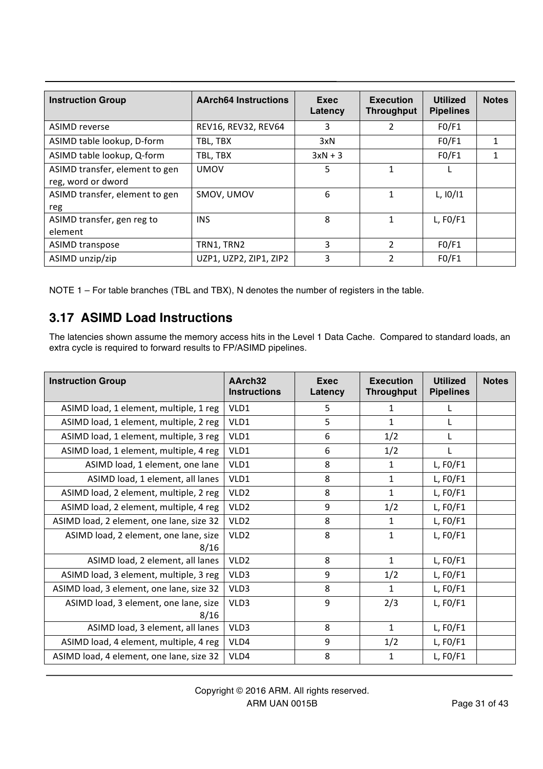| Instruction Group | AArch64 Instructions | Exec Latency | Execution Throughput | Utilized Pipelines | Notes |
|---|---|---|---|---|---|
| ASIMD reverse | REV16, REV32, REV64 | 3 | 2 | F0/F1 | |
| ASIMD table lookup, D-form | TBL, TBX | 3xN | | F0/F1 | 1 |
| ASIMD table lookup, Q-form | TBL, TBX | 3xN + 3 | | F0/F1 | 1 |
| ASIMD transfer, element to gen reg, word or dword | UMOV | 5 | 1 | L | |
| ASIMD transfer, element to gen reg | SMOV, UMOV | 6 | 1 | L, I0/I1 | |
| ASIMD transfer, gen reg to element | INS | 8 | 1 | L, F0/F1 | |
| ASIMD transpose | TRN1, TRN2 | 3 | 2 | F0/F1 | |
| ASIMD unzip/zip | UZP1, UZP2, ZIP1, ZIP2 | 3 | 2 | F0/F1 | |

NOTE 1 – For table branches (TBL and TBX), N denotes the number of registers in the table.

## 3.17 ASIMD Load Instructions

The latencies shown assume the memory access hits in the Level 1 Data Cache. Compared to standard loads, an extra cycle is required to forward results to FP/ASIMD pipelines.

| Instruction Group | AArch32 Instructions | Exec Latency | Execution Throughput | Utilized Pipelines | Notes |
|---|---|---|---|---|---|
| ASIMD load, 1 element, multiple, 1 reg | VLD1 | 5 | 1 | L | |
| ASIMD load, 1 element, multiple, 2 reg | VLD1 | 5 | 1 | L | |
| ASIMD load, 1 element, multiple, 3 reg | VLD1 | 6 | 1/2 | L | |
| ASIMD load, 1 element, multiple, 4 reg | VLD1 | 6 | 1/2 | L | |
| ASIMD load, 1 element, one lane | VLD1 | 8 | 1 | L, F0/F1 | |
| ASIMD load, 1 element, all lanes | VLD1 | 8 | 1 | L, F0/F1 | |
| ASIMD load, 2 element, multiple, 2 reg | VLD2 | 8 | 1 | L, F0/F1 | |
| ASIMD load, 2 element, multiple, 4 reg | VLD2 | 9 | 1/2 | L, F0/F1 | |
| ASIMD load, 2 element, one lane, size 32 | VLD2 | 8 | 1 | L, F0/F1 | |
| ASIMD load, 2 element, one lane, size 8/16 | VLD2 | 8 | 1 | L, F0/F1 | |
| ASIMD load, 2 element, all lanes | VLD2 | 8 | 1 | L, F0/F1 | |
| ASIMD load, 3 element, multiple, 3 reg | VLD3 | 9 | 1/2 | L, F0/F1 | |
| ASIMD load, 3 element, one lane, size 32 | VLD3 | 8 | 1 | L, F0/F1 | |
| ASIMD load, 3 element, one lane, size 8/16 | VLD3 | 9 | 2/3 | L, F0/F1 | |
| ASIMD load, 3 element, all lanes | VLD3 | 8 | 1 | L, F0/F1 | |
| ASIMD load, 4 element, multiple, 4 reg | VLD4 | 9 | 1/2 | L, F0/F1 | |
| ASIMD load, 4 element, one lane, size 32 | VLD4 | 8 | 1 | L, F0/F1 | |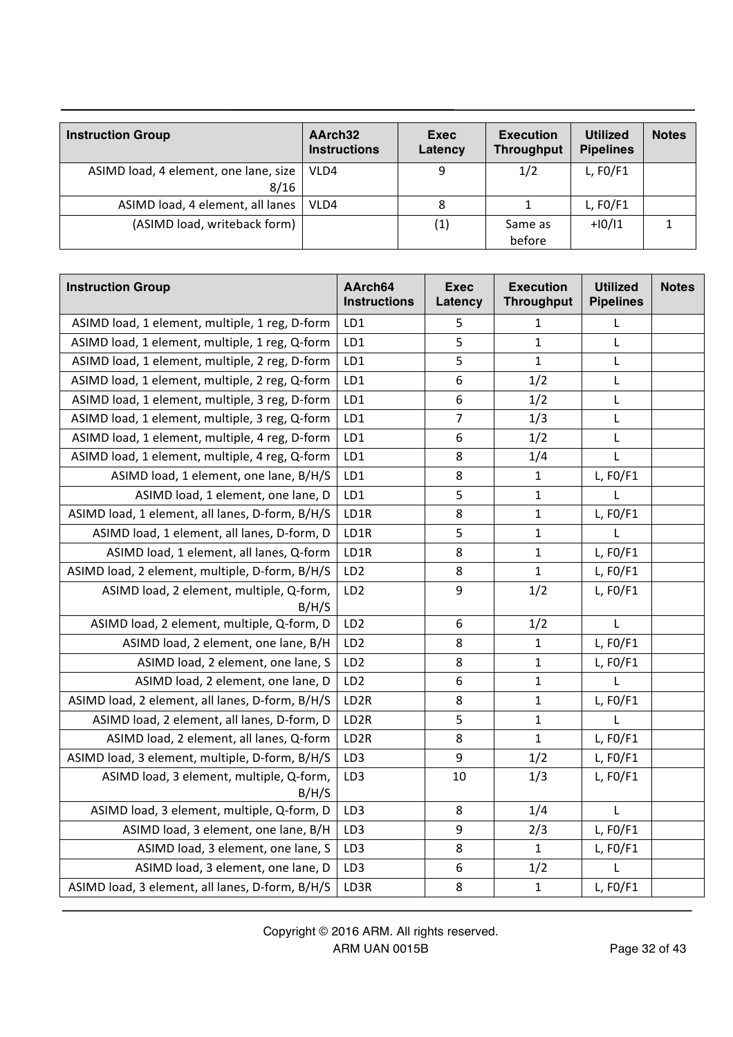| Instruction Group | AArch32 Instructions | Exec Latency | Execution Throughput | Utilized Pipelines | Notes |
|---|---|---|---|---|---|
| ASIMD load, 4 element, one lane, size 8/16 | VLD4 | 9 | 1/2 | L, F0/F1 | |
| ASIMD load, 4 element, all lanes | VLD4 | 8 | 1 | L, F0/F1 | |
| (ASIMD load, writeback form) | | (1) | Same as before | +I0/I1 | 1 |

| Instruction Group | AArch64 Instructions | Exec Latency | Execution Throughput | Utilized Pipelines | Notes |
|---|---|---|---|---|---|
| ASIMD load, 1 element, multiple, 1 reg, D-form | LD1 | 5 | 1 | L | |
| ASIMD load, 1 element, multiple, 1 reg, Q-form | LD1 | 5 | 1 | L | |
| ASIMD load, 1 element, multiple, 2 reg, D-form | LD1 | 5 | 1 | L | |
| ASIMD load, 1 element, multiple, 2 reg, Q-form | LD1 | 6 | 1/2 | L | |
| ASIMD load, 1 element, multiple, 3 reg, D-form | LD1 | 6 | 1/2 | L | |
| ASIMD load, 1 element, multiple, 3 reg, Q-form | LD1 | 7 | 1/3 | L | |
| ASIMD load, 1 element, multiple, 4 reg, D-form | LD1 | 6 | 1/2 | L | |
| ASIMD load, 1 element, multiple, 4 reg, Q-form | LD1 | 8 | 1/4 | L | |
| ASIMD load, 1 element, one lane, B/H/S | LD1 | 8 | 1 | L, F0/F1 | |
| ASIMD load, 1 element, one lane, D | LD1 | 5 | 1 | L | |
| ASIMD load, 1 element, all lanes, D-form, B/H/S | LD1R | 8 | 1 | L, F0/F1 | |
| ASIMD load, 1 element, all lanes, D-form, D | LD1R | 5 | 1 | L | |
| ASIMD load, 1 element, all lanes, Q-form | LD1R | 8 | 1 | L, F0/F1 | |
| ASIMD load, 2 element, multiple, D-form, B/H/S | LD2 | 8 | 1 | L, F0/F1 | |
| ASIMD load, 2 element, multiple, Q-form, B/H/S | LD2 | 9 | 1/2 | L, F0/F1 | |
| ASIMD load, 2 element, multiple, Q-form, D | LD2 | 6 | 1/2 | L | |
| ASIMD load, 2 element, one lane, B/H | LD2 | 8 | 1 | L, F0/F1 | |
| ASIMD load, 2 element, one lane, S | LD2 | 8 | 1 | L, F0/F1 | |
| ASIMD load, 2 element, one lane, D | LD2 | 6 | 1 | L | |
| ASIMD load, 2 element, all lanes, D-form, B/H/S | LD2R | 8 | 1 | L, F0/F1 | |
| ASIMD load, 2 element, all lanes, D-form, D | LD2R | 5 | 1 | L | |
| ASIMD load, 2 element, all lanes, Q-form | LD2R | 8 | 1 | L, F0/F1 | |
| ASIMD load, 3 element, multiple, D-form, B/H/S | LD3 | 9 | 1/2 | L, F0/F1 | |
| ASIMD load, 3 element, multiple, Q-form, B/H/S | LD3 | 10 | 1/3 | L, F0/F1 | |
| ASIMD load, 3 element, multiple, Q-form, D | LD3 | 8 | 1/4 | L | |
| ASIMD load, 3 element, one lane, B/H | LD3 | 9 | 2/3 | L, F0/F1 | |
| ASIMD load, 3 element, one lane, S | LD3 | 8 | 1 | L, F0/F1 | |
| ASIMD load, 3 element, one lane, D | LD3 | 6 | 1/2 | L | |
| ASIMD load, 3 element, all lanes, D-form, B/H/S | LD3R | 8 | 1 | L, F0/F1 | |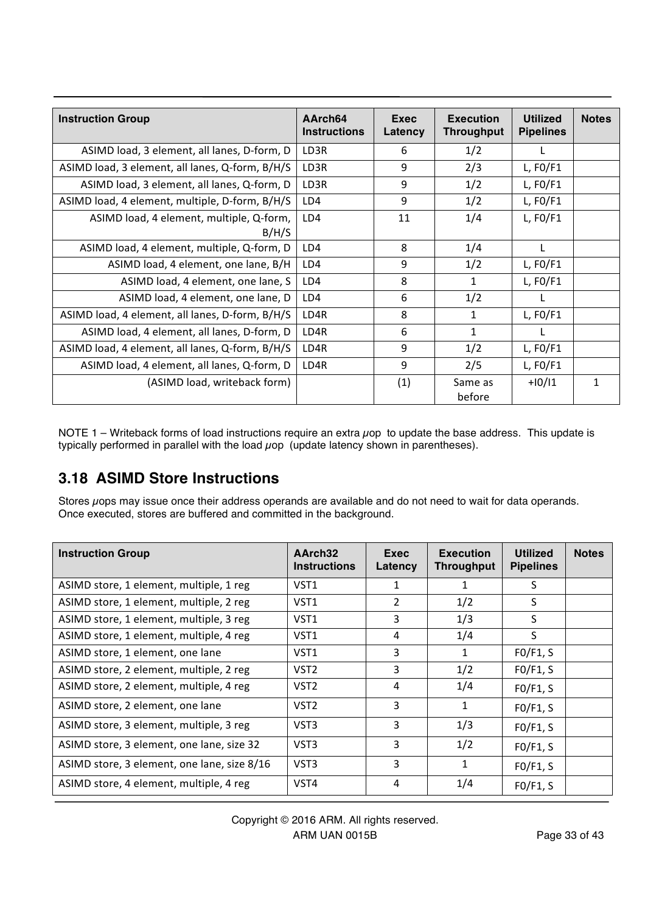| Instruction Group | AArch64 Instructions | Exec Latency | Execution Throughput | Utilized Pipelines | Notes |
|---|---|---|---|---|---|
| ASIMD load, 3 element, all lanes, D-form, D | LD3R | 6 | 1/2 | L | |
| ASIMD load, 3 element, all lanes, Q-form, B/H/S | LD3R | 9 | 2/3 | L, F0/F1 | |
| ASIMD load, 3 element, all lanes, Q-form, D | LD3R | 9 | 1/2 | L, F0/F1 | |
| ASIMD load, 4 element, multiple, D-form, B/H/S | LD4 | 9 | 1/2 | L, F0/F1 | |
| ASIMD load, 4 element, multiple, Q-form, B/H/S | LD4 | 11 | 1/4 | L, F0/F1 | |
| ASIMD load, 4 element, multiple, Q-form, D | LD4 | 8 | 1/4 | L | |
| ASIMD load, 4 element, one lane, B/H | LD4 | 9 | 1/2 | L, F0/F1 | |
| ASIMD load, 4 element, one lane, S | LD4 | 8 | 1 | L, F0/F1 | |
| ASIMD load, 4 element, one lane, D | LD4 | 6 | 1/2 | L | |
| ASIMD load, 4 element, all lanes, D-form, B/H/S | LD4R | 8 | 1 | L, F0/F1 | |
| ASIMD load, 4 element, all lanes, D-form, D | LD4R | 6 | 1 | L | |
| ASIMD load, 4 element, all lanes, Q-form, B/H/S | LD4R | 9 | 1/2 | L, F0/F1 | |
| ASIMD load, 4 element, all lanes, Q-form, D | LD4R | 9 | 2/5 | L, F0/F1 | |
| (ASIMD load, writeback form) | | (1) | Same as before | +I0/I1 | 1 |

NOTE 1 – Writeback forms of load instructions require an extra µop to update the base address. This update is typically performed in parallel with the load µop (update latency shown in parentheses).

## 3.18 ASIMD Store Instructions

Stores µops may issue once their address operands are available and do not need to wait for data operands. Once executed, stores are buffered and committed in the background.

| Instruction Group | AArch32 Instructions | Exec Latency | Execution Throughput | Utilized Pipelines | Notes |
|---|---|---|---|---|---|
| ASIMD store, 1 element, multiple, 1 reg | VST1 | 1 | 1 | S | |
| ASIMD store, 1 element, multiple, 2 reg | VST1 | 2 | 1/2 | S | |
| ASIMD store, 1 element, multiple, 3 reg | VST1 | 3 | 1/3 | S | |
| ASIMD store, 1 element, multiple, 4 reg | VST1 | 4 | 1/4 | S | |
| ASIMD store, 1 element, one lane | VST1 | 3 | 1 | F0/F1, S | |
| ASIMD store, 2 element, multiple, 2 reg | VST2 | 3 | 1/2 | F0/F1, S | |
| ASIMD store, 2 element, multiple, 4 reg | VST2 | 4 | 1/4 | F0/F1, S | |
| ASIMD store, 2 element, one lane | VST2 | 3 | 1 | F0/F1, S | |
| ASIMD store, 3 element, multiple, 3 reg | VST3 | 3 | 1/3 | F0/F1, S | |
| ASIMD store, 3 element, one lane, size 32 | VST3 | 3 | 1/2 | F0/F1, S | |
| ASIMD store, 3 element, one lane, size 8/16 | VST3 | 3 | 1 | F0/F1, S | |
| ASIMD store, 4 element, multiple, 4 reg | VST4 | 4 | 1/4 | F0/F1, S | |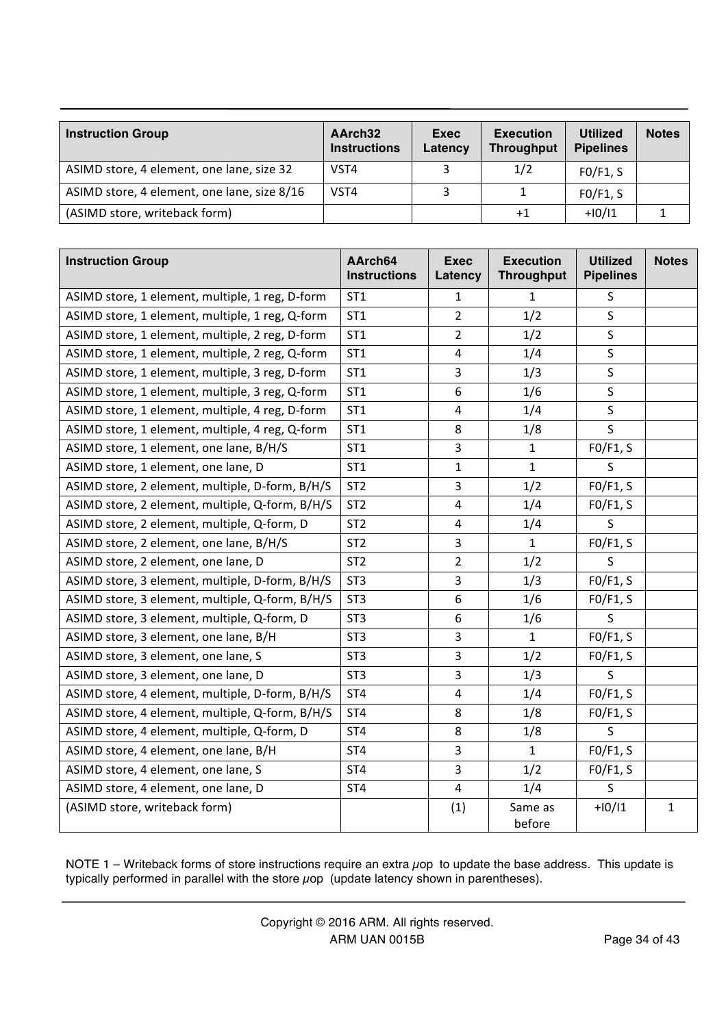| Instruction Group | AArch32 Instructions | Exec Latency | Execution Throughput | Utilized Pipelines | Notes |
|---|---|---|---|---|---|
| ASIMD store, 4 element, one lane, size 32 | VST4 | 3 | 1/2 | F0/F1, S | |
| ASIMD store, 4 element, one lane, size 8/16 | VST4 | 3 | 1 | F0/F1, S | |
| (ASIMD store, writeback form) | | | +1 | +I0/I1 | 1 |

| Instruction Group | AArch64 Instructions | Exec Latency | Execution Throughput | Utilized Pipelines | Notes |
|---|---|---|---|---|---|
| ASIMD store, 1 element, multiple, 1 reg, D-form | ST1 | 1 | 1 | S | |
| ASIMD store, 1 element, multiple, 1 reg, Q-form | ST1 | 2 | 1/2 | S | |
| ASIMD store, 1 element, multiple, 2 reg, D-form | ST1 | 2 | 1/2 | S | |
| ASIMD store, 1 element, multiple, 2 reg, Q-form | ST1 | 4 | 1/4 | S | |
| ASIMD store, 1 element, multiple, 3 reg, D-form | ST1 | 3 | 1/3 | S | |
| ASIMD store, 1 element, multiple, 3 reg, Q-form | ST1 | 6 | 1/6 | S | |
| ASIMD store, 1 element, multiple, 4 reg, D-form | ST1 | 4 | 1/4 | S | |
| ASIMD store, 1 element, multiple, 4 reg, Q-form | ST1 | 8 | 1/8 | S | |
| ASIMD store, 1 element, one lane, B/H/S | ST1 | 3 | 1 | F0/F1, S | |
| ASIMD store, 1 element, one lane, D | ST1 | 1 | 1 | S | |
| ASIMD store, 2 element, multiple, D-form, B/H/S | ST2 | 3 | 1/2 | F0/F1, S | |
| ASIMD store, 2 element, multiple, Q-form, B/H/S | ST2 | 4 | 1/4 | F0/F1, S | |
| ASIMD store, 2 element, multiple, Q-form, D | ST2 | 4 | 1/4 | S | |
| ASIMD store, 2 element, one lane, B/H/S | ST2 | 3 | 1 | F0/F1, S | |
| ASIMD store, 2 element, one lane, D | ST2 | 2 | 1/2 | S | |
| ASIMD store, 3 element, multiple, D-form, B/H/S | ST3 | 3 | 1/3 | F0/F1, S | |
| ASIMD store, 3 element, multiple, Q-form, B/H/S | ST3 | 6 | 1/6 | F0/F1, S | |
| ASIMD store, 3 element, multiple, Q-form, D | ST3 | 6 | 1/6 | S | |
| ASIMD store, 3 element, one lane, B/H | ST3 | 3 | 1 | F0/F1, S | |
| ASIMD store, 3 element, one lane, S | ST3 | 3 | 1/2 | F0/F1, S | |
| ASIMD store, 3 element, one lane, D | ST3 | 3 | 1/3 | S | |
| ASIMD store, 4 element, multiple, D-form, B/H/S | ST4 | 4 | 1/4 | F0/F1, S | |
| ASIMD store, 4 element, multiple, Q-form, B/H/S | ST4 | 8 | 1/8 | F0/F1, S | |
| ASIMD store, 4 element, multiple, Q-form, D | ST4 | 8 | 1/8 | S | |
| ASIMD store, 4 element, one lane, B/H | ST4 | 3 | 1 | F0/F1, S | |
| ASIMD store, 4 element, one lane, S | ST4 | 3 | 1/2 | F0/F1, S | |
| ASIMD store, 4 element, one lane, D | ST4 | 4 | 1/4 | S | |
| (ASIMD store, writeback form) | | (1) | Same as before | +I0/I1 | 1 |

NOTE 1 – Writeback forms of store instructions require an extra µop to update the base address. This update is typically performed in parallel with the store µop (update latency shown in parentheses).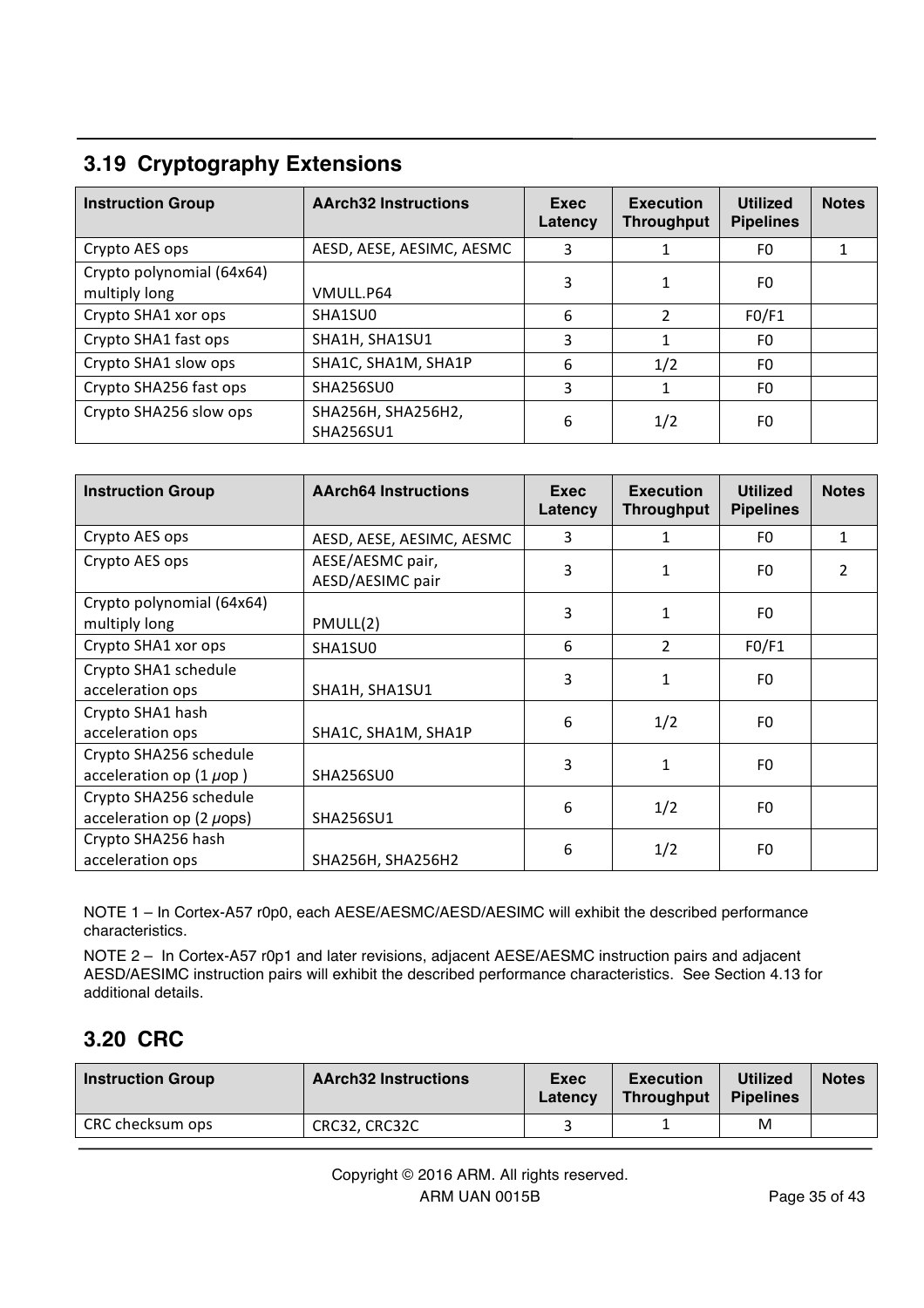## 3.19 Cryptography Extensions

| Instruction Group | AArch32 Instructions | Exec Latency | Execution Throughput | Utilized Pipelines | Notes |
|---|---|---|---|---|---|
| Crypto AES ops | AESD, AESE, AESIMC, AESMC | 3 | 1 | F0 | 1 |
| Crypto polynomial (64x64) multiply long | VMULL.P64 | 3 | 1 | F0 | |
| Crypto SHA1 xor ops | SHA1SU0 | 6 | 2 | F0/F1 | |
| Crypto SHA1 fast ops | SHA1H, SHA1SU1 | 3 | 1 | F0 | |
| Crypto SHA1 slow ops | SHA1C, SHA1M, SHA1P | 6 | 1/2 | F0 | |
| Crypto SHA256 fast ops | SHA256SU0 | 3 | 1 | F0 | |
| Crypto SHA256 slow ops | SHA256H, SHA256H2, SHA256SU1 | 6 | 1/2 | F0 | |

| Instruction Group | AArch64 Instructions | Exec Latency | Execution Throughput | Utilized Pipelines | Notes |
|---|---|---|---|---|---|
| Crypto AES ops | AESD, AESE, AESIMC, AESMC | 3 | 1 | F0 | 1 |
| Crypto AES ops | AESE/AESMC pair, AESD/AESIMC pair | 3 | 1 | F0 | 2 |
| Crypto polynomial (64x64) multiply long | PMULL(2) | 3 | 1 | F0 | |
| Crypto SHA1 xor ops | SHA1SU0 | 6 | 2 | F0/F1 | |
| Crypto SHA1 schedule acceleration ops | SHA1H, SHA1SU1 | 3 | 1 | F0 | |
| Crypto SHA1 hash acceleration ops | SHA1C, SHA1M, SHA1P | 6 | 1/2 | F0 | |
| Crypto SHA256 schedule acceleration op (1 µop ) | SHA256SU0 | 3 | 1 | F0 | |
| Crypto SHA256 schedule acceleration op (2 µops) | SHA256SU1 | 6 | 1/2 | F0 | |
| Crypto SHA256 hash acceleration ops | SHA256H, SHA256H2 | 6 | 1/2 | F0 | |

NOTE 1 – In Cortex-A57 r0p0, each AESE/AESMC/AESD/AESIMC will exhibit the described performance characteristics.

NOTE 2 – In Cortex-A57 r0p1 and later revisions, adjacent AESE/AESMC instruction pairs and adjacent AESD/AESIMC instruction pairs will exhibit the described performance characteristics. See Section 4.13 for additional details.

## 3.20 CRC

| Instruction Group | AArch32 Instructions | Exec Latency | Execution Throughput | Utilized Pipelines | Notes |
|---|---|---|---|---|---|
| CRC checksum ops | CRC32, CRC32C | 3 | 1 | M | |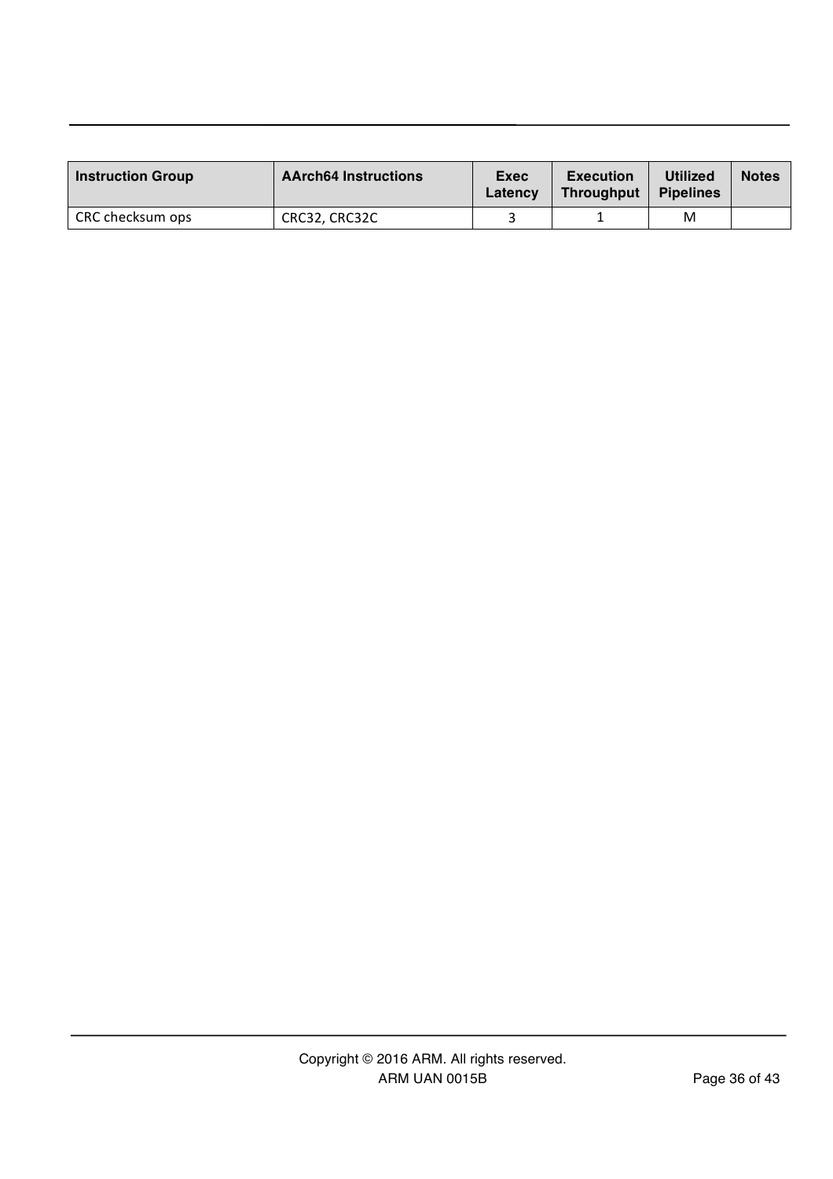| Instruction Group | AArch64 Instructions | Exec Latency | Execution Throughput | Utilized Pipelines | Notes |
|---|---|---|---|---|---|
| CRC checksum ops | CRC32, CRC32C | 3 | 1 | M | |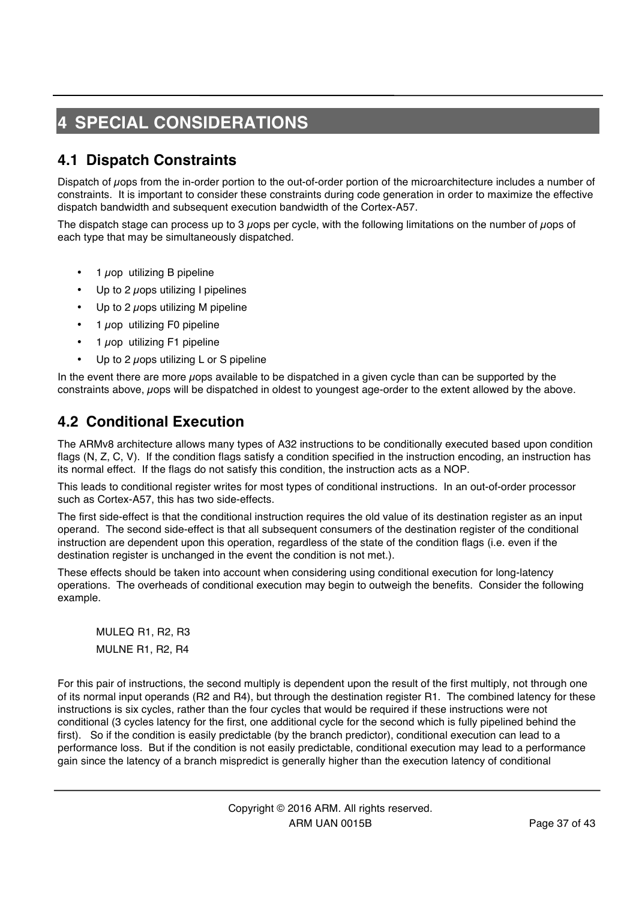# 4 SPECIAL CONSIDERATIONS

## 4.1 Dispatch Constraints

Dispatch of µops from the in-order portion to the out-of-order portion of the microarchitecture includes a number of constraints. It is important to consider these constraints during code generation in order to maximize the effective dispatch bandwidth and subsequent execution bandwidth of the Cortex-A57.

The dispatch stage can process up to 3 µops per cycle, with the following limitations on the number of µops of each type that may be simultaneously dispatched.

- 1 µop utilizing B pipeline
- Up to 2 µops utilizing I pipelines
- Up to 2 µops utilizing M pipeline
- 1 µop utilizing F0 pipeline
- 1 µop utilizing F1 pipeline
- Up to 2 µops utilizing L or S pipeline

In the event there are more µops available to be dispatched in a given cycle than can be supported by the constraints above, µops will be dispatched in oldest to youngest age-order to the extent allowed by the above.

## 4.2 Conditional Execution

The ARMv8 architecture allows many types of A32 instructions to be conditionally executed based upon condition flags (N, Z, C, V). If the condition flags satisfy a condition specified in the instruction encoding, an instruction has its normal effect. If the flags do not satisfy this condition, the instruction acts as a NOP.

This leads to conditional register writes for most types of conditional instructions. In an out-of-order processor such as Cortex-A57, this has two side-effects.

The first side-effect is that the conditional instruction requires the old value of its destination register as an input operand. The second side-effect is that all subsequent consumers of the destination register of the conditional instruction are dependent upon this operation, regardless of the state of the condition flags (i.e. even if the destination register is unchanged in the event the condition is not met.).

These effects should be taken into account when considering using conditional execution for long-latency operations. The overheads of conditional execution may begin to outweigh the benefits. Consider the following example.

```
MULEQ R1, R2, R3
MULNE R1, R2, R4
```

For this pair of instructions, the second multiply is dependent upon the result of the first multiply, not through one of its normal input operands (R2 and R4), but through the destination register R1. The combined latency for these instructions is six cycles, rather than the four cycles that would be required if these instructions were not conditional (3 cycles latency for the first, one additional cycle for the second which is fully pipelined behind the first). So if the condition is easily predictable (by the branch predictor), conditional execution can lead to a performance loss. But if the condition is not easily predictable, conditional execution may lead to a performance gain since the latency of a branch mispredict is generally higher than the execution latency of conditional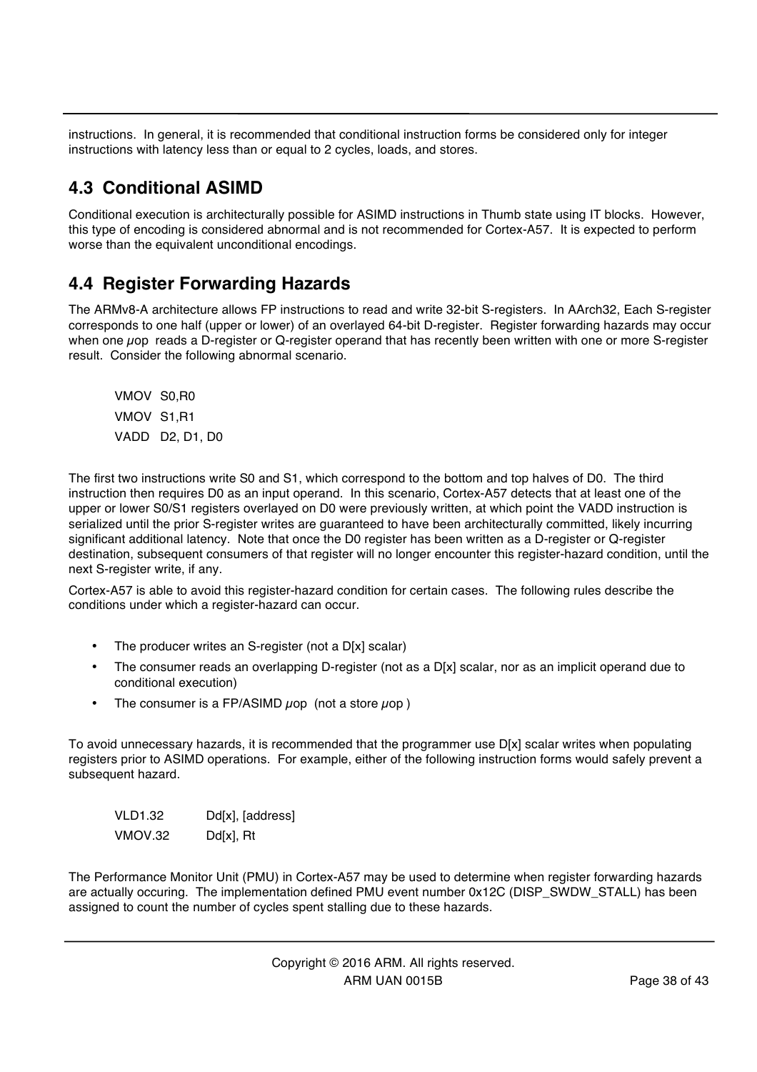instructions. In general, it is recommended that conditional instruction forms be considered only for integer instructions with latency less than or equal to 2 cycles, loads, and stores.

## 4.3 Conditional ASIMD

Conditional execution is architecturally possible for ASIMD instructions in Thumb state using IT blocks. However, this type of encoding is considered abnormal and is not recommended for Cortex-A57. It is expected to perform worse than the equivalent unconditional encodings.

## 4.4 Register Forwarding Hazards

The ARMv8-A architecture allows FP instructions to read and write 32-bit S-registers. In AArch32, Each S-register corresponds to one half (upper or lower) of an overlayed 64-bit D-register. Register forwarding hazards may occur when one µop reads a D-register or Q-register operand that has recently been written with one or more S-register result. Consider the following abnormal scenario.

```
VMOV   S0,R0
VMOV   S1,R1
VADD   D2, D1, D0
```

The first two instructions write S0 and S1, which correspond to the bottom and top halves of D0. The third instruction then requires D0 as an input operand. In this scenario, Cortex-A57 detects that at least one of the upper or lower S0/S1 registers overlayed on D0 were previously written, at which point the VADD instruction is serialized until the prior S-register writes are guaranteed to have been architecturally committed, likely incurring significant additional latency. Note that once the D0 register has been written as a D-register or Q-register destination, subsequent consumers of that register will no longer encounter this register-hazard condition, until the next S-register write, if any.

Cortex-A57 is able to avoid this register-hazard condition for certain cases. The following rules describe the conditions under which a register-hazard can occur.

- The producer writes an S-register (not a D[x] scalar)
- The consumer reads an overlapping D-register (not as a D[x] scalar, nor as an implicit operand due to conditional execution)
- The consumer is a FP/ASIMD µop (not a store µop )

To avoid unnecessary hazards, it is recommended that the programmer use D[x] scalar writes when populating registers prior to ASIMD operations. For example, either of the following instruction forms would safely prevent a subsequent hazard.

```
VLD1.32      Dd[x], [address]
VMOV.32      Dd[x], Rt
```

The Performance Monitor Unit (PMU) in Cortex-A57 may be used to determine when register forwarding hazards are actually occuring. The implementation defined PMU event number 0x12C (DISP_SWDW_STALL) has been assigned to count the number of cycles spent stalling due to these hazards.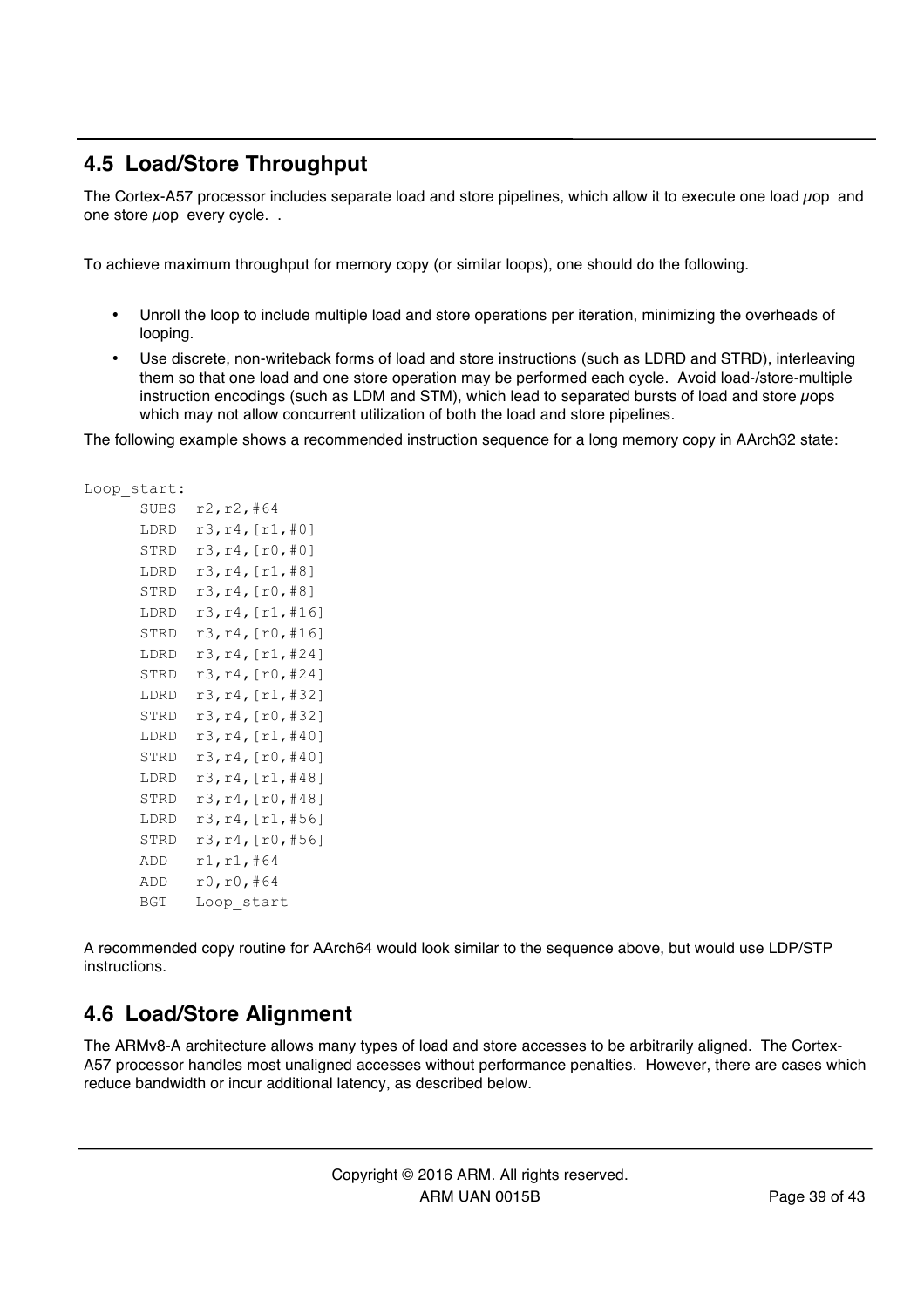## 4.5 Load/Store Throughput

The Cortex-A57 processor includes separate load and store pipelines, which allow it to execute one load *µ*op and one store *µ*op every cycle. .

To achieve maximum throughput for memory copy (or similar loops), one should do the following.

- Unroll the loop to include multiple load and store operations per iteration, minimizing the overheads of looping.
- Use discrete, non-writeback forms of load and store instructions (such as LDRD and STRD), interleaving them so that one load and one store operation may be performed each cycle. Avoid load-/store-multiple instruction encodings (such as LDM and STM), which lead to separated bursts of load and store *µ*ops which may not allow concurrent utilization of both the load and store pipelines.

The following example shows a recommended instruction sequence for a long memory copy in AArch32 state:

```
Loop_start:
      SUBS  r2,r2,#64
      LDRD  r3,r4,[r1,#0]
      STRD  r3,r4,[r0,#0]
      LDRD  r3,r4,[r1,#8]
      STRD  r3,r4,[r0,#8]
      LDRD  r3,r4,[r1,#16]
      STRD  r3,r4,[r0,#16]
      LDRD  r3,r4,[r1,#24]
      STRD  r3,r4,[r0,#24]
      LDRD  r3,r4,[r1,#32]
      STRD  r3,r4,[r0,#32]
      LDRD  r3,r4,[r1,#40]
      STRD  r3,r4,[r0,#40]
      LDRD  r3,r4,[r1,#48]
      STRD  r3,r4,[r0,#48]
      LDRD  r3,r4,[r1,#56]
      STRD  r3,r4,[r0,#56]
      ADD   r1,r1,#64
      ADD   r0,r0,#64
      BGT   Loop_start
```

A recommended copy routine for AArch64 would look similar to the sequence above, but would use LDP/STP instructions.

## 4.6 Load/Store Alignment

The ARMv8-A architecture allows many types of load and store accesses to be arbitrarily aligned. The Cortex-A57 processor handles most unaligned accesses without performance penalties. However, there are cases which reduce bandwidth or incur additional latency, as described below.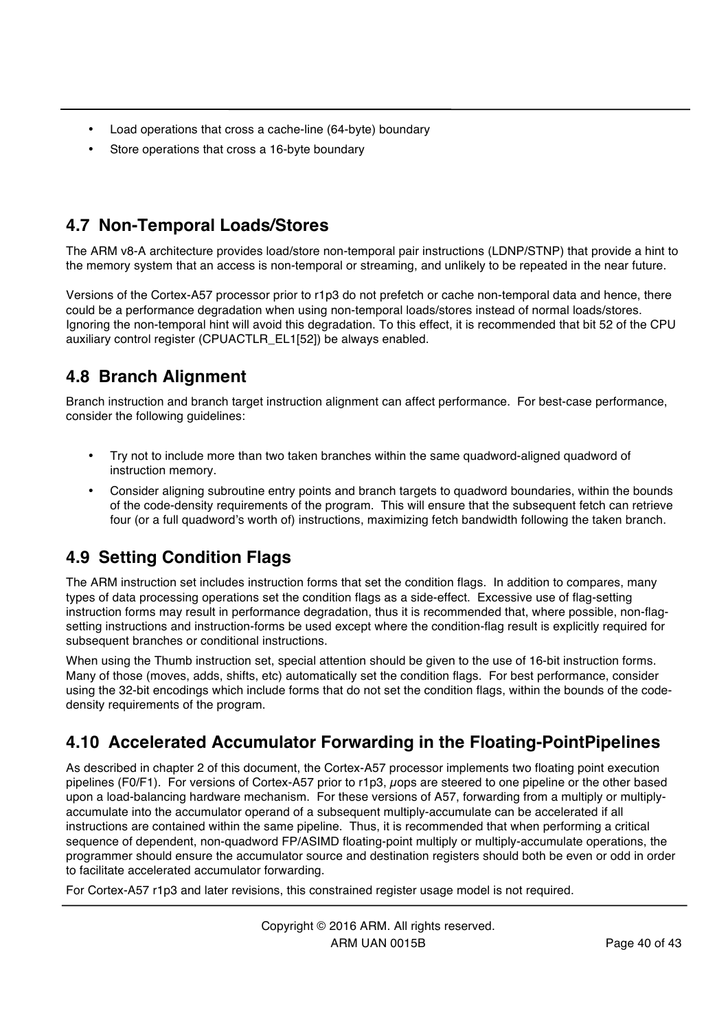- Load operations that cross a cache-line (64-byte) boundary
- Store operations that cross a 16-byte boundary

## 4.7 Non-Temporal Loads/Stores

The ARM v8-A architecture provides load/store non-temporal pair instructions (LDNP/STNP) that provide a hint to the memory system that an access is non-temporal or streaming, and unlikely to be repeated in the near future.

Versions of the Cortex-A57 processor prior to r1p3 do not prefetch or cache non-temporal data and hence, there could be a performance degradation when using non-temporal loads/stores instead of normal loads/stores. Ignoring the non-temporal hint will avoid this degradation. To this effect, it is recommended that bit 52 of the CPU auxiliary control register (CPUACTLR_EL1[52]) be always enabled.

## 4.8 Branch Alignment

Branch instruction and branch target instruction alignment can affect performance. For best-case performance, consider the following guidelines:

- Try not to include more than two taken branches within the same quadword-aligned quadword of instruction memory.
- Consider aligning subroutine entry points and branch targets to quadword boundaries, within the bounds of the code-density requirements of the program. This will ensure that the subsequent fetch can retrieve four (or a full quadword's worth of) instructions, maximizing fetch bandwidth following the taken branch.

## 4.9 Setting Condition Flags

The ARM instruction set includes instruction forms that set the condition flags. In addition to compares, many types of data processing operations set the condition flags as a side-effect. Excessive use of flag-setting instruction forms may result in performance degradation, thus it is recommended that, where possible, non-flag-setting instructions and instruction-forms be used except where the condition-flag result is explicitly required for subsequent branches or conditional instructions.

When using the Thumb instruction set, special attention should be given to the use of 16-bit instruction forms. Many of those (moves, adds, shifts, etc) automatically set the condition flags. For best performance, consider using the 32-bit encodings which include forms that do not set the condition flags, within the bounds of the code-density requirements of the program.

## 4.10 Accelerated Accumulator Forwarding in the Floating-PointPipelines

As described in chapter 2 of this document, the Cortex-A57 processor implements two floating point execution pipelines (F0/F1). For versions of Cortex-A57 prior to r1p3, µops are steered to one pipeline or the other based upon a load-balancing hardware mechanism. For these versions of A57, forwarding from a multiply or multiply-accumulate into the accumulator operand of a subsequent multiply-accumulate can be accelerated if all instructions are contained within the same pipeline. Thus, it is recommended that when performing a critical sequence of dependent, non-quadword FP/ASIMD floating-point multiply or multiply-accumulate operations, the programmer should ensure the accumulator source and destination registers should both be even or odd in order to facilitate accelerated accumulator forwarding.

For Cortex-A57 r1p3 and later revisions, this constrained register usage model is not required.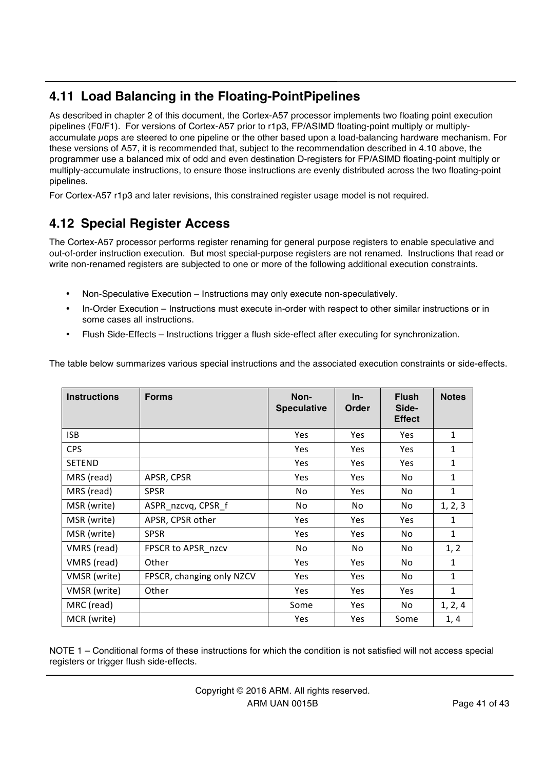## 4.11 Load Balancing in the Floating-PointPipelines

As described in chapter 2 of this document, the Cortex-A57 processor implements two floating point execution pipelines (F0/F1). For versions of Cortex-A57 prior to r1p3, FP/ASIMD floating-point multiply or multiply-accumulate µops are steered to one pipeline or the other based upon a load-balancing hardware mechanism. For these versions of A57, it is recommended that, subject to the recommendation described in 4.10 above, the programmer use a balanced mix of odd and even destination D-registers for FP/ASIMD floating-point multiply or multiply-accumulate instructions, to ensure those instructions are evenly distributed across the two floating-point pipelines.

For Cortex-A57 r1p3 and later revisions, this constrained register usage model is not required.

## 4.12 Special Register Access

The Cortex-A57 processor performs register renaming for general purpose registers to enable speculative and out-of-order instruction execution. But most special-purpose registers are not renamed. Instructions that read or write non-renamed registers are subjected to one or more of the following additional execution constraints.

- Non-Speculative Execution – Instructions may only execute non-speculatively.
- In-Order Execution – Instructions must execute in-order with respect to other similar instructions or in some cases all instructions.
- Flush Side-Effects – Instructions trigger a flush side-effect after executing for synchronization.

The table below summarizes various special instructions and the associated execution constraints or side-effects.

| Instructions | Forms | Non-Speculative | In-Order | Flush Side-Effect | Notes |
|---|---|---|---|---|---|
| ISB | | Yes | Yes | Yes | 1 |
| CPS | | Yes | Yes | Yes | 1 |
| SETEND | | Yes | Yes | Yes | 1 |
| MRS (read) | APSR, CPSR | Yes | Yes | No | 1 |
| MRS (read) | SPSR | No | Yes | No | 1 |
| MSR (write) | ASPR_nzcvq, CPSR_f | No | No | No | 1, 2, 3 |
| MSR (write) | APSR, CPSR other | Yes | Yes | Yes | 1 |
| MSR (write) | SPSR | Yes | Yes | No | 1 |
| VMRS (read) | FPSCR to APSR_nzcv | No | No | No | 1, 2 |
| VMRS (read) | Other | Yes | Yes | No | 1 |
| VMSR (write) | FPSCR, changing only NZCV | Yes | Yes | No | 1 |
| VMSR (write) | Other | Yes | Yes | Yes | 1 |
| MRC (read) | | Some | Yes | No | 1, 2, 4 |
| MCR (write) | | Yes | Yes | Some | 1, 4 |

NOTE 1 – Conditional forms of these instructions for which the condition is not satisfied will not access special registers or trigger flush side-effects.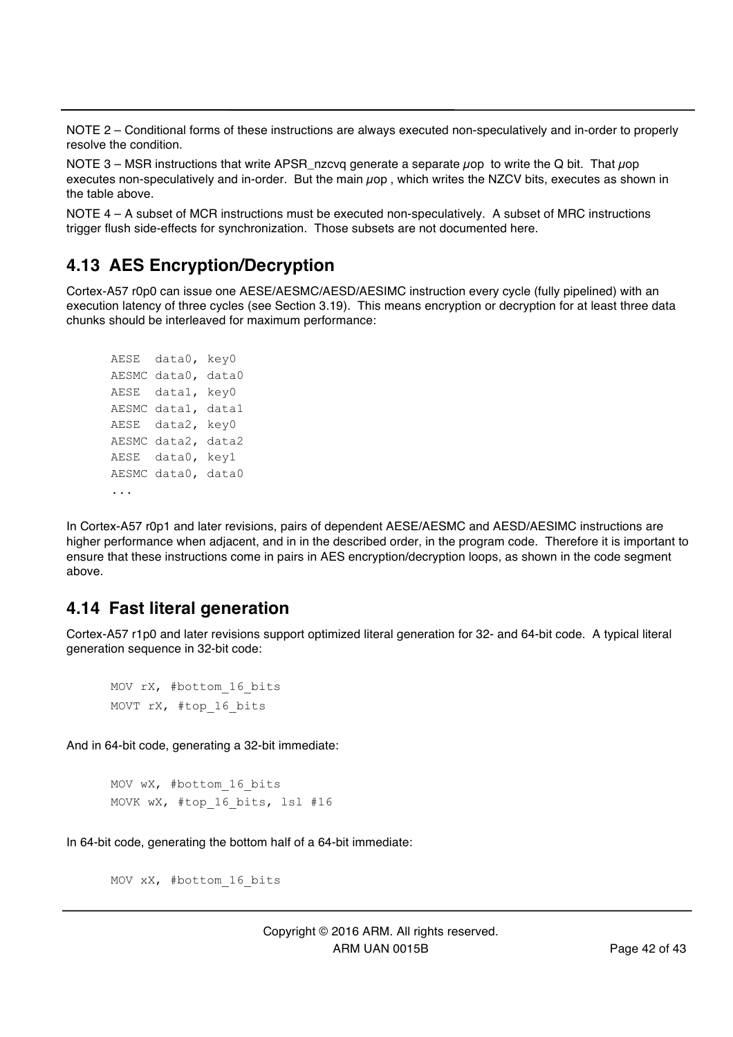NOTE 2 – Conditional forms of these instructions are always executed non-speculatively and in-order to properly resolve the condition.

NOTE 3 – MSR instructions that write APSR_nzcvq generate a separate μop to write the Q bit. That μop executes non-speculatively and in-order. But the main μop , which writes the NZCV bits, executes as shown in the table above.

NOTE 4 – A subset of MCR instructions must be executed non-speculatively. A subset of MRC instructions trigger flush side-effects for synchronization. Those subsets are not documented here.

## 4.13 AES Encryption/Decryption

Cortex-A57 r0p0 can issue one AESE/AESMC/AESD/AESIMC instruction every cycle (fully pipelined) with an execution latency of three cycles (see Section 3.19). This means encryption or decryption for at least three data chunks should be interleaved for maximum performance:

```
AESE  data0, key0
AESMC data0, data0
AESE  data1, key0
AESMC data1, data1
AESE  data2, key0
AESMC data2, data2
AESE  data0, key1
AESMC data0, data0
...
```

In Cortex-A57 r0p1 and later revisions, pairs of dependent AESE/AESMC and AESD/AESIMC instructions are higher performance when adjacent, and in in the described order, in the program code. Therefore it is important to ensure that these instructions come in pairs in AES encryption/decryption loops, as shown in the code segment above.

## 4.14 Fast literal generation

Cortex-A57 r1p0 and later revisions support optimized literal generation for 32- and 64-bit code. A typical literal generation sequence in 32-bit code:

```
MOV rX, #bottom_16_bits
MOVT rX, #top_16_bits
```

And in 64-bit code, generating a 32-bit immediate:

```
MOV wX, #bottom_16_bits
MOVK wX, #top_16_bits, lsl #16
```

In 64-bit code, generating the bottom half of a 64-bit immediate:

```
MOV xX, #bottom_16_bits
```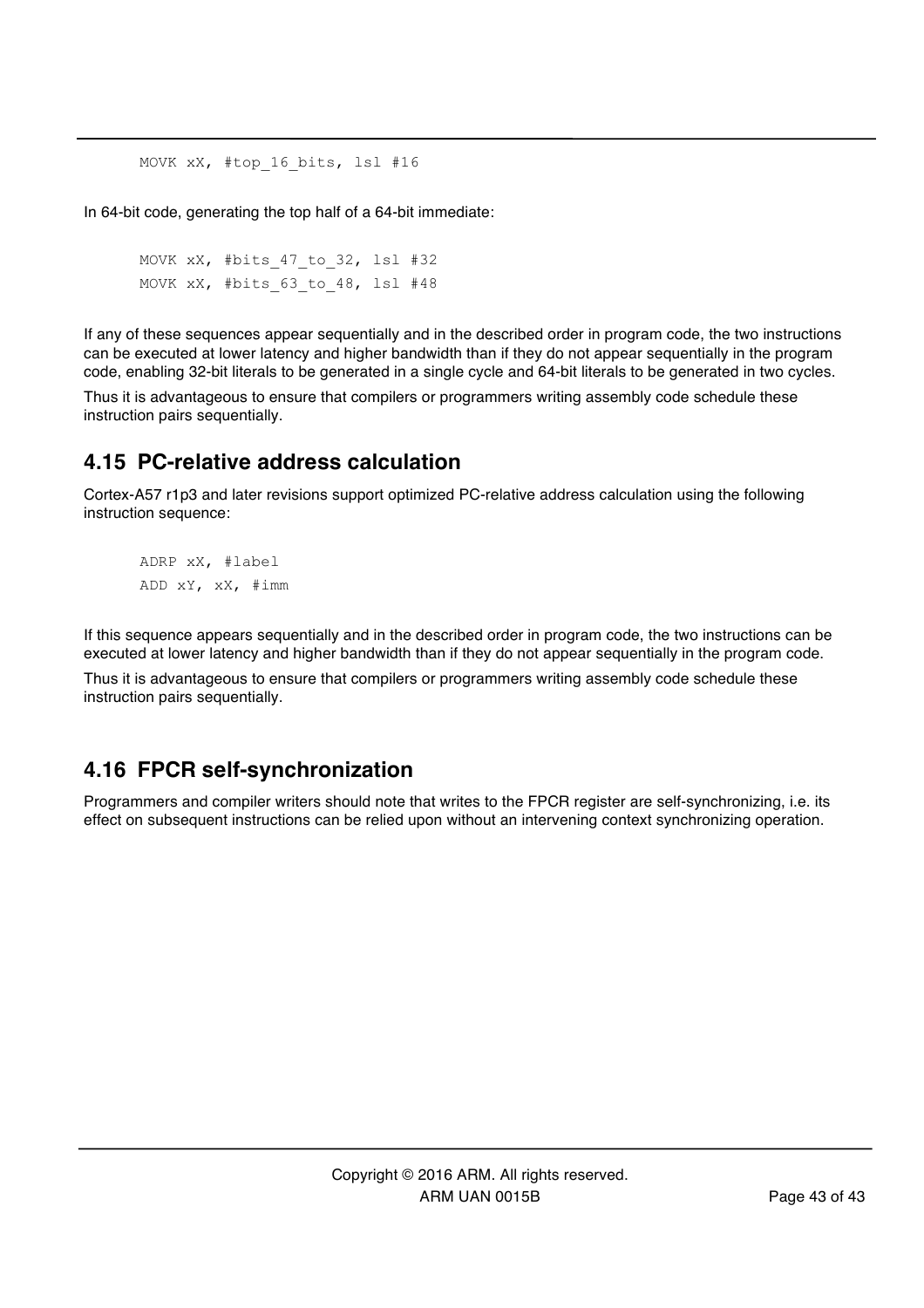```
MOVK xX, #top_16_bits, lsl #16
```

In 64-bit code, generating the top half of a 64-bit immediate:

```
MOVK xX, #bits_47_to_32, lsl #32
MOVK xX, #bits_63_to_48, lsl #48
```

If any of these sequences appear sequentially and in the described order in program code, the two instructions can be executed at lower latency and higher bandwidth than if they do not appear sequentially in the program code, enabling 32-bit literals to be generated in a single cycle and 64-bit literals to be generated in two cycles.

Thus it is advantageous to ensure that compilers or programmers writing assembly code schedule these instruction pairs sequentially.

## 4.15 PC-relative address calculation

Cortex-A57 r1p3 and later revisions support optimized PC-relative address calculation using the following instruction sequence:

```
ADRP xX, #label
ADD xY, xX, #imm
```

If this sequence appears sequentially and in the described order in program code, the two instructions can be executed at lower latency and higher bandwidth than if they do not appear sequentially in the program code.

Thus it is advantageous to ensure that compilers or programmers writing assembly code schedule these instruction pairs sequentially.

## 4.16 FPCR self-synchronization

Programmers and compiler writers should note that writes to the FPCR register are self-synchronizing, i.e. its effect on subsequent instructions can be relied upon without an intervening context synchronizing operation.